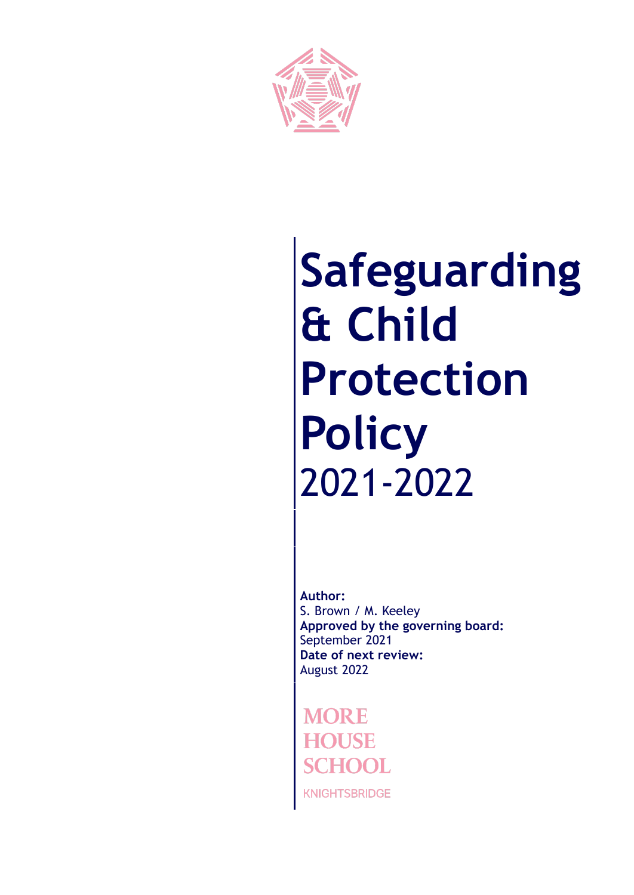# Safeguarding & Child Protection Policy
2021-2022

**Author:**
S. Brown / M. Keeley
**Approved by the governing board:**
September 2021
**Date of next review:**
August 2022

MORE HOUSE SCHOOL
KNIGHTSBRIDGE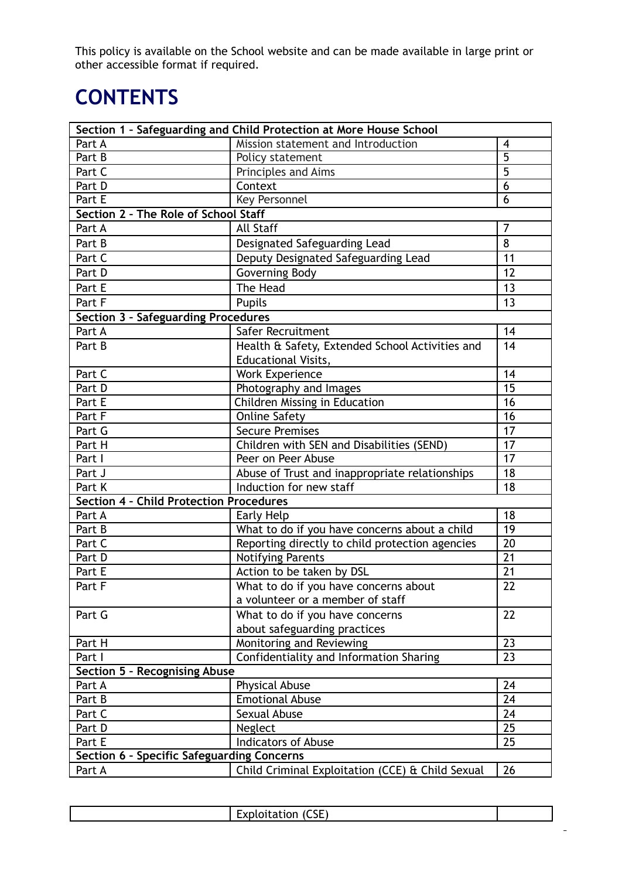This policy is available on the School website and can be made available in large print or other accessible format if required.

# CONTENTS

| Section 1 – Safeguarding and Child Protection at More House School | | |
|---|---|---|
| Part A | Mission statement and Introduction | 4 |
| Part B | Policy statement | 5 |
| Part C | Principles and Aims | 5 |
| Part D | Context | 6 |
| Part E | Key Personnel | 6 |
| **Section 2 - The Role of School Staff** | | |
| Part A | All Staff | 7 |
| Part B | Designated Safeguarding Lead | 8 |
| Part C | Deputy Designated Safeguarding Lead | 11 |
| Part D | Governing Body | 12 |
| Part E | The Head | 13 |
| Part F | Pupils | 13 |
| **Section 3 - Safeguarding Procedures** | | |
| Part A | Safer Recruitment | 14 |
| Part B | Health & Safety, Extended School Activities and Educational Visits, | 14 |
| Part C | Work Experience | 14 |
| Part D | Photography and Images | 15 |
| Part E | Children Missing in Education | 16 |
| Part F | Online Safety | 16 |
| Part G | Secure Premises | 17 |
| Part H | Children with SEN and Disabilities (SEND) | 17 |
| Part I | Peer on Peer Abuse | 17 |
| Part J | Abuse of Trust and inappropriate relationships | 18 |
| Part K | Induction for new staff | 18 |
| **Section 4 - Child Protection Procedures** | | |
| Part A | Early Help | 18 |
| Part B | What to do if you have concerns about a child | 19 |
| Part C | Reporting directly to child protection agencies | 20 |
| Part D | Notifying Parents | 21 |
| Part E | Action to be taken by DSL | 21 |
| Part F | What to do if you have concerns about a volunteer or a member of staff | 22 |
| Part G | What to do if you have concerns about safeguarding practices | 22 |
| Part H | Monitoring and Reviewing | 23 |
| Part I | Confidentiality and Information Sharing | 23 |
| **Section 5 – Recognising Abuse** | | |
| Part A | Physical Abuse | 24 |
| Part B | Emotional Abuse | 24 |
| Part C | Sexual Abuse | 24 |
| Part D | Neglect | 25 |
| Part E | Indicators of Abuse | 25 |
| **Section 6 - Specific Safeguarding Concerns** | | |
| Part A | Child Criminal Exploitation (CCE) & Child Sexual Exploitation (CSE) | 26 |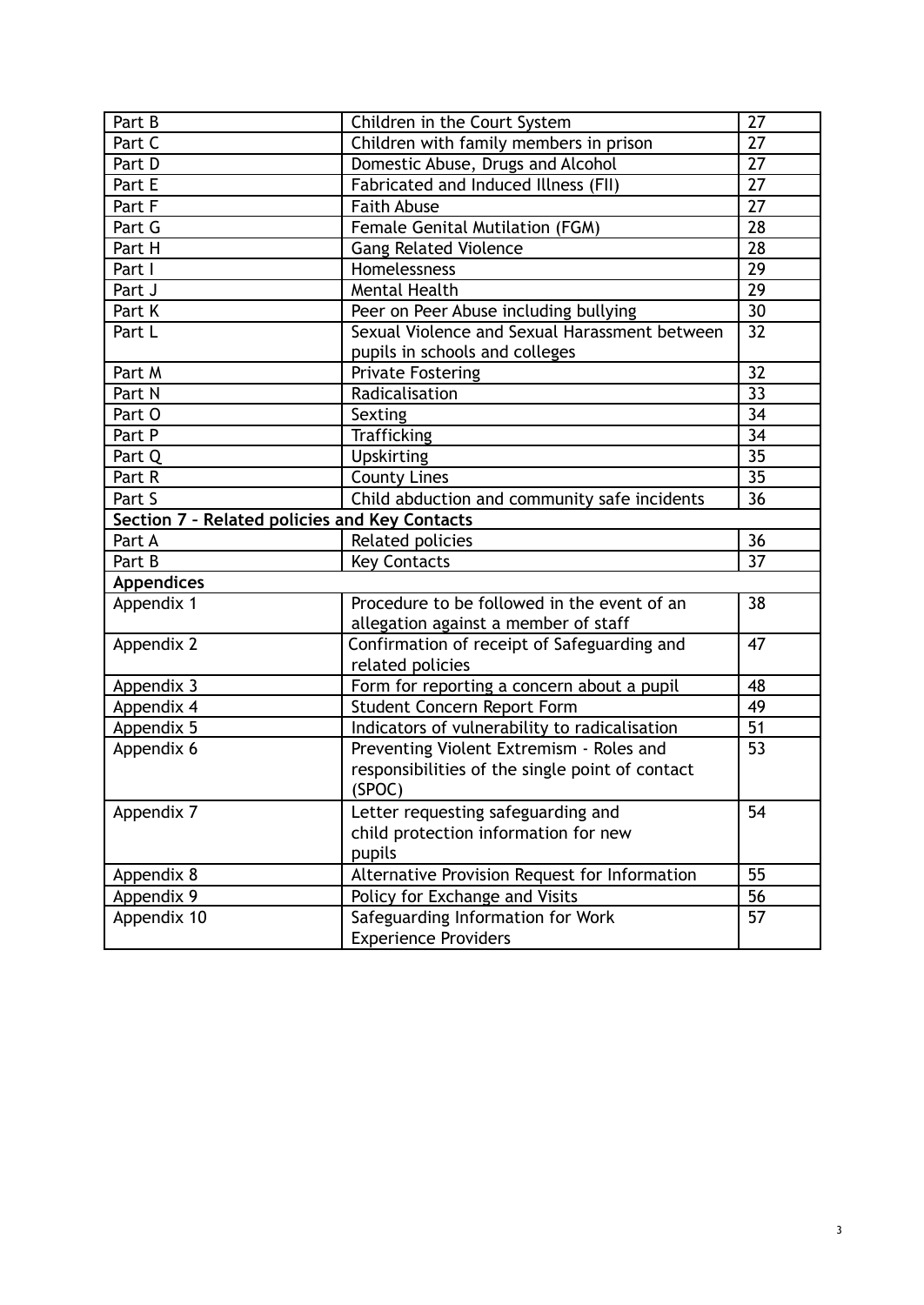| | | |
|---|---|---|
| Part B | Children in the Court System | 27 |
| Part C | Children with family members in prison | 27 |
| Part D | Domestic Abuse, Drugs and Alcohol | 27 |
| Part E | Fabricated and Induced Illness (FII) | 27 |
| Part F | Faith Abuse | 27 |
| Part G | Female Genital Mutilation (FGM) | 28 |
| Part H | Gang Related Violence | 28 |
| Part I | Homelessness | 29 |
| Part J | Mental Health | 29 |
| Part K | Peer on Peer Abuse including bullying | 30 |
| Part L | Sexual Violence and Sexual Harassment between pupils in schools and colleges | 32 |
| Part M | Private Fostering | 32 |
| Part N | Radicalisation | 33 |
| Part O | Sexting | 34 |
| Part P | Trafficking | 34 |
| Part Q | Upskirting | 35 |
| Part R | County Lines | 35 |
| Part S | Child abduction and community safe incidents | 36 |
| **Section 7 - Related policies and Key Contacts** | | |
| Part A | Related policies | 36 |
| Part B | Key Contacts | 37 |
| **Appendices** | | |
| Appendix 1 | Procedure to be followed in the event of an allegation against a member of staff | 38 |
| Appendix 2 | Confirmation of receipt of Safeguarding and related policies | 47 |
| Appendix 3 | Form for reporting a concern about a pupil | 48 |
| Appendix 4 | Student Concern Report Form | 49 |
| Appendix 5 | Indicators of vulnerability to radicalisation | 51 |
| Appendix 6 | Preventing Violent Extremism - Roles and responsibilities of the single point of contact (SPOC) | 53 |
| Appendix 7 | Letter requesting safeguarding and child protection information for new pupils | 54 |
| Appendix 8 | Alternative Provision Request for Information | 55 |
| Appendix 9 | Policy for Exchange and Visits | 56 |
| Appendix 10 | Safeguarding Information for Work Experience Providers | 57 |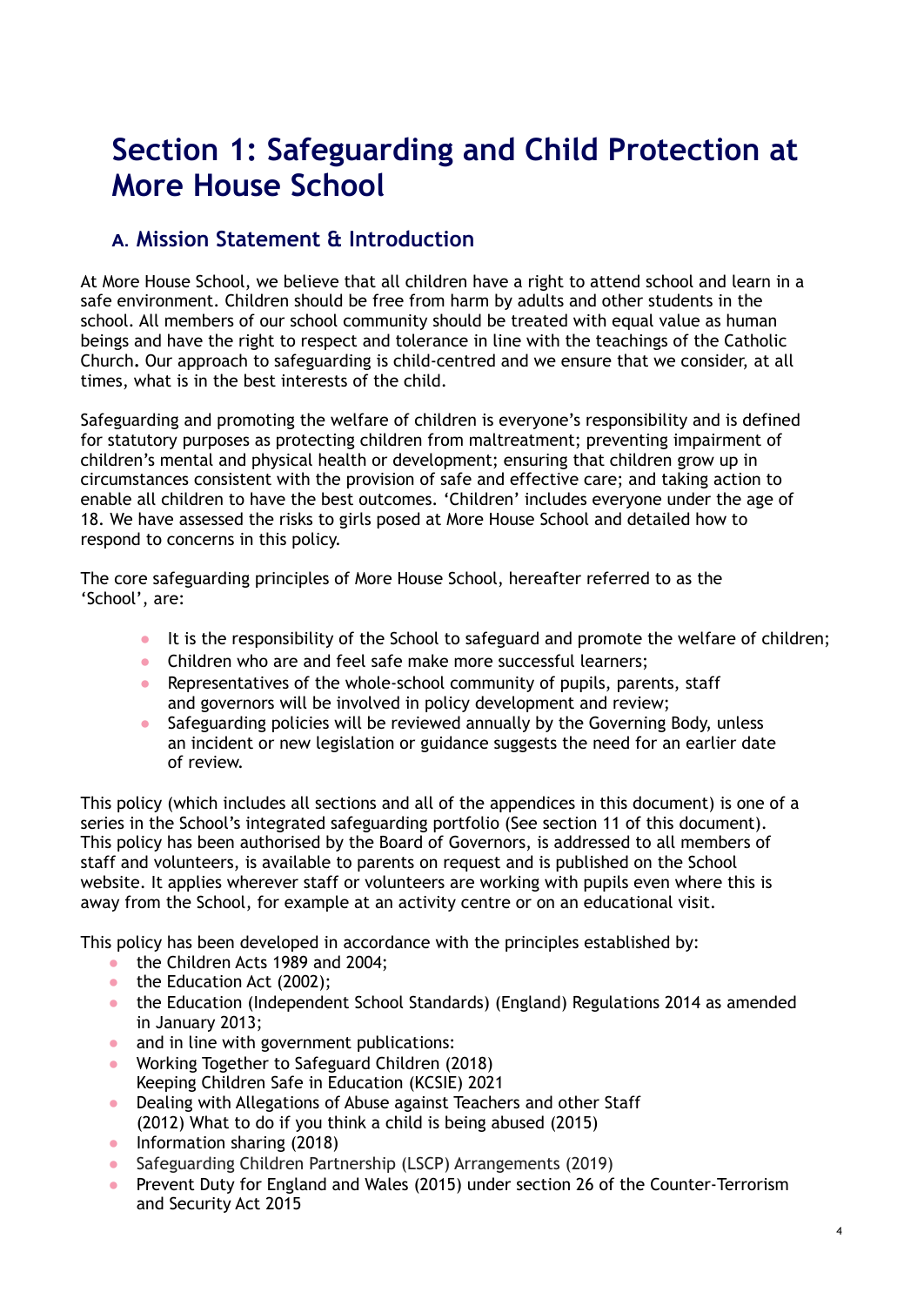# Section 1: Safeguarding and Child Protection at More House School

## A. Mission Statement & Introduction

At More House School, we believe that all children have a right to attend school and learn in a safe environment. Children should be free from harm by adults and other students in the school. All members of our school community should be treated with equal value as human beings and have the right to respect and tolerance in line with the teachings of the Catholic Church. Our approach to safeguarding is child-centred and we ensure that we consider, at all times, what is in the best interests of the child.

Safeguarding and promoting the welfare of children is everyone's responsibility and is defined for statutory purposes as protecting children from maltreatment; preventing impairment of children's mental and physical health or development; ensuring that children grow up in circumstances consistent with the provision of safe and effective care; and taking action to enable all children to have the best outcomes. 'Children' includes everyone under the age of 18. We have assessed the risks to girls posed at More House School and detailed how to respond to concerns in this policy.

The core safeguarding principles of More House School, hereafter referred to as the 'School', are:

- It is the responsibility of the School to safeguard and promote the welfare of children;
- Children who are and feel safe make more successful learners;
- Representatives of the whole-school community of pupils, parents, staff and governors will be involved in policy development and review;
- Safeguarding policies will be reviewed annually by the Governing Body, unless an incident or new legislation or guidance suggests the need for an earlier date of review.

This policy (which includes all sections and all of the appendices in this document) is one of a series in the School's integrated safeguarding portfolio (See section 11 of this document). This policy has been authorised by the Board of Governors, is addressed to all members of staff and volunteers, is available to parents on request and is published on the School website. It applies wherever staff or volunteers are working with pupils even where this is away from the School, for example at an activity centre or on an educational visit.

This policy has been developed in accordance with the principles established by:

- the Children Acts 1989 and 2004;
- the Education Act (2002);
- the Education (Independent School Standards) (England) Regulations 2014 as amended in January 2013;
- and in line with government publications:
- Working Together to Safeguard Children (2018)
  Keeping Children Safe in Education (KCSIE) 2021
- Dealing with Allegations of Abuse against Teachers and other Staff (2012) What to do if you think a child is being abused (2015)
- Information sharing (2018)
- Safeguarding Children Partnership (LSCP) Arrangements (2019)
- Prevent Duty for England and Wales (2015) under section 26 of the Counter-Terrorism and Security Act 2015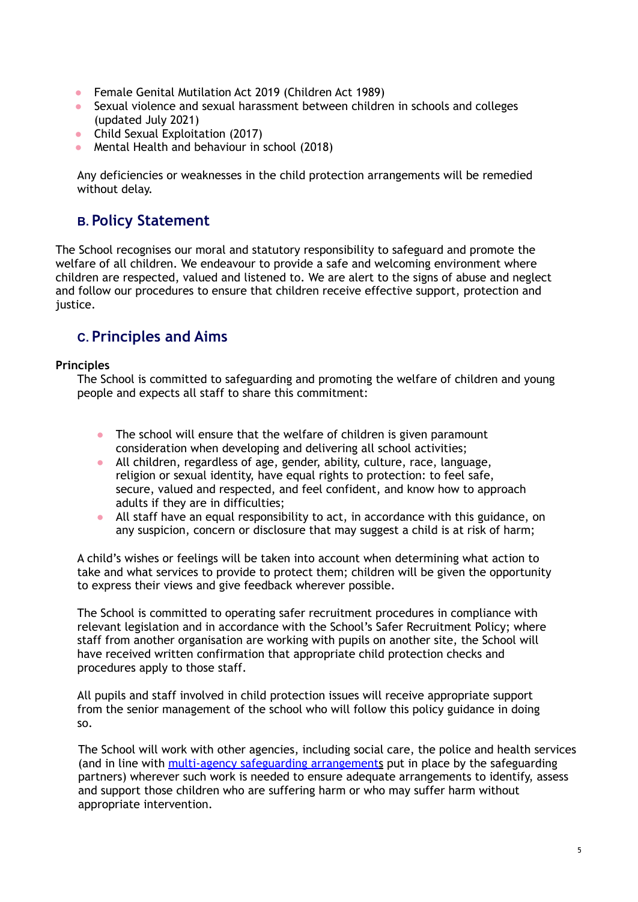- Female Genital Mutilation Act 2019 (Children Act 1989)
- Sexual violence and sexual harassment between children in schools and colleges (updated July 2021)
- Child Sexual Exploitation (2017)
- Mental Health and behaviour in school (2018)

Any deficiencies or weaknesses in the child protection arrangements will be remedied without delay.

## B. Policy Statement

The School recognises our moral and statutory responsibility to safeguard and promote the welfare of all children. We endeavour to provide a safe and welcoming environment where children are respected, valued and listened to. We are alert to the signs of abuse and neglect and follow our procedures to ensure that children receive effective support, protection and justice.

## C. Principles and Aims

**Principles**

The School is committed to safeguarding and promoting the welfare of children and young people and expects all staff to share this commitment:

- The school will ensure that the welfare of children is given paramount consideration when developing and delivering all school activities;
- All children, regardless of age, gender, ability, culture, race, language, religion or sexual identity, have equal rights to protection: to feel safe, secure, valued and respected, and feel confident, and know how to approach adults if they are in difficulties;
- All staff have an equal responsibility to act, in accordance with this guidance, on any suspicion, concern or disclosure that may suggest a child is at risk of harm;

A child's wishes or feelings will be taken into account when determining what action to take and what services to provide to protect them; children will be given the opportunity to express their views and give feedback wherever possible.

The School is committed to operating safer recruitment procedures in compliance with relevant legislation and in accordance with the School's Safer Recruitment Policy; where staff from another organisation are working with pupils on another site, the School will have received written confirmation that appropriate child protection checks and procedures apply to those staff.

All pupils and staff involved in child protection issues will receive appropriate support from the senior management of the school who will follow this policy guidance in doing so.

The School will work with other agencies, including social care, the police and health services (and in line with multi-agency safeguarding arrangements put in place by the safeguarding partners) wherever such work is needed to ensure adequate arrangements to identify, assess and support those children who are suffering harm or who may suffer harm without appropriate intervention.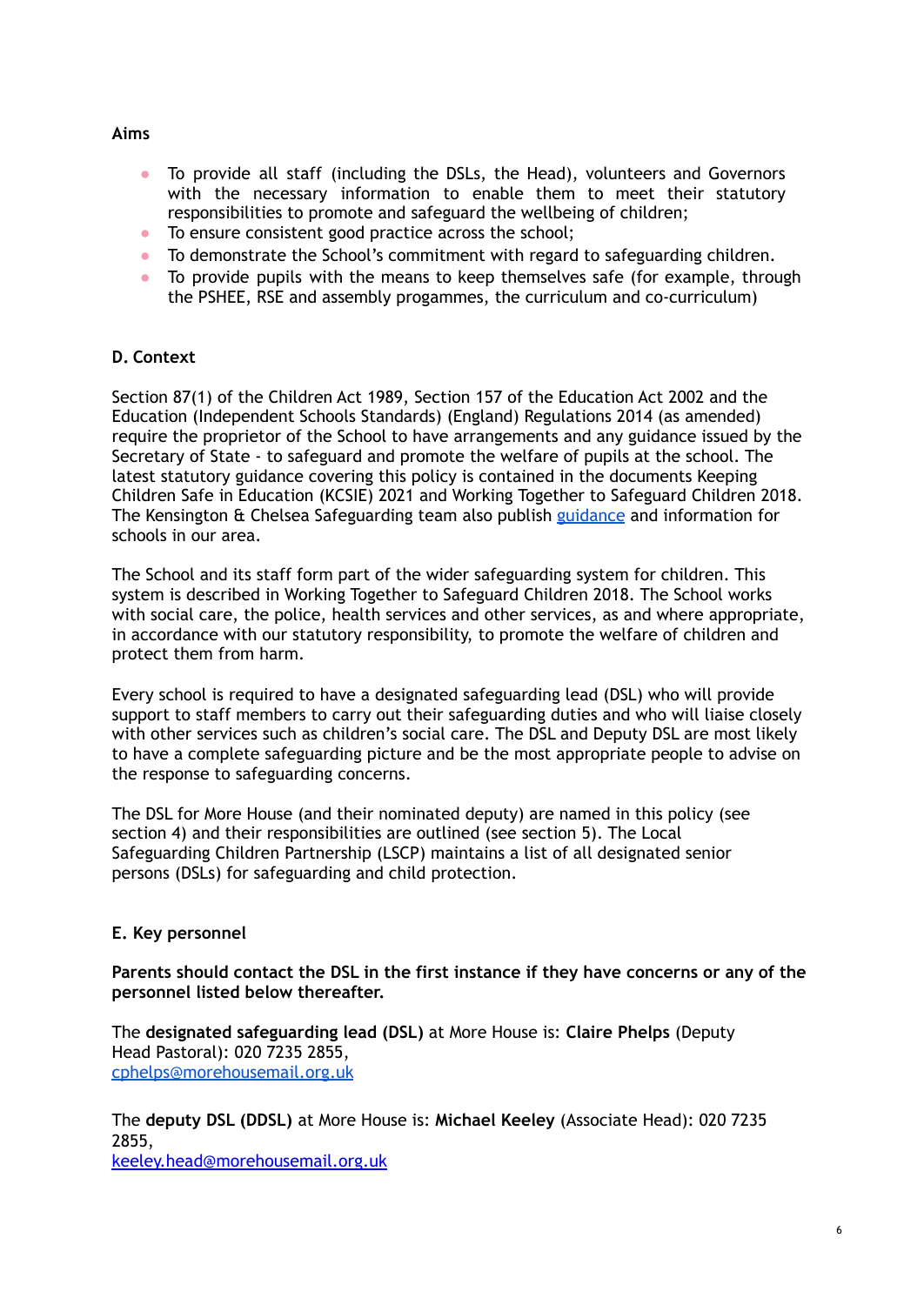**Aims**

- To provide all staff (including the DSLs, the Head), volunteers and Governors with the necessary information to enable them to meet their statutory responsibilities to promote and safeguard the wellbeing of children;
- To ensure consistent good practice across the school;
- To demonstrate the School's commitment with regard to safeguarding children.
- To provide pupils with the means to keep themselves safe (for example, through the PSHEE, RSE and assembly progammes, the curriculum and co-curriculum)

**D. Context**

Section 87(1) of the Children Act 1989, Section 157 of the Education Act 2002 and the Education (Independent Schools Standards) (England) Regulations 2014 (as amended) require the proprietor of the School to have arrangements and any guidance issued by the Secretary of State - to safeguard and promote the welfare of pupils at the school. The latest statutory guidance covering this policy is contained in the documents Keeping Children Safe in Education (KCSIE) 2021 and Working Together to Safeguard Children 2018. The Kensington & Chelsea Safeguarding team also publish guidance and information for schools in our area.

The School and its staff form part of the wider safeguarding system for children. This system is described in Working Together to Safeguard Children 2018. The School works with social care, the police, health services and other services, as and where appropriate, in accordance with our statutory responsibility, to promote the welfare of children and protect them from harm.

Every school is required to have a designated safeguarding lead (DSL) who will provide support to staff members to carry out their safeguarding duties and who will liaise closely with other services such as children's social care. The DSL and Deputy DSL are most likely to have a complete safeguarding picture and be the most appropriate people to advise on the response to safeguarding concerns.

The DSL for More House (and their nominated deputy) are named in this policy (see section 4) and their responsibilities are outlined (see section 5). The Local Safeguarding Children Partnership (LSCP) maintains a list of all designated senior persons (DSLs) for safeguarding and child protection.

**E. Key personnel**

**Parents should contact the DSL in the first instance if they have concerns or any of the personnel listed below thereafter.**

The **designated safeguarding lead (DSL)** at More House is: **Claire Phelps** (Deputy Head Pastoral): 020 7235 2855,
cphelps@morehousemail.org.uk

The **deputy DSL (DDSL)** at More House is: **Michael Keeley** (Associate Head): 020 7235 2855,
keeley.head@morehousemail.org.uk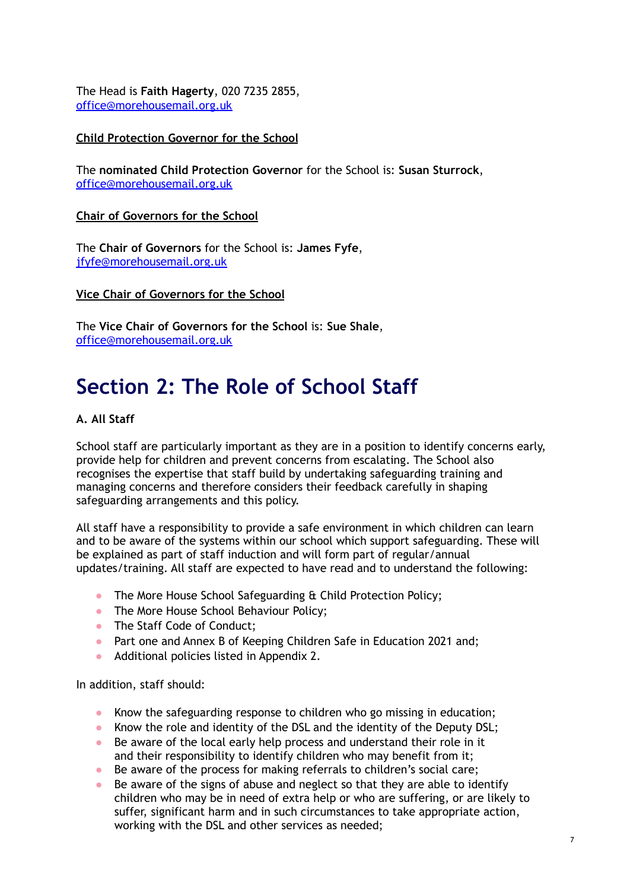The Head is **Faith Hagerty**, 020 7235 2855, office@morehousemail.org.uk

**Child Protection Governor for the School**

The **nominated Child Protection Governor** for the School is: **Susan Sturrock**, office@morehousemail.org.uk

**Chair of Governors for the School**

The **Chair of Governors** for the School is: **James Fyfe**, jfyfe@morehousemail.org.uk

**Vice Chair of Governors for the School**

The **Vice Chair of Governors for the School** is: **Sue Shale**, office@morehousemail.org.uk

# Section 2: The Role of School Staff

**A. All Staff**

School staff are particularly important as they are in a position to identify concerns early, provide help for children and prevent concerns from escalating. The School also recognises the expertise that staff build by undertaking safeguarding training and managing concerns and therefore considers their feedback carefully in shaping safeguarding arrangements and this policy.

All staff have a responsibility to provide a safe environment in which children can learn and to be aware of the systems within our school which support safeguarding. These will be explained as part of staff induction and will form part of regular/annual updates/training. All staff are expected to have read and to understand the following:

- The More House School Safeguarding & Child Protection Policy;
- The More House School Behaviour Policy;
- The Staff Code of Conduct;
- Part one and Annex B of Keeping Children Safe in Education 2021 and;
- Additional policies listed in Appendix 2.

In addition, staff should:

- Know the safeguarding response to children who go missing in education;
- Know the role and identity of the DSL and the identity of the Deputy DSL;
- Be aware of the local early help process and understand their role in it and their responsibility to identify children who may benefit from it;
- Be aware of the process for making referrals to children's social care;
- Be aware of the signs of abuse and neglect so that they are able to identify children who may be in need of extra help or who are suffering, or are likely to suffer, significant harm and in such circumstances to take appropriate action, working with the DSL and other services as needed;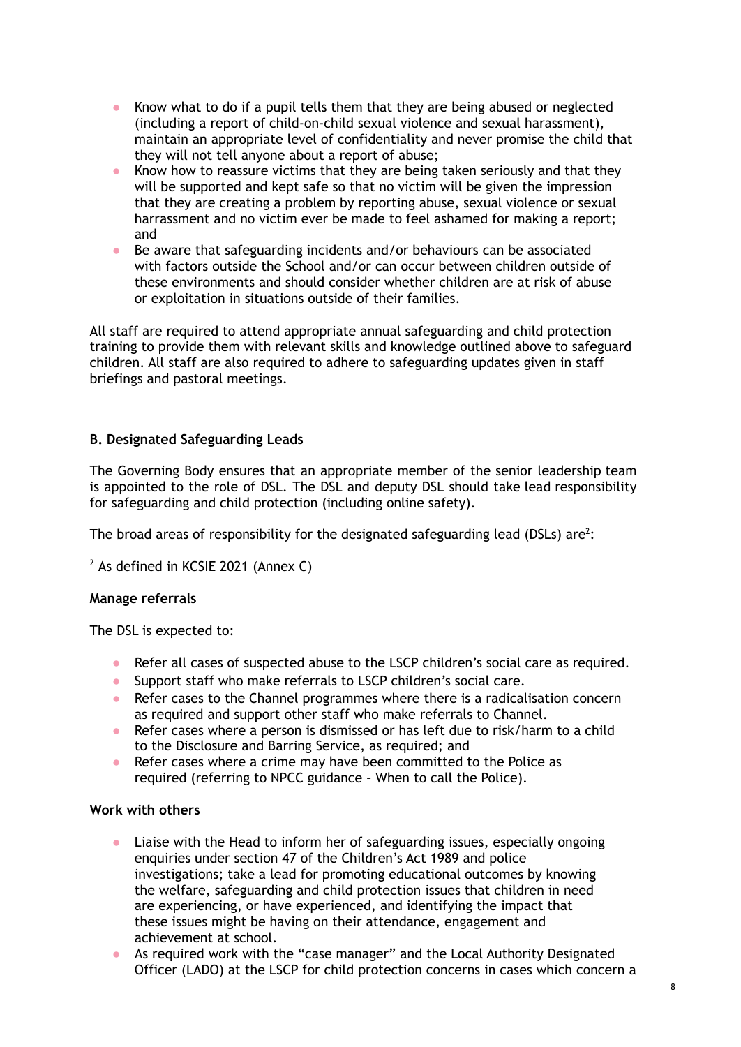- Know what to do if a pupil tells them that they are being abused or neglected (including a report of child-on-child sexual violence and sexual harassment), maintain an appropriate level of confidentiality and never promise the child that they will not tell anyone about a report of abuse;
- Know how to reassure victims that they are being taken seriously and that they will be supported and kept safe so that no victim will be given the impression that they are creating a problem by reporting abuse, sexual violence or sexual harrassment and no victim ever be made to feel ashamed for making a report; and
- Be aware that safeguarding incidents and/or behaviours can be associated with factors outside the School and/or can occur between children outside of these environments and should consider whether children are at risk of abuse or exploitation in situations outside of their families.

All staff are required to attend appropriate annual safeguarding and child protection training to provide them with relevant skills and knowledge outlined above to safeguard children. All staff are also required to adhere to safeguarding updates given in staff briefings and pastoral meetings.

**B. Designated Safeguarding Leads**

The Governing Body ensures that an appropriate member of the senior leadership team is appointed to the role of DSL. The DSL and deputy DSL should take lead responsibility for safeguarding and child protection (including online safety).

The broad areas of responsibility for the designated safeguarding lead (DSLs) are[2]:

[2] As defined in KCSIE 2021 (Annex C)

**Manage referrals**

The DSL is expected to:

- Refer all cases of suspected abuse to the LSCP children's social care as required.
- Support staff who make referrals to LSCP children's social care.
- Refer cases to the Channel programmes where there is a radicalisation concern as required and support other staff who make referrals to Channel.
- Refer cases where a person is dismissed or has left due to risk/harm to a child to the Disclosure and Barring Service, as required; and
- Refer cases where a crime may have been committed to the Police as required (referring to NPCC guidance – When to call the Police).

**Work with others**

- Liaise with the Head to inform her of safeguarding issues, especially ongoing enquiries under section 47 of the Children's Act 1989 and police investigations; take a lead for promoting educational outcomes by knowing the welfare, safeguarding and child protection issues that children in need are experiencing, or have experienced, and identifying the impact that these issues might be having on their attendance, engagement and achievement at school.
- As required work with the "case manager" and the Local Authority Designated Officer (LADO) at the LSCP for child protection concerns in cases which concern a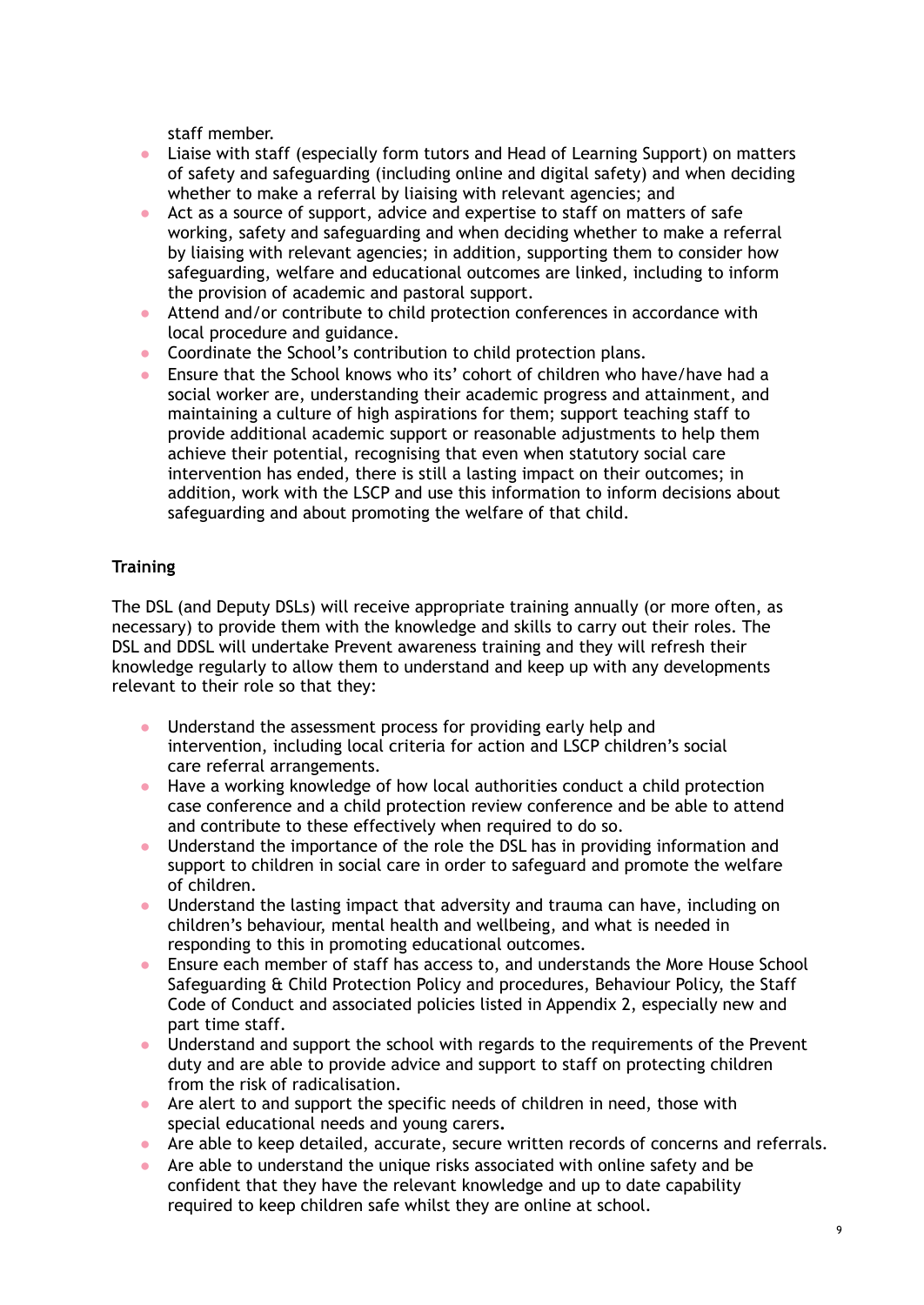staff member.

- Liaise with staff (especially form tutors and Head of Learning Support) on matters of safety and safeguarding (including online and digital safety) and when deciding whether to make a referral by liaising with relevant agencies; and
- Act as a source of support, advice and expertise to staff on matters of safe working, safety and safeguarding and when deciding whether to make a referral by liaising with relevant agencies; in addition, supporting them to consider how safeguarding, welfare and educational outcomes are linked, including to inform the provision of academic and pastoral support.
- Attend and/or contribute to child protection conferences in accordance with local procedure and guidance.
- Coordinate the School's contribution to child protection plans.
- Ensure that the School knows who its' cohort of children who have/have had a social worker are, understanding their academic progress and attainment, and maintaining a culture of high aspirations for them; support teaching staff to provide additional academic support or reasonable adjustments to help them achieve their potential, recognising that even when statutory social care intervention has ended, there is still a lasting impact on their outcomes; in addition, work with the LSCP and use this information to inform decisions about safeguarding and about promoting the welfare of that child.

**Training**

The DSL (and Deputy DSLs) will receive appropriate training annually (or more often, as necessary) to provide them with the knowledge and skills to carry out their roles. The DSL and DDSL will undertake Prevent awareness training and they will refresh their knowledge regularly to allow them to understand and keep up with any developments relevant to their role so that they:

- Understand the assessment process for providing early help and intervention, including local criteria for action and LSCP children's social care referral arrangements.
- Have a working knowledge of how local authorities conduct a child protection case conference and a child protection review conference and be able to attend and contribute to these effectively when required to do so.
- Understand the importance of the role the DSL has in providing information and support to children in social care in order to safeguard and promote the welfare of children.
- Understand the lasting impact that adversity and trauma can have, including on children's behaviour, mental health and wellbeing, and what is needed in responding to this in promoting educational outcomes.
- Ensure each member of staff has access to, and understands the More House School Safeguarding & Child Protection Policy and procedures, Behaviour Policy, the Staff Code of Conduct and associated policies listed in Appendix 2, especially new and part time staff.
- Understand and support the school with regards to the requirements of the Prevent duty and are able to provide advice and support to staff on protecting children from the risk of radicalisation.
- Are alert to and support the specific needs of children in need, those with special educational needs and young carers.
- Are able to keep detailed, accurate, secure written records of concerns and referrals.
- Are able to understand the unique risks associated with online safety and be confident that they have the relevant knowledge and up to date capability required to keep children safe whilst they are online at school.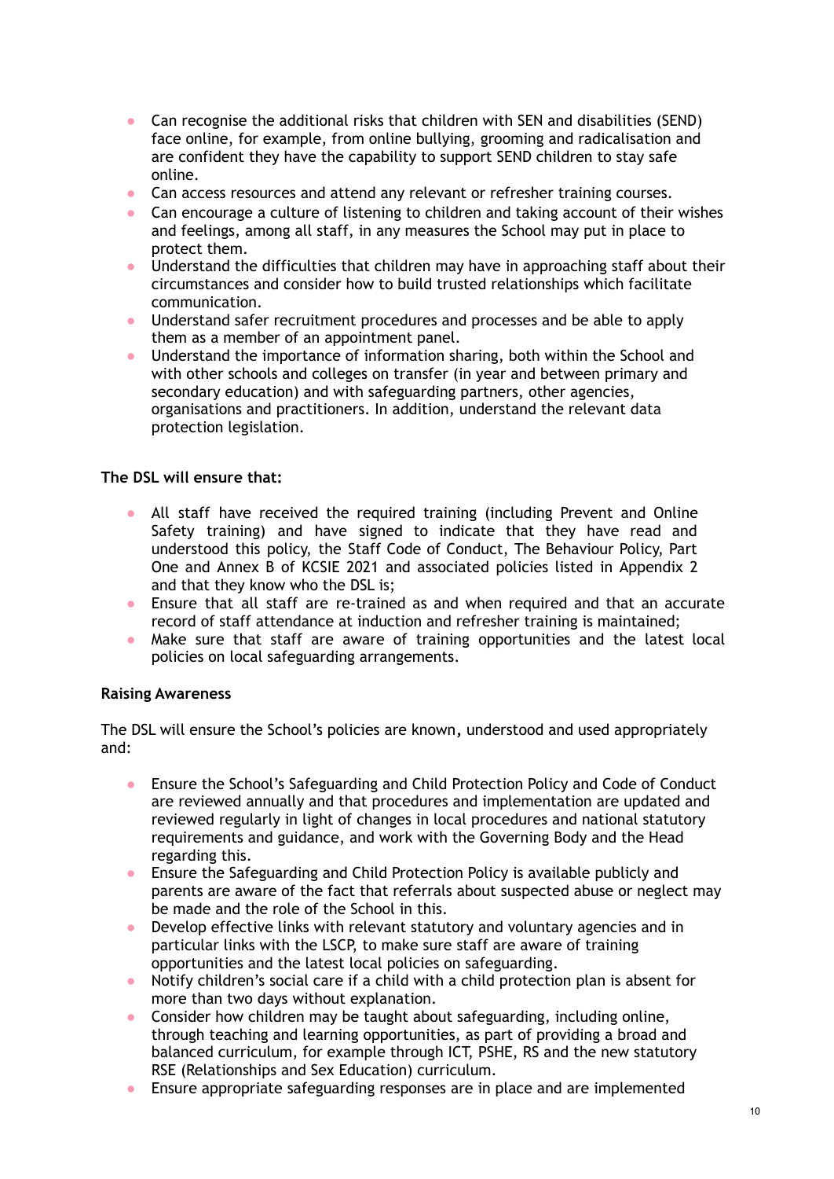- Can recognise the additional risks that children with SEN and disabilities (SEND) face online, for example, from online bullying, grooming and radicalisation and are confident they have the capability to support SEND children to stay safe online.
- Can access resources and attend any relevant or refresher training courses.
- Can encourage a culture of listening to children and taking account of their wishes and feelings, among all staff, in any measures the School may put in place to protect them.
- Understand the difficulties that children may have in approaching staff about their circumstances and consider how to build trusted relationships which facilitate communication.
- Understand safer recruitment procedures and processes and be able to apply them as a member of an appointment panel.
- Understand the importance of information sharing, both within the School and with other schools and colleges on transfer (in year and between primary and secondary education) and with safeguarding partners, other agencies, organisations and practitioners. In addition, understand the relevant data protection legislation.

**The DSL will ensure that:**

- All staff have received the required training (including Prevent and Online Safety training) and have signed to indicate that they have read and understood this policy, the Staff Code of Conduct, The Behaviour Policy, Part One and Annex B of KCSIE 2021 and associated policies listed in Appendix 2 and that they know who the DSL is;
- Ensure that all staff are re-trained as and when required and that an accurate record of staff attendance at induction and refresher training is maintained;
- Make sure that staff are aware of training opportunities and the latest local policies on local safeguarding arrangements.

**Raising Awareness**

The DSL will ensure the School's policies are known, understood and used appropriately and:

- Ensure the School's Safeguarding and Child Protection Policy and Code of Conduct are reviewed annually and that procedures and implementation are updated and reviewed regularly in light of changes in local procedures and national statutory requirements and guidance, and work with the Governing Body and the Head regarding this.
- Ensure the Safeguarding and Child Protection Policy is available publicly and parents are aware of the fact that referrals about suspected abuse or neglect may be made and the role of the School in this.
- Develop effective links with relevant statutory and voluntary agencies and in particular links with the LSCP, to make sure staff are aware of training opportunities and the latest local policies on safeguarding.
- Notify children's social care if a child with a child protection plan is absent for more than two days without explanation.
- Consider how children may be taught about safeguarding, including online, through teaching and learning opportunities, as part of providing a broad and balanced curriculum, for example through ICT, PSHE, RS and the new statutory RSE (Relationships and Sex Education) curriculum.
- Ensure appropriate safeguarding responses are in place and are implemented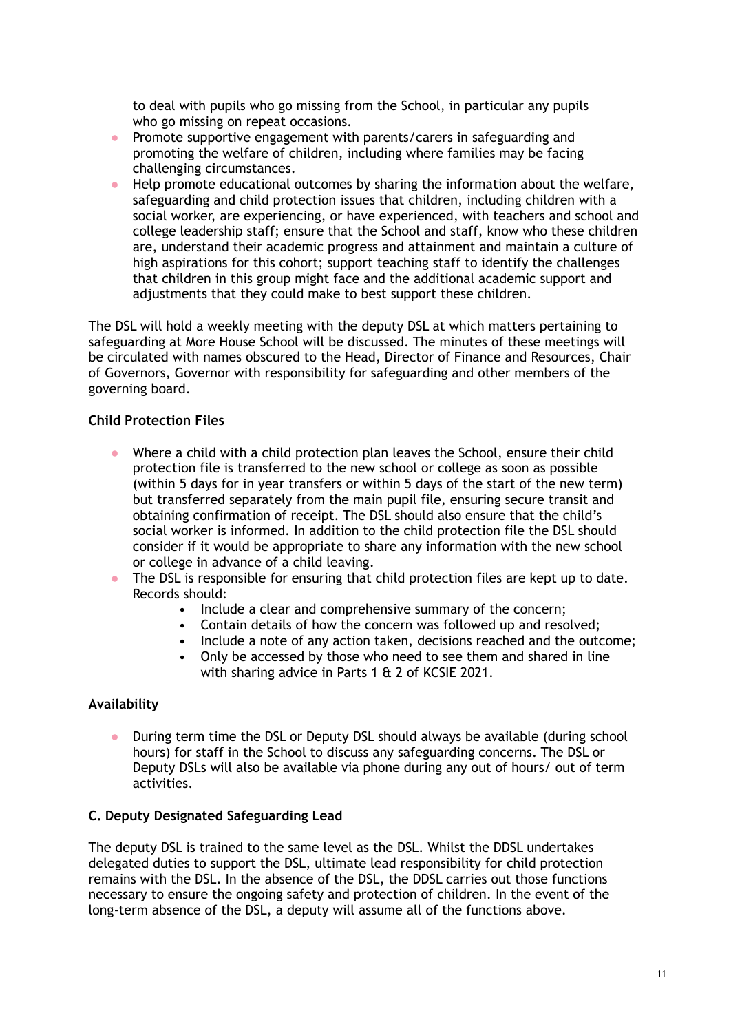to deal with pupils who go missing from the School, in particular any pupils who go missing on repeat occasions.

- Promote supportive engagement with parents/carers in safeguarding and promoting the welfare of children, including where families may be facing challenging circumstances.
- Help promote educational outcomes by sharing the information about the welfare, safeguarding and child protection issues that children, including children with a social worker, are experiencing, or have experienced, with teachers and school and college leadership staff; ensure that the School and staff, know who these children are, understand their academic progress and attainment and maintain a culture of high aspirations for this cohort; support teaching staff to identify the challenges that children in this group might face and the additional academic support and adjustments that they could make to best support these children.

The DSL will hold a weekly meeting with the deputy DSL at which matters pertaining to safeguarding at More House School will be discussed. The minutes of these meetings will be circulated with names obscured to the Head, Director of Finance and Resources, Chair of Governors, Governor with responsibility for safeguarding and other members of the governing board.

**Child Protection Files**

- Where a child with a child protection plan leaves the School, ensure their child protection file is transferred to the new school or college as soon as possible (within 5 days for in year transfers or within 5 days of the start of the new term) but transferred separately from the main pupil file, ensuring secure transit and obtaining confirmation of receipt. The DSL should also ensure that the child's social worker is informed. In addition to the child protection file the DSL should consider if it would be appropriate to share any information with the new school or college in advance of a child leaving.
- The DSL is responsible for ensuring that child protection files are kept up to date. Records should:
    - Include a clear and comprehensive summary of the concern;
    - Contain details of how the concern was followed up and resolved;
    - Include a note of any action taken, decisions reached and the outcome;
    - Only be accessed by those who need to see them and shared in line with sharing advice in Parts 1 & 2 of KCSIE 2021.

**Availability**

- During term time the DSL or Deputy DSL should always be available (during school hours) for staff in the School to discuss any safeguarding concerns. The DSL or Deputy DSLs will also be available via phone during any out of hours/ out of term activities.

**C. Deputy Designated Safeguarding Lead**

The deputy DSL is trained to the same level as the DSL. Whilst the DDSL undertakes delegated duties to support the DSL, ultimate lead responsibility for child protection remains with the DSL. In the absence of the DSL, the DDSL carries out those functions necessary to ensure the ongoing safety and protection of children. In the event of the long-term absence of the DSL, a deputy will assume all of the functions above.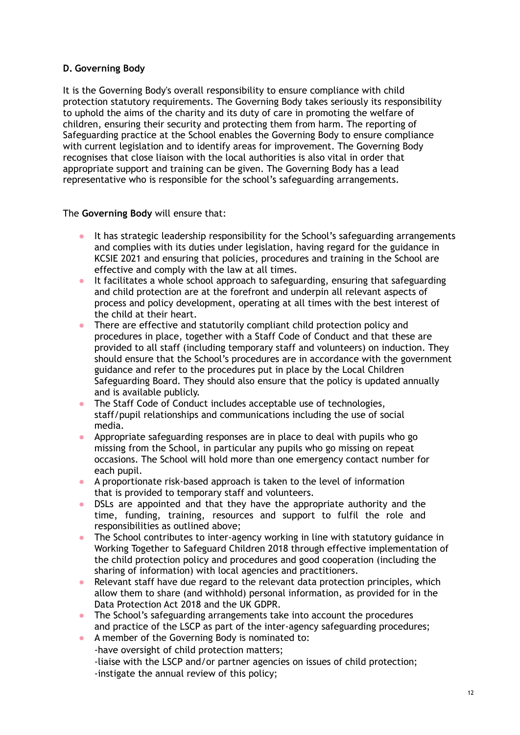### D. Governing Body

It is the Governing Body's overall responsibility to ensure compliance with child protection statutory requirements. The Governing Body takes seriously its responsibility to uphold the aims of the charity and its duty of care in promoting the welfare of children, ensuring their security and protecting them from harm. The reporting of Safeguarding practice at the School enables the Governing Body to ensure compliance with current legislation and to identify areas for improvement. The Governing Body recognises that close liaison with the local authorities is also vital in order that appropriate support and training can be given. The Governing Body has a lead representative who is responsible for the school's safeguarding arrangements.

The **Governing Body** will ensure that:

- It has strategic leadership responsibility for the School's safeguarding arrangements and complies with its duties under legislation, having regard for the guidance in KCSIE 2021 and ensuring that policies, procedures and training in the School are effective and comply with the law at all times.
- It facilitates a whole school approach to safeguarding, ensuring that safeguarding and child protection are at the forefront and underpin all relevant aspects of process and policy development, operating at all times with the best interest of the child at their heart.
- There are effective and statutorily compliant child protection policy and procedures in place, together with a Staff Code of Conduct and that these are provided to all staff (including temporary staff and volunteers) on induction. They should ensure that the School's procedures are in accordance with the government guidance and refer to the procedures put in place by the Local Children Safeguarding Board. They should also ensure that the policy is updated annually and is available publicly.
- The Staff Code of Conduct includes acceptable use of technologies, staff/pupil relationships and communications including the use of social media.
- Appropriate safeguarding responses are in place to deal with pupils who go missing from the School, in particular any pupils who go missing on repeat occasions. The School will hold more than one emergency contact number for each pupil.
- A proportionate risk-based approach is taken to the level of information that is provided to temporary staff and volunteers.
- DSLs are appointed and that they have the appropriate authority and the time, funding, training, resources and support to fulfil the role and responsibilities as outlined above;
- The School contributes to inter-agency working in line with statutory guidance in Working Together to Safeguard Children 2018 through effective implementation of the child protection policy and procedures and good cooperation (including the sharing of information) with local agencies and practitioners.
- Relevant staff have due regard to the relevant data protection principles, which allow them to share (and withhold) personal information, as provided for in the Data Protection Act 2018 and the UK GDPR.
- The School's safeguarding arrangements take into account the procedures and practice of the LSCP as part of the inter-agency safeguarding procedures;
- A member of the Governing Body is nominated to:
  -have oversight of child protection matters;
  -liaise with the LSCP and/or partner agencies on issues of child protection;
  -instigate the annual review of this policy;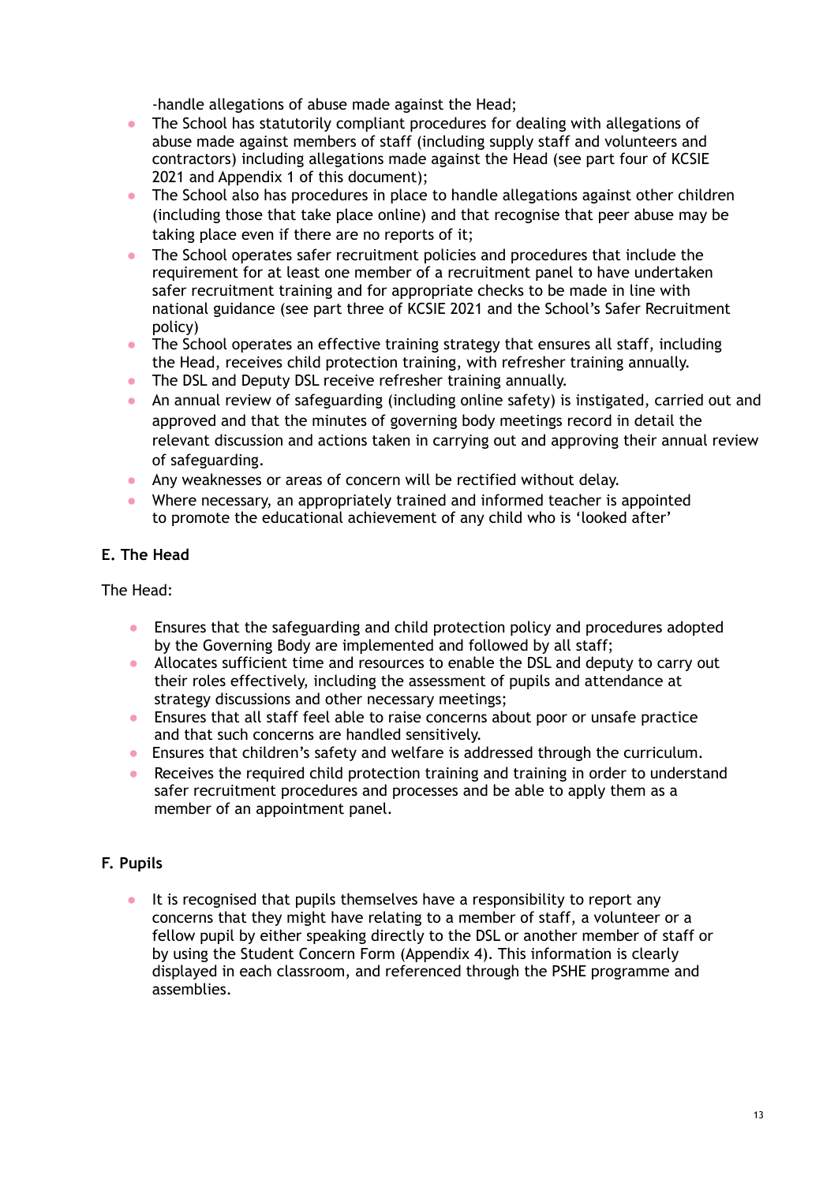-handle allegations of abuse made against the Head;

- The School has statutorily compliant procedures for dealing with allegations of abuse made against members of staff (including supply staff and volunteers and contractors) including allegations made against the Head (see part four of KCSIE 2021 and Appendix 1 of this document);
- The School also has procedures in place to handle allegations against other children (including those that take place online) and that recognise that peer abuse may be taking place even if there are no reports of it;
- The School operates safer recruitment policies and procedures that include the requirement for at least one member of a recruitment panel to have undertaken safer recruitment training and for appropriate checks to be made in line with national guidance (see part three of KCSIE 2021 and the School's Safer Recruitment policy)
- The School operates an effective training strategy that ensures all staff, including the Head, receives child protection training, with refresher training annually.
- The DSL and Deputy DSL receive refresher training annually.
- An annual review of safeguarding (including online safety) is instigated, carried out and approved and that the minutes of governing body meetings record in detail the relevant discussion and actions taken in carrying out and approving their annual review of safeguarding.
- Any weaknesses or areas of concern will be rectified without delay.
- Where necessary, an appropriately trained and informed teacher is appointed to promote the educational achievement of any child who is 'looked after'

**E. The Head**

The Head:

- Ensures that the safeguarding and child protection policy and procedures adopted by the Governing Body are implemented and followed by all staff;
- Allocates sufficient time and resources to enable the DSL and deputy to carry out their roles effectively, including the assessment of pupils and attendance at strategy discussions and other necessary meetings;
- Ensures that all staff feel able to raise concerns about poor or unsafe practice and that such concerns are handled sensitively.
- Ensures that children's safety and welfare is addressed through the curriculum.
- Receives the required child protection training and training in order to understand safer recruitment procedures and processes and be able to apply them as a member of an appointment panel.

**F. Pupils**

- It is recognised that pupils themselves have a responsibility to report any concerns that they might have relating to a member of staff, a volunteer or a fellow pupil by either speaking directly to the DSL or another member of staff or by using the Student Concern Form (Appendix 4). This information is clearly displayed in each classroom, and referenced through the PSHE programme and assemblies.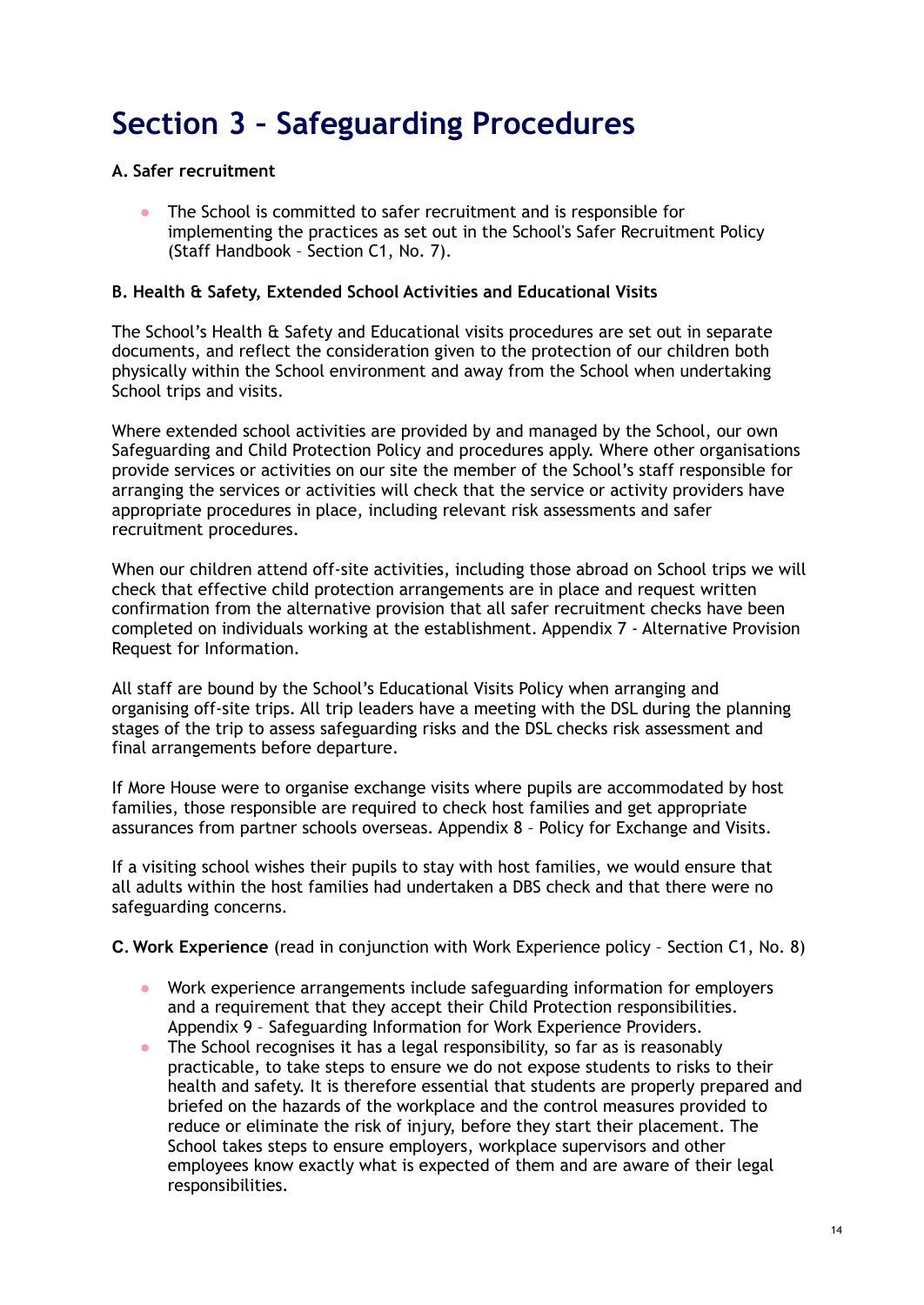# Section 3 – Safeguarding Procedures

**A. Safer recruitment**

- The School is committed to safer recruitment and is responsible for implementing the practices as set out in the School's Safer Recruitment Policy (Staff Handbook – Section C1, No. 7).

**B. Health & Safety, Extended School Activities and Educational Visits**

The School's Health & Safety and Educational visits procedures are set out in separate documents, and reflect the consideration given to the protection of our children both physically within the School environment and away from the School when undertaking School trips and visits.

Where extended school activities are provided by and managed by the School, our own Safeguarding and Child Protection Policy and procedures apply. Where other organisations provide services or activities on our site the member of the School's staff responsible for arranging the services or activities will check that the service or activity providers have appropriate procedures in place, including relevant risk assessments and safer recruitment procedures.

When our children attend off-site activities, including those abroad on School trips we will check that effective child protection arrangements are in place and request written confirmation from the alternative provision that all safer recruitment checks have been completed on individuals working at the establishment. Appendix 7 - Alternative Provision Request for Information.

All staff are bound by the School's Educational Visits Policy when arranging and organising off-site trips. All trip leaders have a meeting with the DSL during the planning stages of the trip to assess safeguarding risks and the DSL checks risk assessment and final arrangements before departure.

If More House were to organise exchange visits where pupils are accommodated by host families, those responsible are required to check host families and get appropriate assurances from partner schools overseas. Appendix 8 – Policy for Exchange and Visits.

If a visiting school wishes their pupils to stay with host families, we would ensure that all adults within the host families had undertaken a DBS check and that there were no safeguarding concerns.

**C. Work Experience** (read in conjunction with Work Experience policy – Section C1, No. 8)

- Work experience arrangements include safeguarding information for employers and a requirement that they accept their Child Protection responsibilities. Appendix 9 – Safeguarding Information for Work Experience Providers.
- The School recognises it has a legal responsibility, so far as is reasonably practicable, to take steps to ensure we do not expose students to risks to their health and safety. It is therefore essential that students are properly prepared and briefed on the hazards of the workplace and the control measures provided to reduce or eliminate the risk of injury, before they start their placement. The School takes steps to ensure employers, workplace supervisors and other employees know exactly what is expected of them and are aware of their legal responsibilities.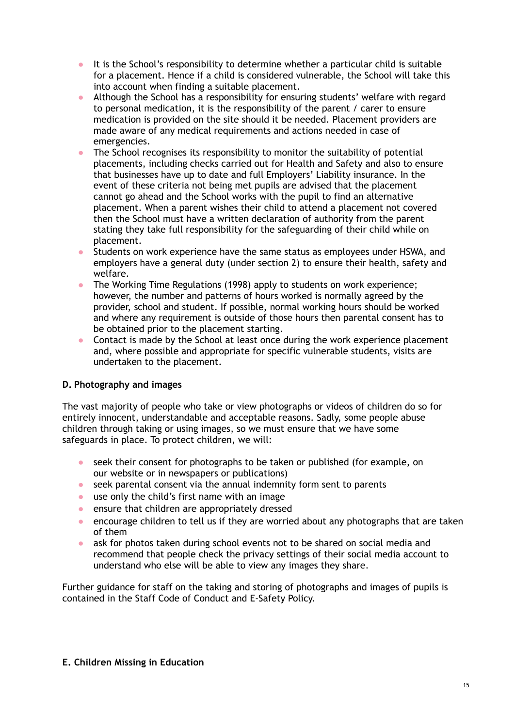- It is the School's responsibility to determine whether a particular child is suitable for a placement. Hence if a child is considered vulnerable, the School will take this into account when finding a suitable placement.
- Although the School has a responsibility for ensuring students' welfare with regard to personal medication, it is the responsibility of the parent / carer to ensure medication is provided on the site should it be needed. Placement providers are made aware of any medical requirements and actions needed in case of emergencies.
- The School recognises its responsibility to monitor the suitability of potential placements, including checks carried out for Health and Safety and also to ensure that businesses have up to date and full Employers' Liability insurance. In the event of these criteria not being met pupils are advised that the placement cannot go ahead and the School works with the pupil to find an alternative placement. When a parent wishes their child to attend a placement not covered then the School must have a written declaration of authority from the parent stating they take full responsibility for the safeguarding of their child while on placement.
- Students on work experience have the same status as employees under HSWA, and employers have a general duty (under section 2) to ensure their health, safety and welfare.
- The Working Time Regulations (1998) apply to students on work experience; however, the number and patterns of hours worked is normally agreed by the provider, school and student. If possible, normal working hours should be worked and where any requirement is outside of those hours then parental consent has to be obtained prior to the placement starting.
- Contact is made by the School at least once during the work experience placement and, where possible and appropriate for specific vulnerable students, visits are undertaken to the placement.

**D. Photography and images**

The vast majority of people who take or view photographs or videos of children do so for entirely innocent, understandable and acceptable reasons. Sadly, some people abuse children through taking or using images, so we must ensure that we have some safeguards in place. To protect children, we will:

- seek their consent for photographs to be taken or published (for example, on our website or in newspapers or publications)
- seek parental consent via the annual indemnity form sent to parents
- use only the child's first name with an image
- ensure that children are appropriately dressed
- encourage children to tell us if they are worried about any photographs that are taken of them
- ask for photos taken during school events not to be shared on social media and recommend that people check the privacy settings of their social media account to understand who else will be able to view any images they share.

Further guidance for staff on the taking and storing of photographs and images of pupils is contained in the Staff Code of Conduct and E-Safety Policy.

**E. Children Missing in Education**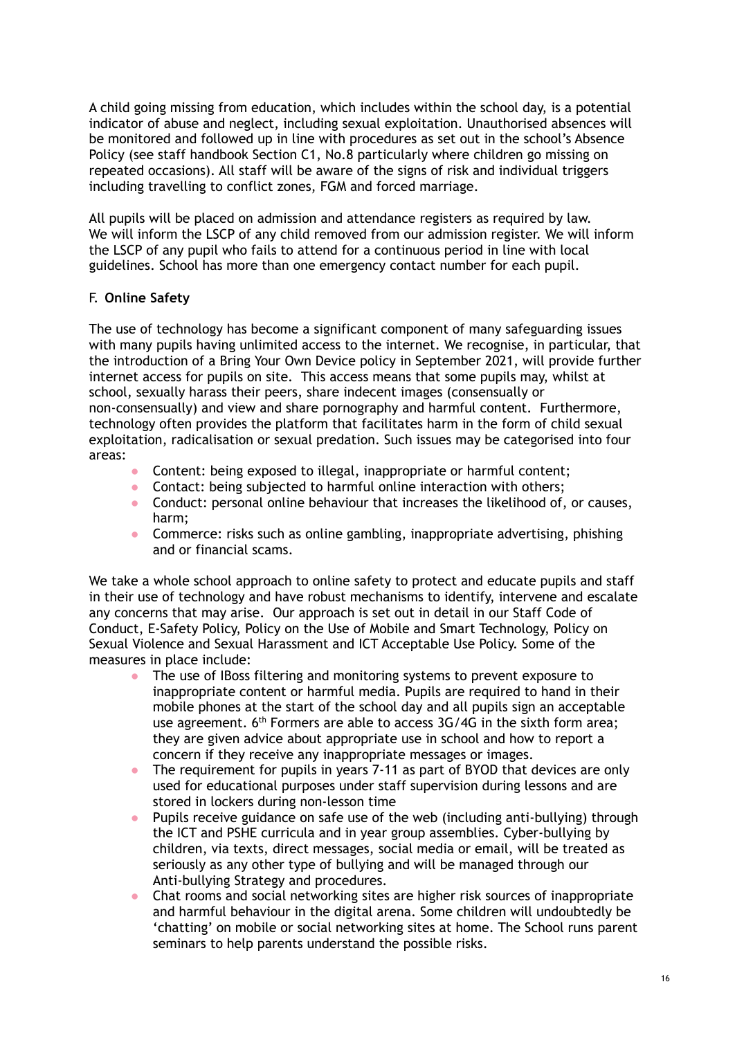A child going missing from education, which includes within the school day, is a potential indicator of abuse and neglect, including sexual exploitation. Unauthorised absences will be monitored and followed up in line with procedures as set out in the school's Absence Policy (see staff handbook Section C1, No.8 particularly where children go missing on repeated occasions). All staff will be aware of the signs of risk and individual triggers including travelling to conflict zones, FGM and forced marriage.

All pupils will be placed on admission and attendance registers as required by law. We will inform the LSCP of any child removed from our admission register. We will inform the LSCP of any pupil who fails to attend for a continuous period in line with local guidelines. School has more than one emergency contact number for each pupil.

F. **Online Safety**

The use of technology has become a significant component of many safeguarding issues with many pupils having unlimited access to the internet. We recognise, in particular, that the introduction of a Bring Your Own Device policy in September 2021, will provide further internet access for pupils on site. This access means that some pupils may, whilst at school, sexually harass their peers, share indecent images (consensually or non-consensually) and view and share pornography and harmful content. Furthermore, technology often provides the platform that facilitates harm in the form of child sexual exploitation, radicalisation or sexual predation. Such issues may be categorised into four areas:

- Content: being exposed to illegal, inappropriate or harmful content;
- Contact: being subjected to harmful online interaction with others;
- Conduct: personal online behaviour that increases the likelihood of, or causes, harm;
- Commerce: risks such as online gambling, inappropriate advertising, phishing and or financial scams.

We take a whole school approach to online safety to protect and educate pupils and staff in their use of technology and have robust mechanisms to identify, intervene and escalate any concerns that may arise. Our approach is set out in detail in our Staff Code of Conduct, E-Safety Policy, Policy on the Use of Mobile and Smart Technology, Policy on Sexual Violence and Sexual Harassment and ICT Acceptable Use Policy. Some of the measures in place include:

- The use of IBoss filtering and monitoring systems to prevent exposure to inappropriate content or harmful media. Pupils are required to hand in their mobile phones at the start of the school day and all pupils sign an acceptable use agreement. 6th Formers are able to access 3G/4G in the sixth form area; they are given advice about appropriate use in school and how to report a concern if they receive any inappropriate messages or images.
- The requirement for pupils in years 7-11 as part of BYOD that devices are only used for educational purposes under staff supervision during lessons and are stored in lockers during non-lesson time
- Pupils receive guidance on safe use of the web (including anti-bullying) through the ICT and PSHE curricula and in year group assemblies. Cyber-bullying by children, via texts, direct messages, social media or email, will be treated as seriously as any other type of bullying and will be managed through our Anti-bullying Strategy and procedures.
- Chat rooms and social networking sites are higher risk sources of inappropriate and harmful behaviour in the digital arena. Some children will undoubtedly be 'chatting' on mobile or social networking sites at home. The School runs parent seminars to help parents understand the possible risks.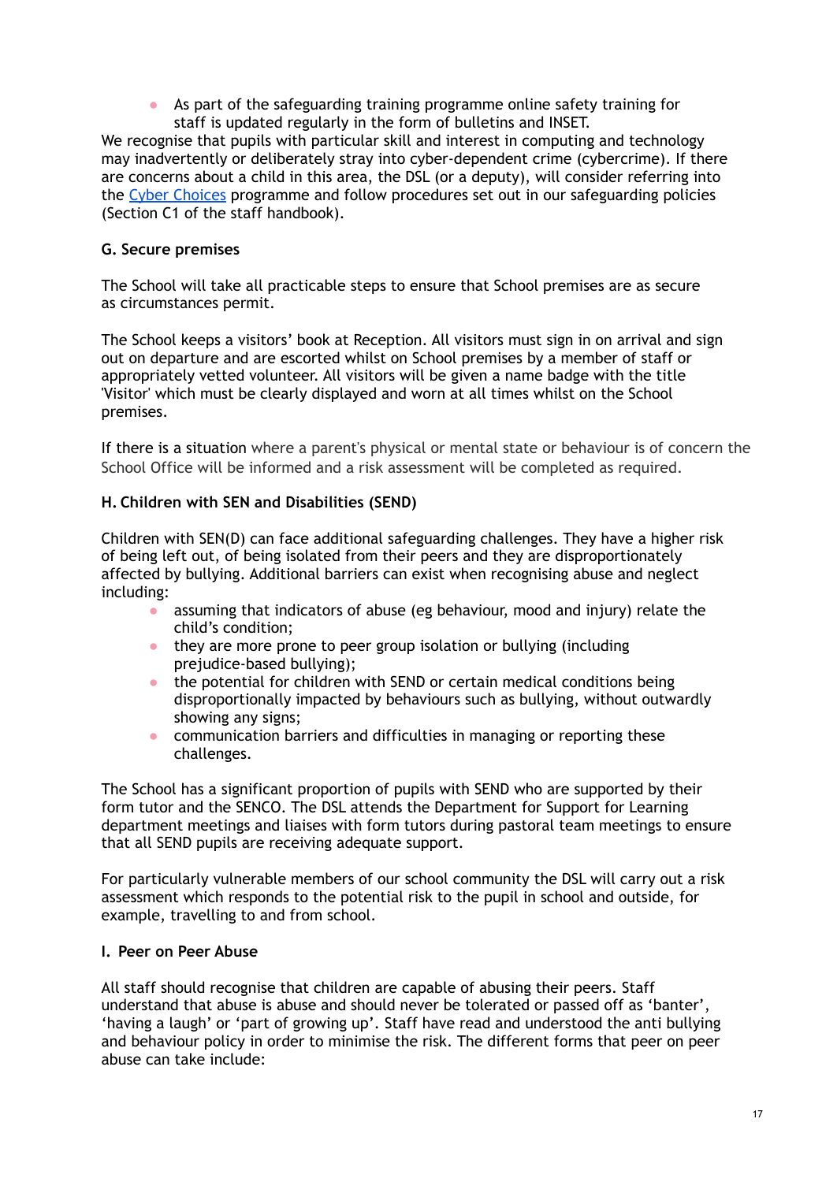- As part of the safeguarding training programme online safety training for staff is updated regularly in the form of bulletins and INSET.

We recognise that pupils with particular skill and interest in computing and technology may inadvertently or deliberately stray into cyber-dependent crime (cybercrime). If there are concerns about a child in this area, the DSL (or a deputy), will consider referring into the [Cyber Choices](#) programme and follow procedures set out in our safeguarding policies (Section C1 of the staff handbook).

**G. Secure premises**

The School will take all practicable steps to ensure that School premises are as secure as circumstances permit.

The School keeps a visitors' book at Reception. All visitors must sign in on arrival and sign out on departure and are escorted whilst on School premises by a member of staff or appropriately vetted volunteer. All visitors will be given a name badge with the title 'Visitor' which must be clearly displayed and worn at all times whilst on the School premises.

If there is a situation where a parent's physical or mental state or behaviour is of concern the School Office will be informed and a risk assessment will be completed as required.

**H. Children with SEN and Disabilities (SEND)**

Children with SEN(D) can face additional safeguarding challenges. They have a higher risk of being left out, of being isolated from their peers and they are disproportionately affected by bullying. Additional barriers can exist when recognising abuse and neglect including:

- assuming that indicators of abuse (eg behaviour, mood and injury) relate the child's condition;
- they are more prone to peer group isolation or bullying (including prejudice-based bullying);
- the potential for children with SEND or certain medical conditions being disproportionally impacted by behaviours such as bullying, without outwardly showing any signs;
- communication barriers and difficulties in managing or reporting these challenges.

The School has a significant proportion of pupils with SEND who are supported by their form tutor and the SENCO. The DSL attends the Department for Support for Learning department meetings and liaises with form tutors during pastoral team meetings to ensure that all SEND pupils are receiving adequate support.

For particularly vulnerable members of our school community the DSL will carry out a risk assessment which responds to the potential risk to the pupil in school and outside, for example, travelling to and from school.

**I. Peer on Peer Abuse**

All staff should recognise that children are capable of abusing their peers. Staff understand that abuse is abuse and should never be tolerated or passed off as 'banter', 'having a laugh' or 'part of growing up'. Staff have read and understood the anti bullying and behaviour policy in order to minimise the risk. The different forms that peer on peer abuse can take include: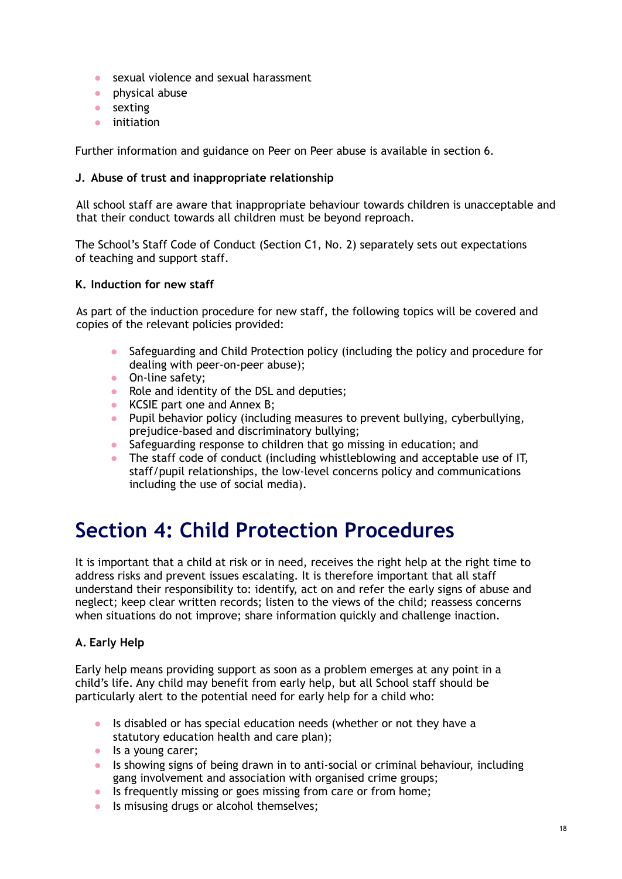- sexual violence and sexual harassment
- physical abuse
- sexting
- initiation

Further information and guidance on Peer on Peer abuse is available in section 6.

### J. Abuse of trust and inappropriate relationship

All school staff are aware that inappropriate behaviour towards children is unacceptable and that their conduct towards all children must be beyond reproach.

The School's Staff Code of Conduct (Section C1, No. 2) separately sets out expectations of teaching and support staff.

### K. Induction for new staff

As part of the induction procedure for new staff, the following topics will be covered and copies of the relevant policies provided:

- Safeguarding and Child Protection policy (including the policy and procedure for dealing with peer-on-peer abuse);
- On-line safety;
- Role and identity of the DSL and deputies;
- KCSIE part one and Annex B;
- Pupil behavior policy (including measures to prevent bullying, cyberbullying, prejudice-based and discriminatory bullying;
- Safeguarding response to children that go missing in education; and
- The staff code of conduct (including whistleblowing and acceptable use of IT, staff/pupil relationships, the low-level concerns policy and communications including the use of social media).

# Section 4: Child Protection Procedures

It is important that a child at risk or in need, receives the right help at the right time to address risks and prevent issues escalating. It is therefore important that all staff understand their responsibility to: identify, act on and refer the early signs of abuse and neglect; keep clear written records; listen to the views of the child; reassess concerns when situations do not improve; share information quickly and challenge inaction.

### A. Early Help

Early help means providing support as soon as a problem emerges at any point in a child's life. Any child may benefit from early help, but all School staff should be particularly alert to the potential need for early help for a child who:

- Is disabled or has special education needs (whether or not they have a statutory education health and care plan);
- Is a young carer;
- Is showing signs of being drawn in to anti-social or criminal behaviour, including gang involvement and association with organised crime groups;
- Is frequently missing or goes missing from care or from home;
- Is misusing drugs or alcohol themselves;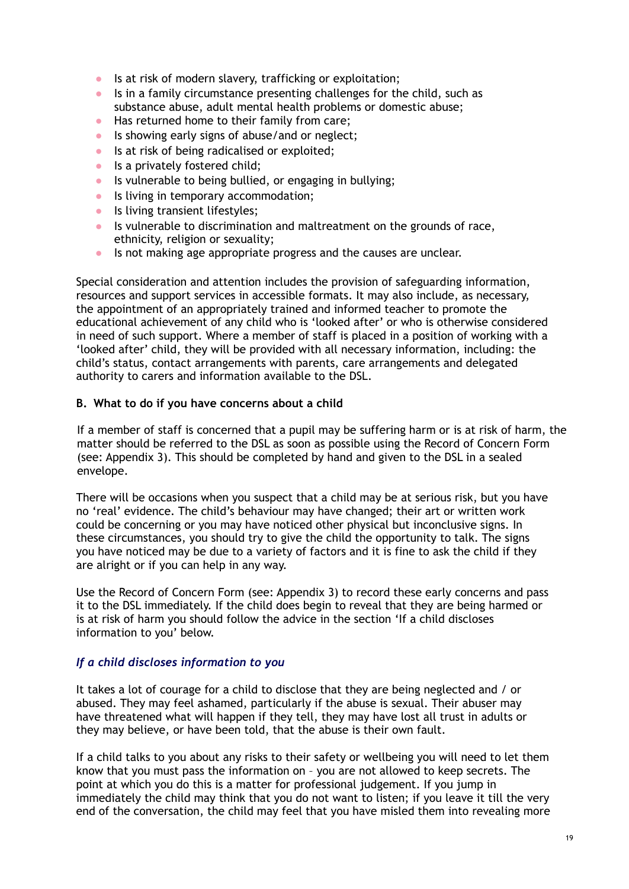- Is at risk of modern slavery, trafficking or exploitation;
- Is in a family circumstance presenting challenges for the child, such as substance abuse, adult mental health problems or domestic abuse;
- Has returned home to their family from care;
- Is showing early signs of abuse/and or neglect;
- Is at risk of being radicalised or exploited;
- Is a privately fostered child;
- Is vulnerable to being bullied, or engaging in bullying;
- Is living in temporary accommodation;
- Is living transient lifestyles;
- Is vulnerable to discrimination and maltreatment on the grounds of race, ethnicity, religion or sexuality;
- Is not making age appropriate progress and the causes are unclear.

Special consideration and attention includes the provision of safeguarding information, resources and support services in accessible formats. It may also include, as necessary, the appointment of an appropriately trained and informed teacher to promote the educational achievement of any child who is 'looked after' or who is otherwise considered in need of such support. Where a member of staff is placed in a position of working with a 'looked after' child, they will be provided with all necessary information, including: the child's status, contact arrangements with parents, care arrangements and delegated authority to carers and information available to the DSL.

**B. What to do if you have concerns about a child**

If a member of staff is concerned that a pupil may be suffering harm or is at risk of harm, the matter should be referred to the DSL as soon as possible using the Record of Concern Form (see: Appendix 3). This should be completed by hand and given to the DSL in a sealed envelope.

There will be occasions when you suspect that a child may be at serious risk, but you have no 'real' evidence. The child's behaviour may have changed; their art or written work could be concerning or you may have noticed other physical but inconclusive signs. In these circumstances, you should try to give the child the opportunity to talk. The signs you have noticed may be due to a variety of factors and it is fine to ask the child if they are alright or if you can help in any way.

Use the Record of Concern Form (see: Appendix 3) to record these early concerns and pass it to the DSL immediately. If the child does begin to reveal that they are being harmed or is at risk of harm you should follow the advice in the section 'If a child discloses information to you' below.

### *If a child discloses information to you*

It takes a lot of courage for a child to disclose that they are being neglected and / or abused. They may feel ashamed, particularly if the abuse is sexual. Their abuser may have threatened what will happen if they tell, they may have lost all trust in adults or they may believe, or have been told, that the abuse is their own fault.

If a child talks to you about any risks to their safety or wellbeing you will need to let them know that you must pass the information on – you are not allowed to keep secrets. The point at which you do this is a matter for professional judgement. If you jump in immediately the child may think that you do not want to listen; if you leave it till the very end of the conversation, the child may feel that you have misled them into revealing more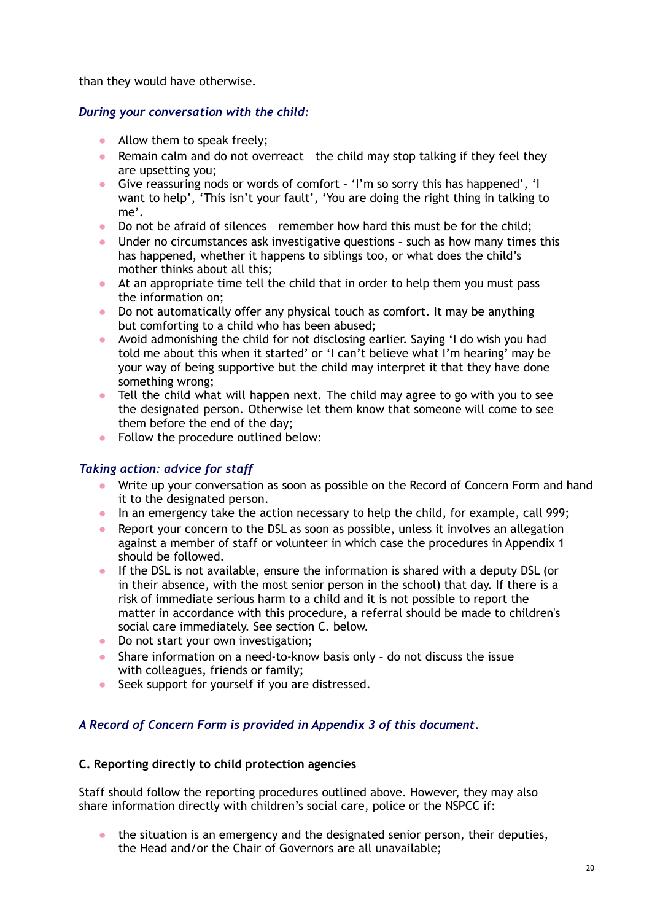than they would have otherwise.

*During your conversation with the child:*

- Allow them to speak freely;
- Remain calm and do not overreact – the child may stop talking if they feel they are upsetting you;
- Give reassuring nods or words of comfort – 'I'm so sorry this has happened', 'I want to help', 'This isn't your fault', 'You are doing the right thing in talking to me'.
- Do not be afraid of silences – remember how hard this must be for the child;
- Under no circumstances ask investigative questions – such as how many times this has happened, whether it happens to siblings too, or what does the child's mother thinks about all this;
- At an appropriate time tell the child that in order to help them you must pass the information on;
- Do not automatically offer any physical touch as comfort. It may be anything but comforting to a child who has been abused;
- Avoid admonishing the child for not disclosing earlier. Saying 'I do wish you had told me about this when it started' or 'I can't believe what I'm hearing' may be your way of being supportive but the child may interpret it that they have done something wrong;
- Tell the child what will happen next. The child may agree to go with you to see the designated person. Otherwise let them know that someone will come to see them before the end of the day;
- Follow the procedure outlined below:

*Taking action: advice for staff*

- Write up your conversation as soon as possible on the Record of Concern Form and hand it to the designated person.
- In an emergency take the action necessary to help the child, for example, call 999;
- Report your concern to the DSL as soon as possible, unless it involves an allegation against a member of staff or volunteer in which case the procedures in Appendix 1 should be followed.
- If the DSL is not available, ensure the information is shared with a deputy DSL (or in their absence, with the most senior person in the school) that day. If there is a risk of immediate serious harm to a child and it is not possible to report the matter in accordance with this procedure, a referral should be made to children's social care immediately. See section C. below.
- Do not start your own investigation;
- Share information on a need-to-know basis only – do not discuss the issue with colleagues, friends or family;
- Seek support for yourself if you are distressed.

*A Record of Concern Form is provided in Appendix 3 of this document.*

**C. Reporting directly to child protection agencies**

Staff should follow the reporting procedures outlined above. However, they may also share information directly with children's social care, police or the NSPCC if:

- the situation is an emergency and the designated senior person, their deputies, the Head and/or the Chair of Governors are all unavailable;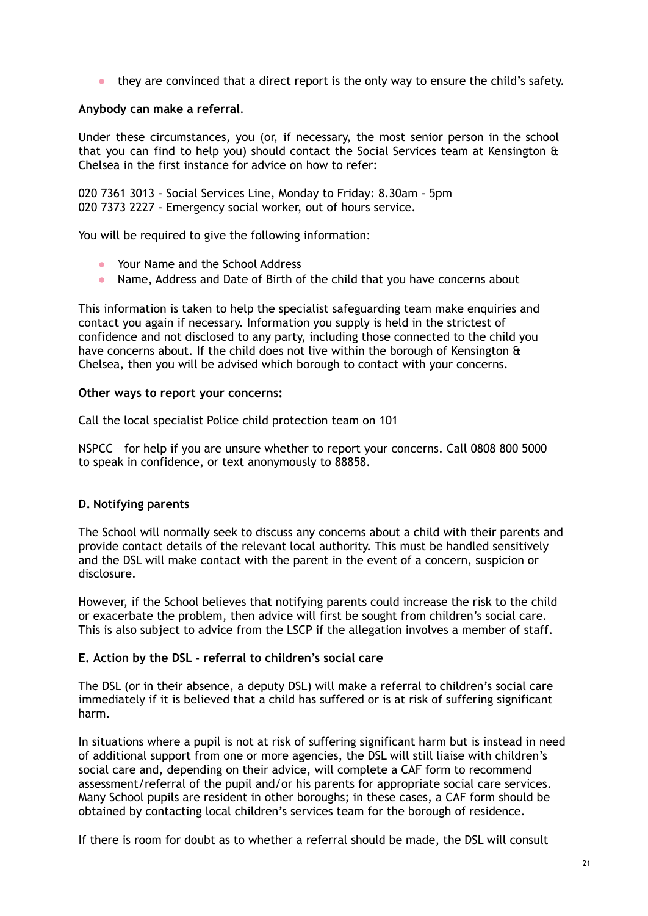- they are convinced that a direct report is the only way to ensure the child's safety.

**Anybody can make a referral**.

Under these circumstances, you (or, if necessary, the most senior person in the school that you can find to help you) should contact the Social Services team at Kensington & Chelsea in the first instance for advice on how to refer:

020 7361 3013 - Social Services Line, Monday to Friday: 8.30am - 5pm
020 7373 2227 - Emergency social worker, out of hours service.

You will be required to give the following information:

- Your Name and the School Address
- Name, Address and Date of Birth of the child that you have concerns about

This information is taken to help the specialist safeguarding team make enquiries and contact you again if necessary. Information you supply is held in the strictest of confidence and not disclosed to any party, including those connected to the child you have concerns about. If the child does not live within the borough of Kensington & Chelsea, then you will be advised which borough to contact with your concerns.

**Other ways to report your concerns:**

Call the local specialist Police child protection team on 101

NSPCC – for help if you are unsure whether to report your concerns. Call 0808 800 5000 to speak in confidence, or text anonymously to 88858.

**D. Notifying parents**

The School will normally seek to discuss any concerns about a child with their parents and provide contact details of the relevant local authority. This must be handled sensitively and the DSL will make contact with the parent in the event of a concern, suspicion or disclosure.

However, if the School believes that notifying parents could increase the risk to the child or exacerbate the problem, then advice will first be sought from children's social care. This is also subject to advice from the LSCP if the allegation involves a member of staff.

**E. Action by the DSL - referral to children's social care**

The DSL (or in their absence, a deputy DSL) will make a referral to children's social care immediately if it is believed that a child has suffered or is at risk of suffering significant harm.

In situations where a pupil is not at risk of suffering significant harm but is instead in need of additional support from one or more agencies, the DSL will still liaise with children's social care and, depending on their advice, will complete a CAF form to recommend assessment/referral of the pupil and/or his parents for appropriate social care services. Many School pupils are resident in other boroughs; in these cases, a CAF form should be obtained by contacting local children's services team for the borough of residence.

If there is room for doubt as to whether a referral should be made, the DSL will consult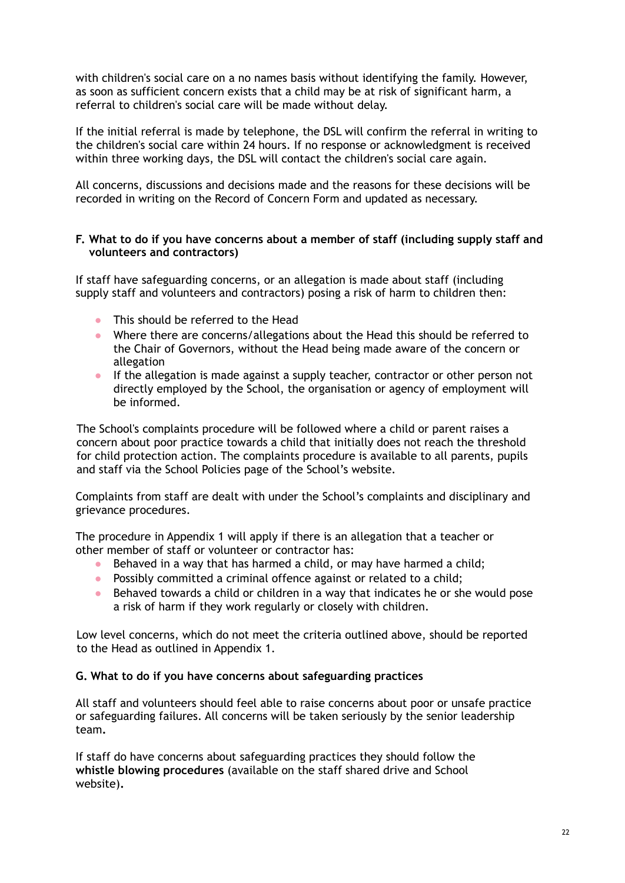with children's social care on a no names basis without identifying the family. However, as soon as sufficient concern exists that a child may be at risk of significant harm, a referral to children's social care will be made without delay.

If the initial referral is made by telephone, the DSL will confirm the referral in writing to the children's social care within 24 hours. If no response or acknowledgment is received within three working days, the DSL will contact the children's social care again.

All concerns, discussions and decisions made and the reasons for these decisions will be recorded in writing on the Record of Concern Form and updated as necessary.

**F. What to do if you have concerns about a member of staff (including supply staff and volunteers and contractors)**

If staff have safeguarding concerns, or an allegation is made about staff (including supply staff and volunteers and contractors) posing a risk of harm to children then:

- This should be referred to the Head
- Where there are concerns/allegations about the Head this should be referred to the Chair of Governors, without the Head being made aware of the concern or allegation
- If the allegation is made against a supply teacher, contractor or other person not directly employed by the School, the organisation or agency of employment will be informed.

The School's complaints procedure will be followed where a child or parent raises a concern about poor practice towards a child that initially does not reach the threshold for child protection action. The complaints procedure is available to all parents, pupils and staff via the School Policies page of the School's website.

Complaints from staff are dealt with under the School's complaints and disciplinary and grievance procedures.

The procedure in Appendix 1 will apply if there is an allegation that a teacher or other member of staff or volunteer or contractor has:

- Behaved in a way that has harmed a child, or may have harmed a child;
- Possibly committed a criminal offence against or related to a child;
- Behaved towards a child or children in a way that indicates he or she would pose a risk of harm if they work regularly or closely with children.

Low level concerns, which do not meet the criteria outlined above, should be reported to the Head as outlined in Appendix 1.

**G. What to do if you have concerns about safeguarding practices**

All staff and volunteers should feel able to raise concerns about poor or unsafe practice or safeguarding failures. All concerns will be taken seriously by the senior leadership team.

If staff do have concerns about safeguarding practices they should follow the **whistle blowing procedures** (available on the staff shared drive and School website).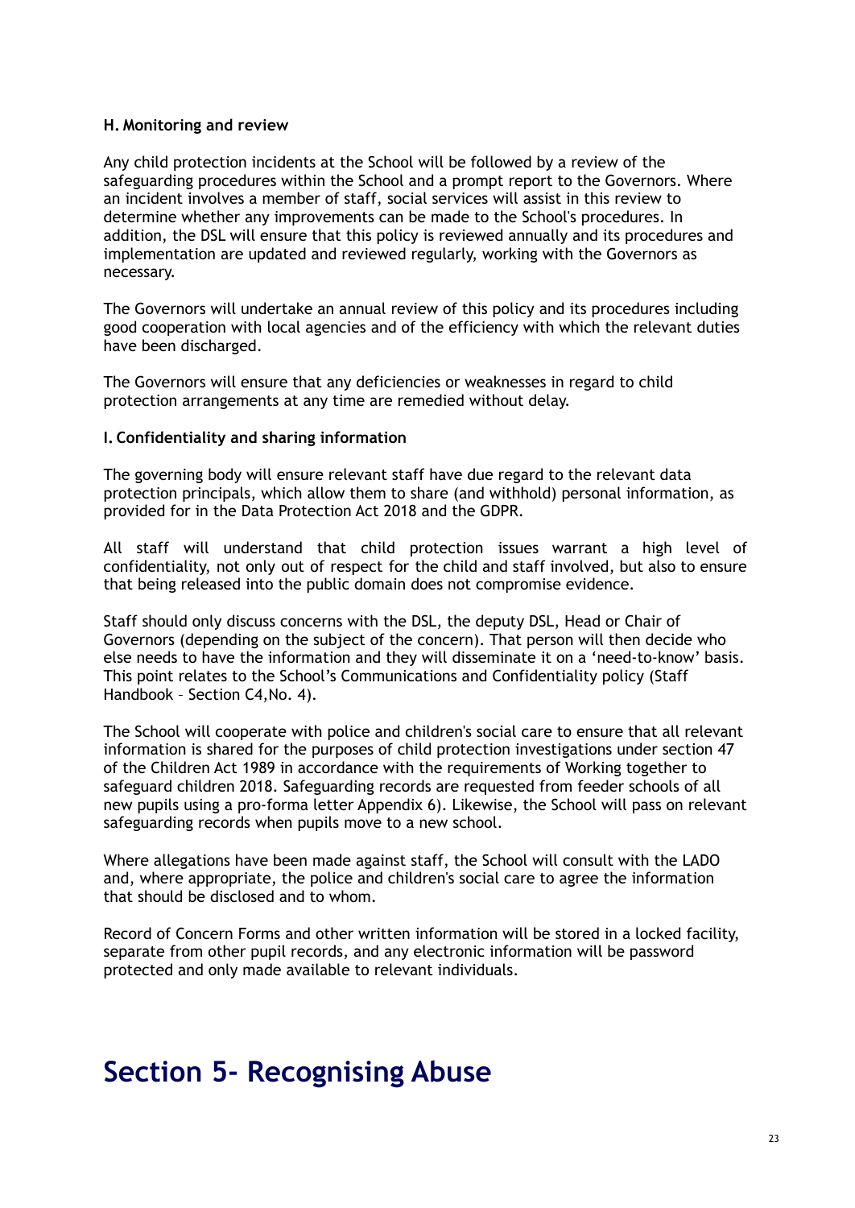### H. Monitoring and review

Any child protection incidents at the School will be followed by a review of the safeguarding procedures within the School and a prompt report to the Governors. Where an incident involves a member of staff, social services will assist in this review to determine whether any improvements can be made to the School's procedures. In addition, the DSL will ensure that this policy is reviewed annually and its procedures and implementation are updated and reviewed regularly, working with the Governors as necessary.

The Governors will undertake an annual review of this policy and its procedures including good cooperation with local agencies and of the efficiency with which the relevant duties have been discharged.

The Governors will ensure that any deficiencies or weaknesses in regard to child protection arrangements at any time are remedied without delay.

### I. Confidentiality and sharing information

The governing body will ensure relevant staff have due regard to the relevant data protection principals, which allow them to share (and withhold) personal information, as provided for in the Data Protection Act 2018 and the GDPR.

All staff will understand that child protection issues warrant a high level of confidentiality, not only out of respect for the child and staff involved, but also to ensure that being released into the public domain does not compromise evidence.

Staff should only discuss concerns with the DSL, the deputy DSL, Head or Chair of Governors (depending on the subject of the concern). That person will then decide who else needs to have the information and they will disseminate it on a 'need-to-know' basis. This point relates to the School's Communications and Confidentiality policy (Staff Handbook – Section C4,No. 4).

The School will cooperate with police and children's social care to ensure that all relevant information is shared for the purposes of child protection investigations under section 47 of the Children Act 1989 in accordance with the requirements of Working together to safeguard children 2018. Safeguarding records are requested from feeder schools of all new pupils using a pro-forma letter Appendix 6). Likewise, the School will pass on relevant safeguarding records when pupils move to a new school.

Where allegations have been made against staff, the School will consult with the LADO and, where appropriate, the police and children's social care to agree the information that should be disclosed and to whom.

Record of Concern Forms and other written information will be stored in a locked facility, separate from other pupil records, and any electronic information will be password protected and only made available to relevant individuals.

# Section 5- Recognising Abuse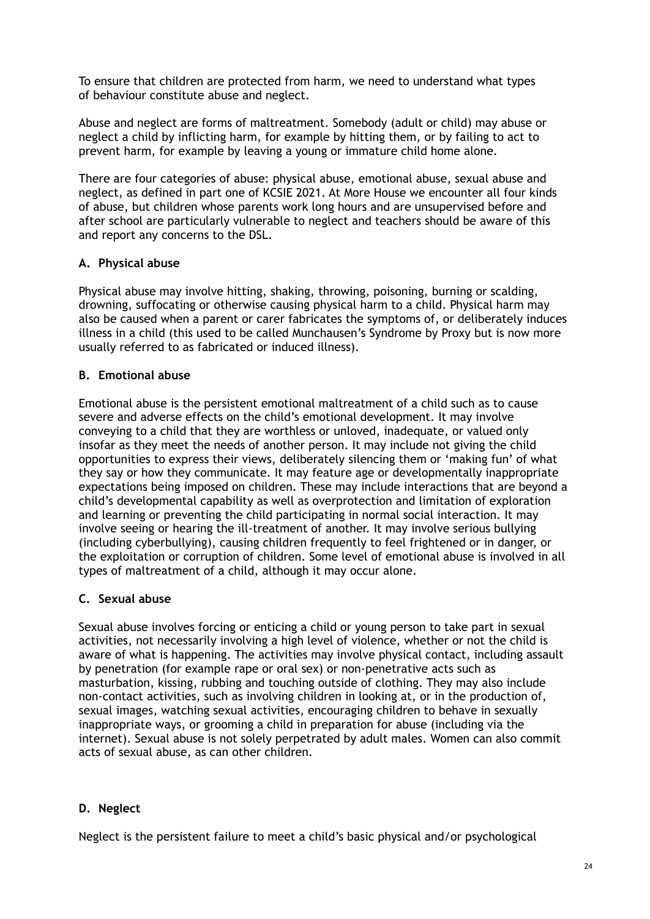To ensure that children are protected from harm, we need to understand what types of behaviour constitute abuse and neglect.

Abuse and neglect are forms of maltreatment. Somebody (adult or child) may abuse or neglect a child by inflicting harm, for example by hitting them, or by failing to act to prevent harm, for example by leaving a young or immature child home alone.

There are four categories of abuse: physical abuse, emotional abuse, sexual abuse and neglect, as defined in part one of KCSIE 2021. At More House we encounter all four kinds of abuse, but children whose parents work long hours and are unsupervised before and after school are particularly vulnerable to neglect and teachers should be aware of this and report any concerns to the DSL.

**A. Physical abuse**

Physical abuse may involve hitting, shaking, throwing, poisoning, burning or scalding, drowning, suffocating or otherwise causing physical harm to a child. Physical harm may also be caused when a parent or carer fabricates the symptoms of, or deliberately induces illness in a child (this used to be called Munchausen's Syndrome by Proxy but is now more usually referred to as fabricated or induced illness).

**B. Emotional abuse**

Emotional abuse is the persistent emotional maltreatment of a child such as to cause severe and adverse effects on the child's emotional development. It may involve conveying to a child that they are worthless or unloved, inadequate, or valued only insofar as they meet the needs of another person. It may include not giving the child opportunities to express their views, deliberately silencing them or 'making fun' of what they say or how they communicate. It may feature age or developmentally inappropriate expectations being imposed on children. These may include interactions that are beyond a child's developmental capability as well as overprotection and limitation of exploration and learning or preventing the child participating in normal social interaction. It may involve seeing or hearing the ill-treatment of another. It may involve serious bullying (including cyberbullying), causing children frequently to feel frightened or in danger, or the exploitation or corruption of children. Some level of emotional abuse is involved in all types of maltreatment of a child, although it may occur alone.

**C. Sexual abuse**

Sexual abuse involves forcing or enticing a child or young person to take part in sexual activities, not necessarily involving a high level of violence, whether or not the child is aware of what is happening. The activities may involve physical contact, including assault by penetration (for example rape or oral sex) or non-penetrative acts such as masturbation, kissing, rubbing and touching outside of clothing. They may also include non-contact activities, such as involving children in looking at, or in the production of, sexual images, watching sexual activities, encouraging children to behave in sexually inappropriate ways, or grooming a child in preparation for abuse (including via the internet). Sexual abuse is not solely perpetrated by adult males. Women can also commit acts of sexual abuse, as can other children.

**D. Neglect**

Neglect is the persistent failure to meet a child's basic physical and/or psychological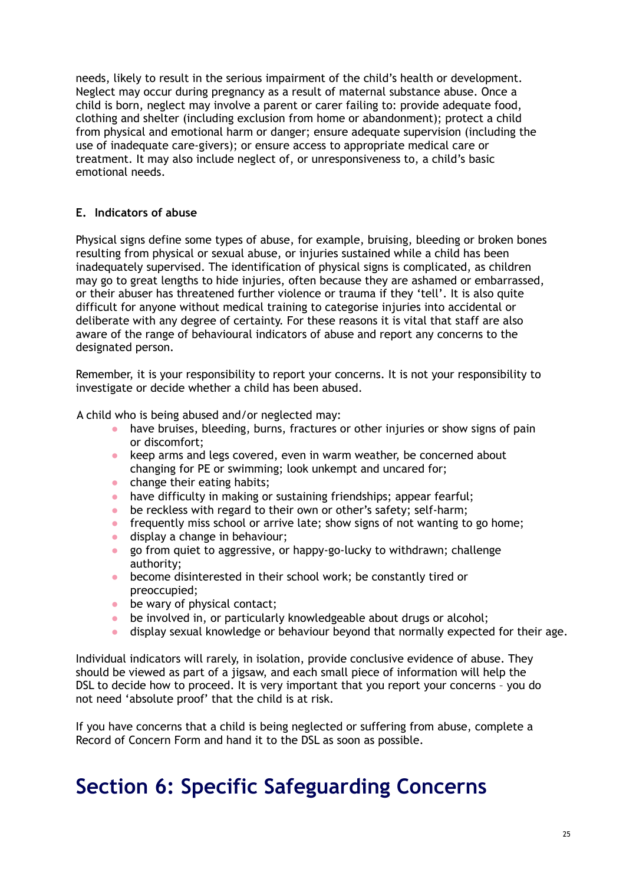needs, likely to result in the serious impairment of the child's health or development. Neglect may occur during pregnancy as a result of maternal substance abuse. Once a child is born, neglect may involve a parent or carer failing to: provide adequate food, clothing and shelter (including exclusion from home or abandonment); protect a child from physical and emotional harm or danger; ensure adequate supervision (including the use of inadequate care-givers); or ensure access to appropriate medical care or treatment. It may also include neglect of, or unresponsiveness to, a child's basic emotional needs.

### E. Indicators of abuse

Physical signs define some types of abuse, for example, bruising, bleeding or broken bones resulting from physical or sexual abuse, or injuries sustained while a child has been inadequately supervised. The identification of physical signs is complicated, as children may go to great lengths to hide injuries, often because they are ashamed or embarrassed, or their abuser has threatened further violence or trauma if they 'tell'. It is also quite difficult for anyone without medical training to categorise injuries into accidental or deliberate with any degree of certainty. For these reasons it is vital that staff are also aware of the range of behavioural indicators of abuse and report any concerns to the designated person.

Remember, it is your responsibility to report your concerns. It is not your responsibility to investigate or decide whether a child has been abused.

A child who is being abused and/or neglected may:

- have bruises, bleeding, burns, fractures or other injuries or show signs of pain or discomfort;
- keep arms and legs covered, even in warm weather, be concerned about changing for PE or swimming; look unkempt and uncared for;
- change their eating habits;
- have difficulty in making or sustaining friendships; appear fearful;
- be reckless with regard to their own or other's safety; self-harm;
- frequently miss school or arrive late; show signs of not wanting to go home;
- display a change in behaviour;
- go from quiet to aggressive, or happy-go-lucky to withdrawn; challenge authority;
- become disinterested in their school work; be constantly tired or preoccupied;
- be wary of physical contact;
- be involved in, or particularly knowledgeable about drugs or alcohol;
- display sexual knowledge or behaviour beyond that normally expected for their age.

Individual indicators will rarely, in isolation, provide conclusive evidence of abuse. They should be viewed as part of a jigsaw, and each small piece of information will help the DSL to decide how to proceed. It is very important that you report your concerns – you do not need 'absolute proof' that the child is at risk.

If you have concerns that a child is being neglected or suffering from abuse, complete a Record of Concern Form and hand it to the DSL as soon as possible.

# Section 6: Specific Safeguarding Concerns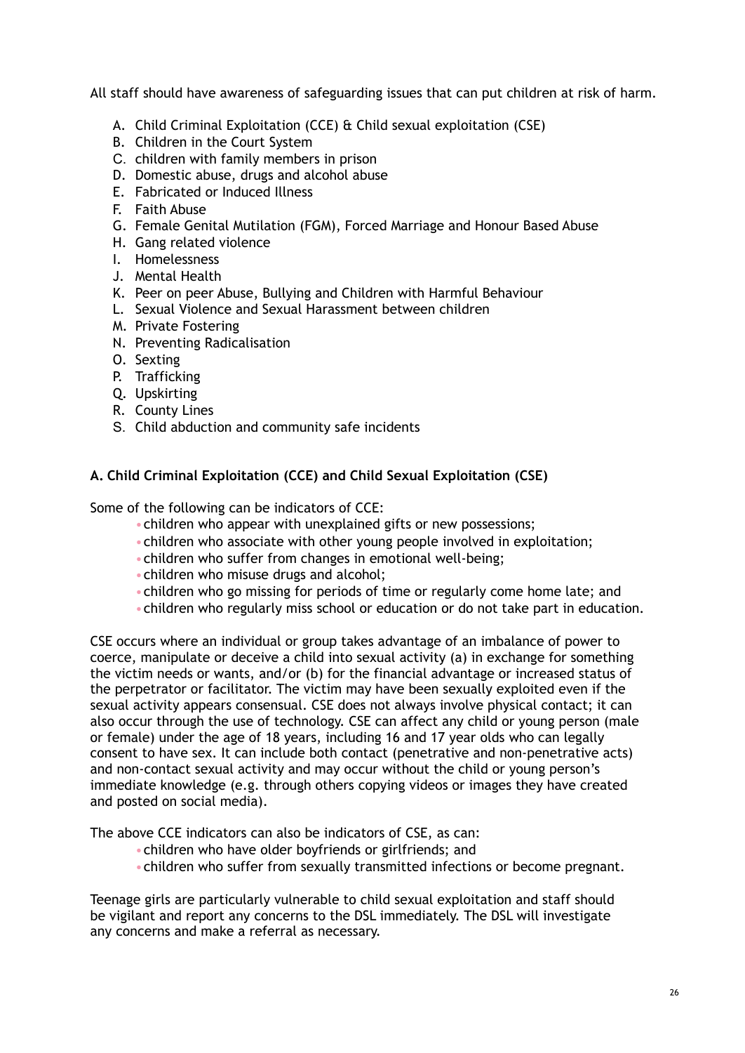All staff should have awareness of safeguarding issues that can put children at risk of harm.

A. Child Criminal Exploitation (CCE) & Child sexual exploitation (CSE)
B. Children in the Court System
C. children with family members in prison
D. Domestic abuse, drugs and alcohol abuse
E. Fabricated or Induced Illness
F. Faith Abuse
G. Female Genital Mutilation (FGM), Forced Marriage and Honour Based Abuse
H. Gang related violence
I. Homelessness
J. Mental Health
K. Peer on peer Abuse, Bullying and Children with Harmful Behaviour
L. Sexual Violence and Sexual Harassment between children
M. Private Fostering
N. Preventing Radicalisation
O. Sexting
P. Trafficking
Q. Upskirting
R. County Lines
S. Child abduction and community safe incidents

**A. Child Criminal Exploitation (CCE) and Child Sexual Exploitation (CSE)**

Some of the following can be indicators of CCE:

- children who appear with unexplained gifts or new possessions;
- children who associate with other young people involved in exploitation;
- children who suffer from changes in emotional well-being;
- children who misuse drugs and alcohol;
- children who go missing for periods of time or regularly come home late; and
- children who regularly miss school or education or do not take part in education.

CSE occurs where an individual or group takes advantage of an imbalance of power to coerce, manipulate or deceive a child into sexual activity (a) in exchange for something the victim needs or wants, and/or (b) for the financial advantage or increased status of the perpetrator or facilitator. The victim may have been sexually exploited even if the sexual activity appears consensual. CSE does not always involve physical contact; it can also occur through the use of technology. CSE can affect any child or young person (male or female) under the age of 18 years, including 16 and 17 year olds who can legally consent to have sex. It can include both contact (penetrative and non-penetrative acts) and non-contact sexual activity and may occur without the child or young person's immediate knowledge (e.g. through others copying videos or images they have created and posted on social media).

The above CCE indicators can also be indicators of CSE, as can:

- children who have older boyfriends or girlfriends; and
- children who suffer from sexually transmitted infections or become pregnant.

Teenage girls are particularly vulnerable to child sexual exploitation and staff should be vigilant and report any concerns to the DSL immediately. The DSL will investigate any concerns and make a referral as necessary.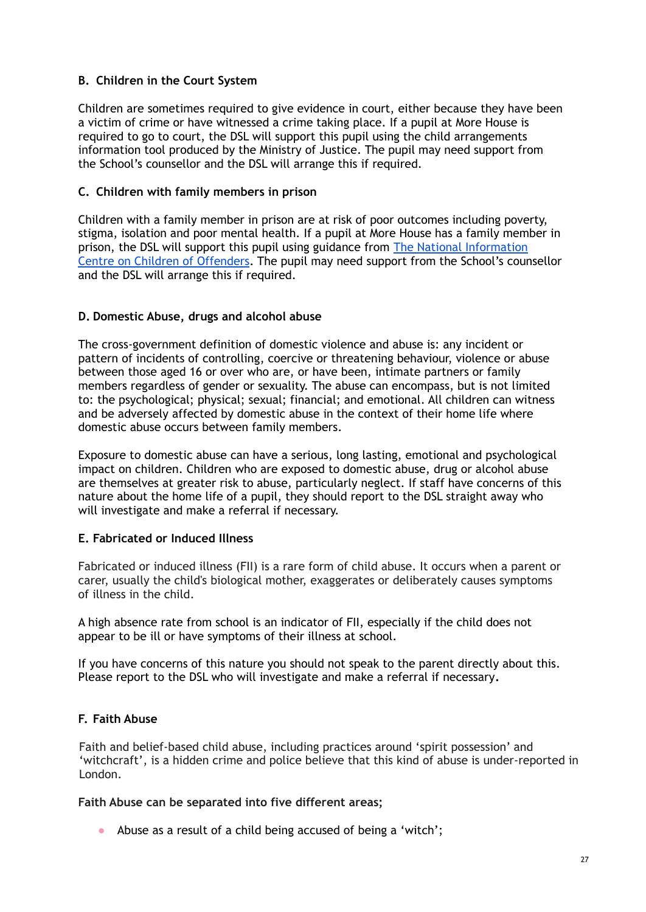### B. Children in the Court System

Children are sometimes required to give evidence in court, either because they have been a victim of crime or have witnessed a crime taking place. If a pupil at More House is required to go to court, the DSL will support this pupil using the child arrangements information tool produced by the Ministry of Justice. The pupil may need support from the School's counsellor and the DSL will arrange this if required.

### C. Children with family members in prison

Children with a family member in prison are at risk of poor outcomes including poverty, stigma, isolation and poor mental health. If a pupil at More House has a family member in prison, the DSL will support this pupil using guidance from The National Information Centre on Children of Offenders. The pupil may need support from the School's counsellor and the DSL will arrange this if required.

### D. Domestic Abuse, drugs and alcohol abuse

The cross-government definition of domestic violence and abuse is: any incident or pattern of incidents of controlling, coercive or threatening behaviour, violence or abuse between those aged 16 or over who are, or have been, intimate partners or family members regardless of gender or sexuality. The abuse can encompass, but is not limited to: the psychological; physical; sexual; financial; and emotional. All children can witness and be adversely affected by domestic abuse in the context of their home life where domestic abuse occurs between family members.

Exposure to domestic abuse can have a serious, long lasting, emotional and psychological impact on children. Children who are exposed to domestic abuse, drug or alcohol abuse are themselves at greater risk to abuse, particularly neglect. If staff have concerns of this nature about the home life of a pupil, they should report to the DSL straight away who will investigate and make a referral if necessary.

### E. Fabricated or Induced Illness

Fabricated or induced illness (FII) is a rare form of child abuse. It occurs when a parent or carer, usually the child's biological mother, exaggerates or deliberately causes symptoms of illness in the child.

A high absence rate from school is an indicator of FII, especially if the child does not appear to be ill or have symptoms of their illness at school.

If you have concerns of this nature you should not speak to the parent directly about this. Please report to the DSL who will investigate and make a referral if necessary.

### F. Faith Abuse

Faith and belief-based child abuse, including practices around 'spirit possession' and 'witchcraft', is a hidden crime and police believe that this kind of abuse is under-reported in London.

**Faith Abuse can be separated into five different areas;**

- Abuse as a result of a child being accused of being a 'witch';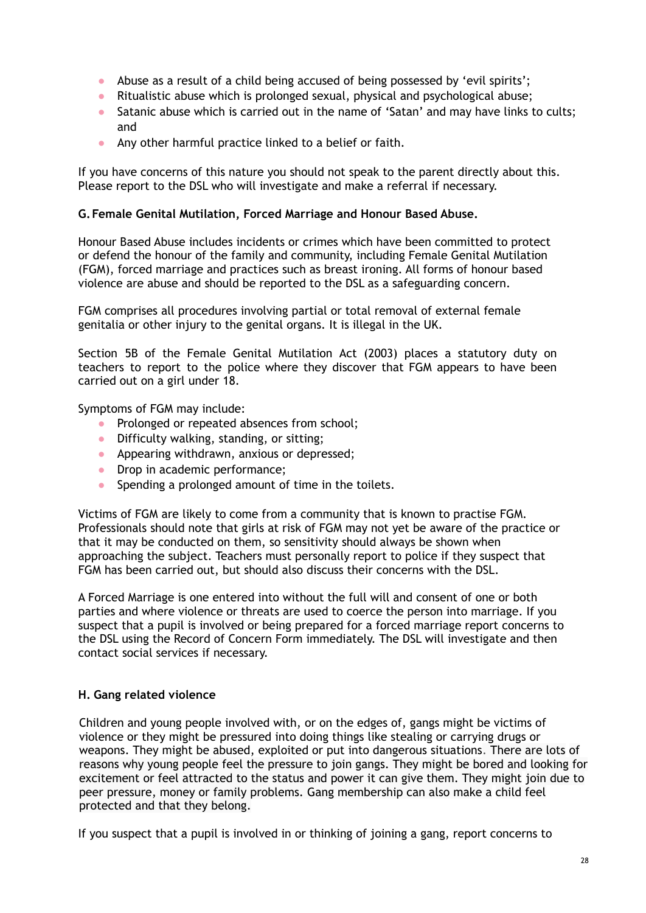- Abuse as a result of a child being accused of being possessed by 'evil spirits';
- Ritualistic abuse which is prolonged sexual, physical and psychological abuse;
- Satanic abuse which is carried out in the name of 'Satan' and may have links to cults; and
- Any other harmful practice linked to a belief or faith.

If you have concerns of this nature you should not speak to the parent directly about this. Please report to the DSL who will investigate and make a referral if necessary.

**G. Female Genital Mutilation, Forced Marriage and Honour Based Abuse.**

Honour Based Abuse includes incidents or crimes which have been committed to protect or defend the honour of the family and community, including Female Genital Mutilation (FGM), forced marriage and practices such as breast ironing. All forms of honour based violence are abuse and should be reported to the DSL as a safeguarding concern.

FGM comprises all procedures involving partial or total removal of external female genitalia or other injury to the genital organs. It is illegal in the UK.

Section 5B of the Female Genital Mutilation Act (2003) places a statutory duty on teachers to report to the police where they discover that FGM appears to have been carried out on a girl under 18.

Symptoms of FGM may include:

- Prolonged or repeated absences from school;
- Difficulty walking, standing, or sitting;
- Appearing withdrawn, anxious or depressed;
- Drop in academic performance;
- Spending a prolonged amount of time in the toilets.

Victims of FGM are likely to come from a community that is known to practise FGM. Professionals should note that girls at risk of FGM may not yet be aware of the practice or that it may be conducted on them, so sensitivity should always be shown when approaching the subject. Teachers must personally report to police if they suspect that FGM has been carried out, but should also discuss their concerns with the DSL.

A Forced Marriage is one entered into without the full will and consent of one or both parties and where violence or threats are used to coerce the person into marriage. If you suspect that a pupil is involved or being prepared for a forced marriage report concerns to the DSL using the Record of Concern Form immediately. The DSL will investigate and then contact social services if necessary.

**H. Gang related violence**

Children and young people involved with, or on the edges of, gangs might be victims of violence or they might be pressured into doing things like stealing or carrying drugs or weapons. They might be abused, exploited or put into dangerous situations. There are lots of reasons why young people feel the pressure to join gangs. They might be bored and looking for excitement or feel attracted to the status and power it can give them. They might join due to peer pressure, money or family problems. Gang membership can also make a child feel protected and that they belong.

If you suspect that a pupil is involved in or thinking of joining a gang, report concerns to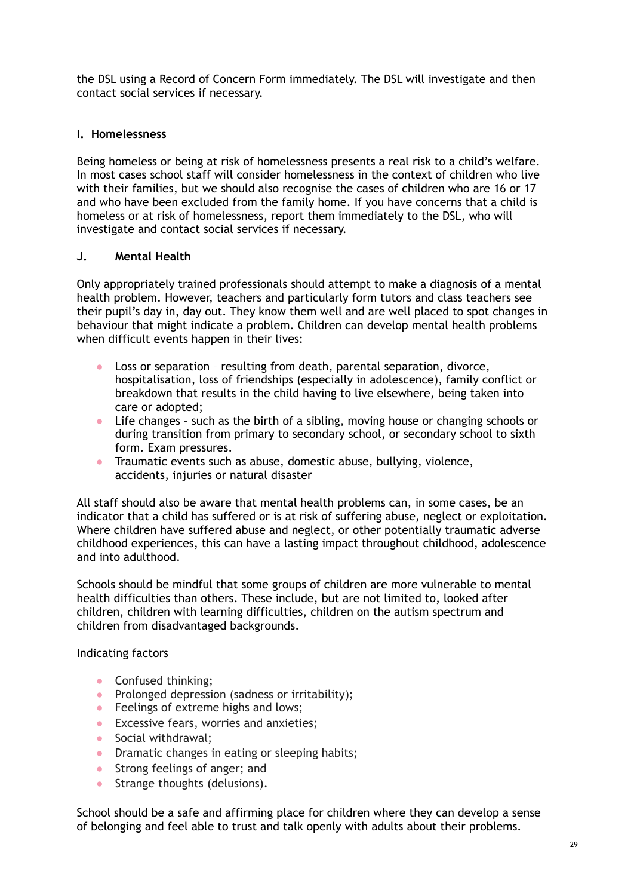the DSL using a Record of Concern Form immediately. The DSL will investigate and then contact social services if necessary.

### I. Homelessness

Being homeless or being at risk of homelessness presents a real risk to a child's welfare. In most cases school staff will consider homelessness in the context of children who live with their families, but we should also recognise the cases of children who are 16 or 17 and who have been excluded from the family home. If you have concerns that a child is homeless or at risk of homelessness, report them immediately to the DSL, who will investigate and contact social services if necessary.

### J. Mental Health

Only appropriately trained professionals should attempt to make a diagnosis of a mental health problem. However, teachers and particularly form tutors and class teachers see their pupil's day in, day out. They know them well and are well placed to spot changes in behaviour that might indicate a problem. Children can develop mental health problems when difficult events happen in their lives:

- Loss or separation – resulting from death, parental separation, divorce, hospitalisation, loss of friendships (especially in adolescence), family conflict or breakdown that results in the child having to live elsewhere, being taken into care or adopted;
- Life changes – such as the birth of a sibling, moving house or changing schools or during transition from primary to secondary school, or secondary school to sixth form. Exam pressures.
- Traumatic events such as abuse, domestic abuse, bullying, violence, accidents, injuries or natural disaster

All staff should also be aware that mental health problems can, in some cases, be an indicator that a child has suffered or is at risk of suffering abuse, neglect or exploitation. Where children have suffered abuse and neglect, or other potentially traumatic adverse childhood experiences, this can have a lasting impact throughout childhood, adolescence and into adulthood.

Schools should be mindful that some groups of children are more vulnerable to mental health difficulties than others. These include, but are not limited to, looked after children, children with learning difficulties, children on the autism spectrum and children from disadvantaged backgrounds.

Indicating factors

- Confused thinking;
- Prolonged depression (sadness or irritability);
- Feelings of extreme highs and lows;
- Excessive fears, worries and anxieties;
- Social withdrawal;
- Dramatic changes in eating or sleeping habits;
- Strong feelings of anger; and
- Strange thoughts (delusions).

School should be a safe and affirming place for children where they can develop a sense of belonging and feel able to trust and talk openly with adults about their problems.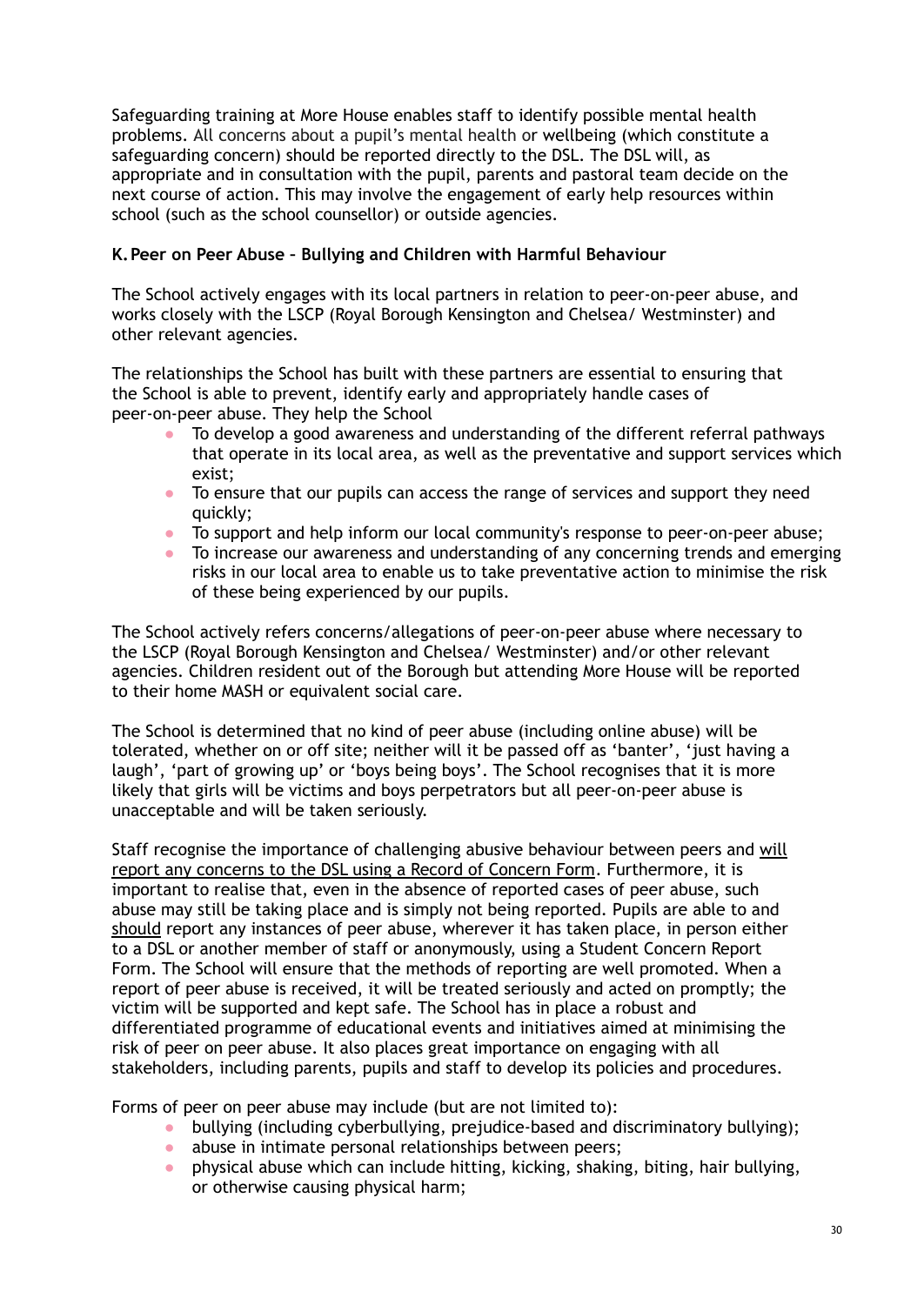Safeguarding training at More House enables staff to identify possible mental health problems. All concerns about a pupil's mental health or wellbeing (which constitute a safeguarding concern) should be reported directly to the DSL. The DSL will, as appropriate and in consultation with the pupil, parents and pastoral team decide on the next course of action. This may involve the engagement of early help resources within school (such as the school counsellor) or outside agencies.

### K. Peer on Peer Abuse – Bullying and Children with Harmful Behaviour

The School actively engages with its local partners in relation to peer-on-peer abuse, and works closely with the LSCP (Royal Borough Kensington and Chelsea/ Westminster) and other relevant agencies.

The relationships the School has built with these partners are essential to ensuring that the School is able to prevent, identify early and appropriately handle cases of peer-on-peer abuse. They help the School

- To develop a good awareness and understanding of the different referral pathways that operate in its local area, as well as the preventative and support services which exist;
- To ensure that our pupils can access the range of services and support they need quickly;
- To support and help inform our local community's response to peer-on-peer abuse;
- To increase our awareness and understanding of any concerning trends and emerging risks in our local area to enable us to take preventative action to minimise the risk of these being experienced by our pupils.

The School actively refers concerns/allegations of peer-on-peer abuse where necessary to the LSCP (Royal Borough Kensington and Chelsea/ Westminster) and/or other relevant agencies. Children resident out of the Borough but attending More House will be reported to their home MASH or equivalent social care.

The School is determined that no kind of peer abuse (including online abuse) will be tolerated, whether on or off site; neither will it be passed off as 'banter', 'just having a laugh', 'part of growing up' or 'boys being boys'. The School recognises that it is more likely that girls will be victims and boys perpetrators but all peer-on-peer abuse is unacceptable and will be taken seriously.

Staff recognise the importance of challenging abusive behaviour between peers and <u>will report any concerns to the DSL using a Record of Concern Form</u>. Furthermore, it is important to realise that, even in the absence of reported cases of peer abuse, such abuse may still be taking place and is simply not being reported. Pupils are able to and <u>should</u> report any instances of peer abuse, wherever it has taken place, in person either to a DSL or another member of staff or anonymously, using a Student Concern Report Form. The School will ensure that the methods of reporting are well promoted. When a report of peer abuse is received, it will be treated seriously and acted on promptly; the victim will be supported and kept safe. The School has in place a robust and differentiated programme of educational events and initiatives aimed at minimising the risk of peer on peer abuse. It also places great importance on engaging with all stakeholders, including parents, pupils and staff to develop its policies and procedures.

Forms of peer on peer abuse may include (but are not limited to):

- bullying (including cyberbullying, prejudice-based and discriminatory bullying);
- abuse in intimate personal relationships between peers;
- physical abuse which can include hitting, kicking, shaking, biting, hair bullying, or otherwise causing physical harm;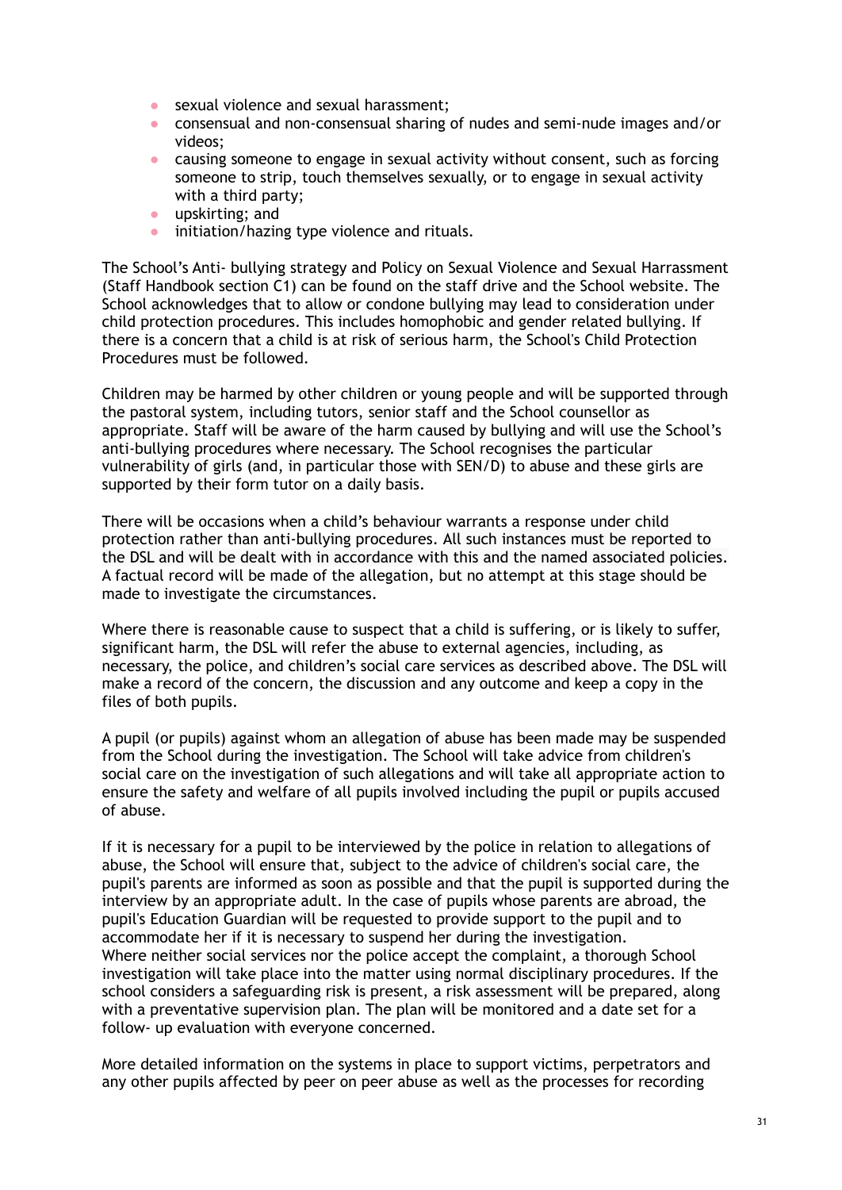- sexual violence and sexual harassment;
- consensual and non-consensual sharing of nudes and semi-nude images and/or videos;
- causing someone to engage in sexual activity without consent, such as forcing someone to strip, touch themselves sexually, or to engage in sexual activity with a third party;
- upskirting; and
- initiation/hazing type violence and rituals.

The School's Anti- bullying strategy and Policy on Sexual Violence and Sexual Harrassment (Staff Handbook section C1) can be found on the staff drive and the School website. The School acknowledges that to allow or condone bullying may lead to consideration under child protection procedures. This includes homophobic and gender related bullying. If there is a concern that a child is at risk of serious harm, the School's Child Protection Procedures must be followed.

Children may be harmed by other children or young people and will be supported through the pastoral system, including tutors, senior staff and the School counsellor as appropriate. Staff will be aware of the harm caused by bullying and will use the School's anti-bullying procedures where necessary. The School recognises the particular vulnerability of girls (and, in particular those with SEN/D) to abuse and these girls are supported by their form tutor on a daily basis.

There will be occasions when a child's behaviour warrants a response under child protection rather than anti-bullying procedures. All such instances must be reported to the DSL and will be dealt with in accordance with this and the named associated policies. A factual record will be made of the allegation, but no attempt at this stage should be made to investigate the circumstances.

Where there is reasonable cause to suspect that a child is suffering, or is likely to suffer, significant harm, the DSL will refer the abuse to external agencies, including, as necessary, the police, and children's social care services as described above. The DSL will make a record of the concern, the discussion and any outcome and keep a copy in the files of both pupils.

A pupil (or pupils) against whom an allegation of abuse has been made may be suspended from the School during the investigation. The School will take advice from children's social care on the investigation of such allegations and will take all appropriate action to ensure the safety and welfare of all pupils involved including the pupil or pupils accused of abuse.

If it is necessary for a pupil to be interviewed by the police in relation to allegations of abuse, the School will ensure that, subject to the advice of children's social care, the pupil's parents are informed as soon as possible and that the pupil is supported during the interview by an appropriate adult. In the case of pupils whose parents are abroad, the pupil's Education Guardian will be requested to provide support to the pupil and to accommodate her if it is necessary to suspend her during the investigation.
Where neither social services nor the police accept the complaint, a thorough School investigation will take place into the matter using normal disciplinary procedures. If the school considers a safeguarding risk is present, a risk assessment will be prepared, along with a preventative supervision plan. The plan will be monitored and a date set for a follow- up evaluation with everyone concerned.

More detailed information on the systems in place to support victims, perpetrators and any other pupils affected by peer on peer abuse as well as the processes for recording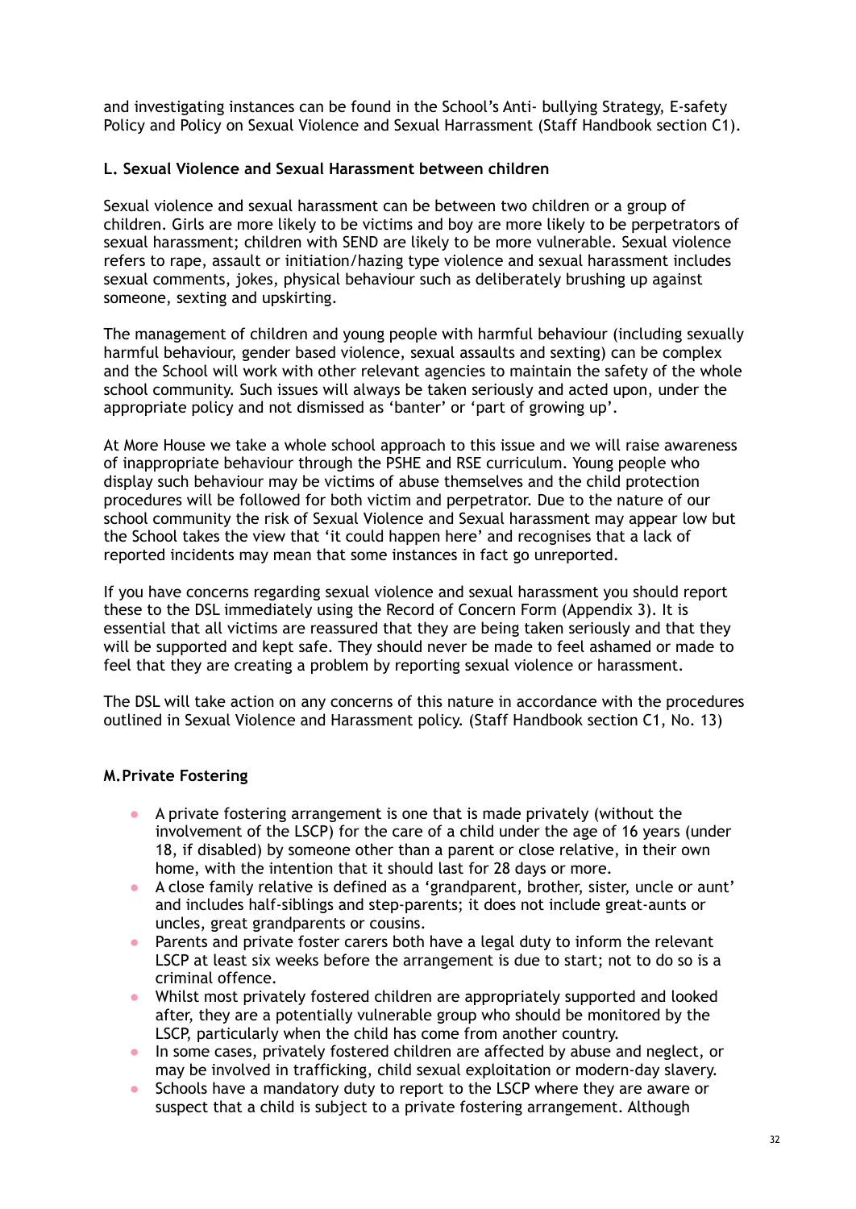and investigating instances can be found in the School's Anti- bullying Strategy, E-safety Policy and Policy on Sexual Violence and Sexual Harrassment (Staff Handbook section C1).

### L. Sexual Violence and Sexual Harassment between children

Sexual violence and sexual harassment can be between two children or a group of children. Girls are more likely to be victims and boy are more likely to be perpetrators of sexual harassment; children with SEND are likely to be more vulnerable. Sexual violence refers to rape, assault or initiation/hazing type violence and sexual harassment includes sexual comments, jokes, physical behaviour such as deliberately brushing up against someone, sexting and upskirting.

The management of children and young people with harmful behaviour (including sexually harmful behaviour, gender based violence, sexual assaults and sexting) can be complex and the School will work with other relevant agencies to maintain the safety of the whole school community. Such issues will always be taken seriously and acted upon, under the appropriate policy and not dismissed as 'banter' or 'part of growing up'.

At More House we take a whole school approach to this issue and we will raise awareness of inappropriate behaviour through the PSHE and RSE curriculum. Young people who display such behaviour may be victims of abuse themselves and the child protection procedures will be followed for both victim and perpetrator. Due to the nature of our school community the risk of Sexual Violence and Sexual harassment may appear low but the School takes the view that 'it could happen here' and recognises that a lack of reported incidents may mean that some instances in fact go unreported.

If you have concerns regarding sexual violence and sexual harassment you should report these to the DSL immediately using the Record of Concern Form (Appendix 3). It is essential that all victims are reassured that they are being taken seriously and that they will be supported and kept safe. They should never be made to feel ashamed or made to feel that they are creating a problem by reporting sexual violence or harassment.

The DSL will take action on any concerns of this nature in accordance with the procedures outlined in Sexual Violence and Harassment policy. (Staff Handbook section C1, No. 13)

### M. Private Fostering

- A private fostering arrangement is one that is made privately (without the involvement of the LSCP) for the care of a child under the age of 16 years (under 18, if disabled) by someone other than a parent or close relative, in their own home, with the intention that it should last for 28 days or more.
- A close family relative is defined as a 'grandparent, brother, sister, uncle or aunt' and includes half-siblings and step-parents; it does not include great-aunts or uncles, great grandparents or cousins.
- Parents and private foster carers both have a legal duty to inform the relevant LSCP at least six weeks before the arrangement is due to start; not to do so is a criminal offence.
- Whilst most privately fostered children are appropriately supported and looked after, they are a potentially vulnerable group who should be monitored by the LSCP, particularly when the child has come from another country.
- In some cases, privately fostered children are affected by abuse and neglect, or may be involved in trafficking, child sexual exploitation or modern-day slavery.
- Schools have a mandatory duty to report to the LSCP where they are aware or suspect that a child is subject to a private fostering arrangement. Although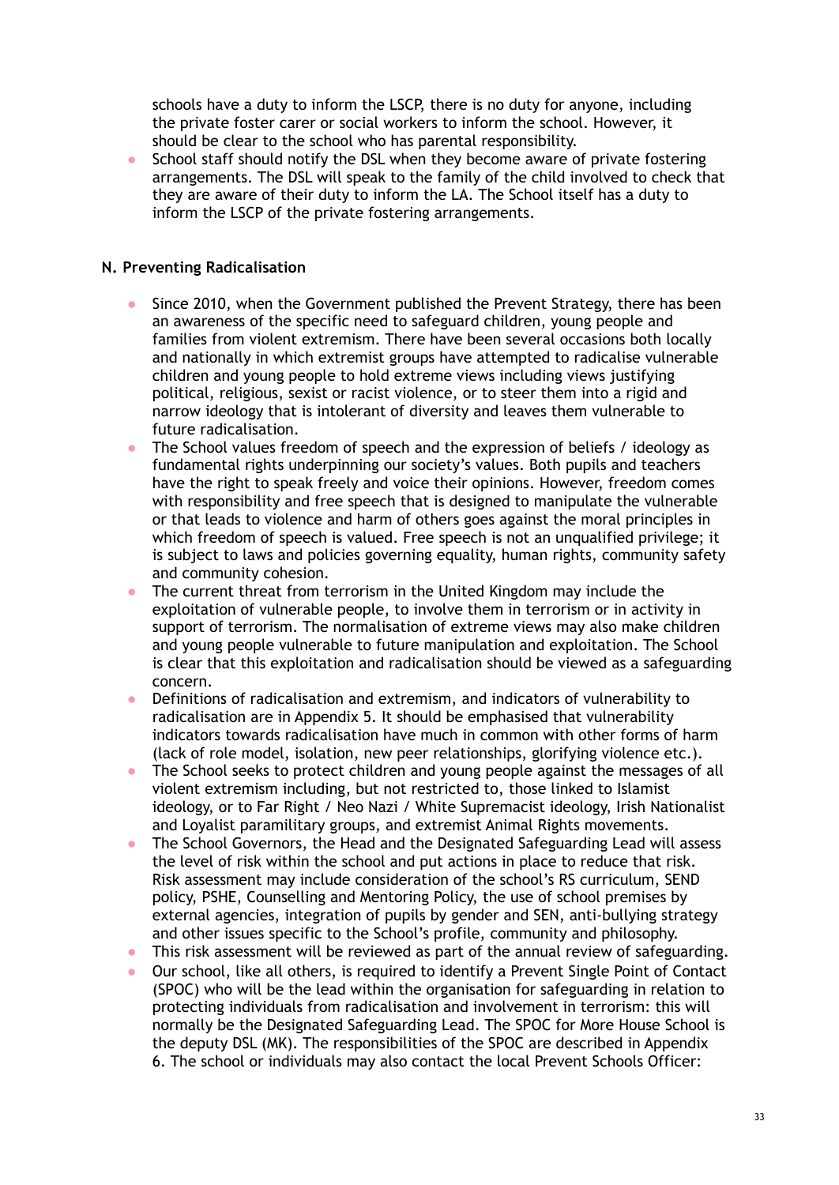schools have a duty to inform the LSCP, there is no duty for anyone, including the private foster carer or social workers to inform the school. However, it should be clear to the school who has parental responsibility.

- School staff should notify the DSL when they become aware of private fostering arrangements. The DSL will speak to the family of the child involved to check that they are aware of their duty to inform the LA. The School itself has a duty to inform the LSCP of the private fostering arrangements.

**N. Preventing Radicalisation**

- Since 2010, when the Government published the Prevent Strategy, there has been an awareness of the specific need to safeguard children, young people and families from violent extremism. There have been several occasions both locally and nationally in which extremist groups have attempted to radicalise vulnerable children and young people to hold extreme views including views justifying political, religious, sexist or racist violence, or to steer them into a rigid and narrow ideology that is intolerant of diversity and leaves them vulnerable to future radicalisation.
- The School values freedom of speech and the expression of beliefs / ideology as fundamental rights underpinning our society's values. Both pupils and teachers have the right to speak freely and voice their opinions. However, freedom comes with responsibility and free speech that is designed to manipulate the vulnerable or that leads to violence and harm of others goes against the moral principles in which freedom of speech is valued. Free speech is not an unqualified privilege; it is subject to laws and policies governing equality, human rights, community safety and community cohesion.
- The current threat from terrorism in the United Kingdom may include the exploitation of vulnerable people, to involve them in terrorism or in activity in support of terrorism. The normalisation of extreme views may also make children and young people vulnerable to future manipulation and exploitation. The School is clear that this exploitation and radicalisation should be viewed as a safeguarding concern.
- Definitions of radicalisation and extremism, and indicators of vulnerability to radicalisation are in Appendix 5. It should be emphasised that vulnerability indicators towards radicalisation have much in common with other forms of harm (lack of role model, isolation, new peer relationships, glorifying violence etc.).
- The School seeks to protect children and young people against the messages of all violent extremism including, but not restricted to, those linked to Islamist ideology, or to Far Right / Neo Nazi / White Supremacist ideology, Irish Nationalist and Loyalist paramilitary groups, and extremist Animal Rights movements.
- The School Governors, the Head and the Designated Safeguarding Lead will assess the level of risk within the school and put actions in place to reduce that risk. Risk assessment may include consideration of the school's RS curriculum, SEND policy, PSHE, Counselling and Mentoring Policy, the use of school premises by external agencies, integration of pupils by gender and SEN, anti-bullying strategy and other issues specific to the School's profile, community and philosophy.
- This risk assessment will be reviewed as part of the annual review of safeguarding.
- Our school, like all others, is required to identify a Prevent Single Point of Contact (SPOC) who will be the lead within the organisation for safeguarding in relation to protecting individuals from radicalisation and involvement in terrorism: this will normally be the Designated Safeguarding Lead. The SPOC for More House School is the deputy DSL (MK). The responsibilities of the SPOC are described in Appendix 6. The school or individuals may also contact the local Prevent Schools Officer: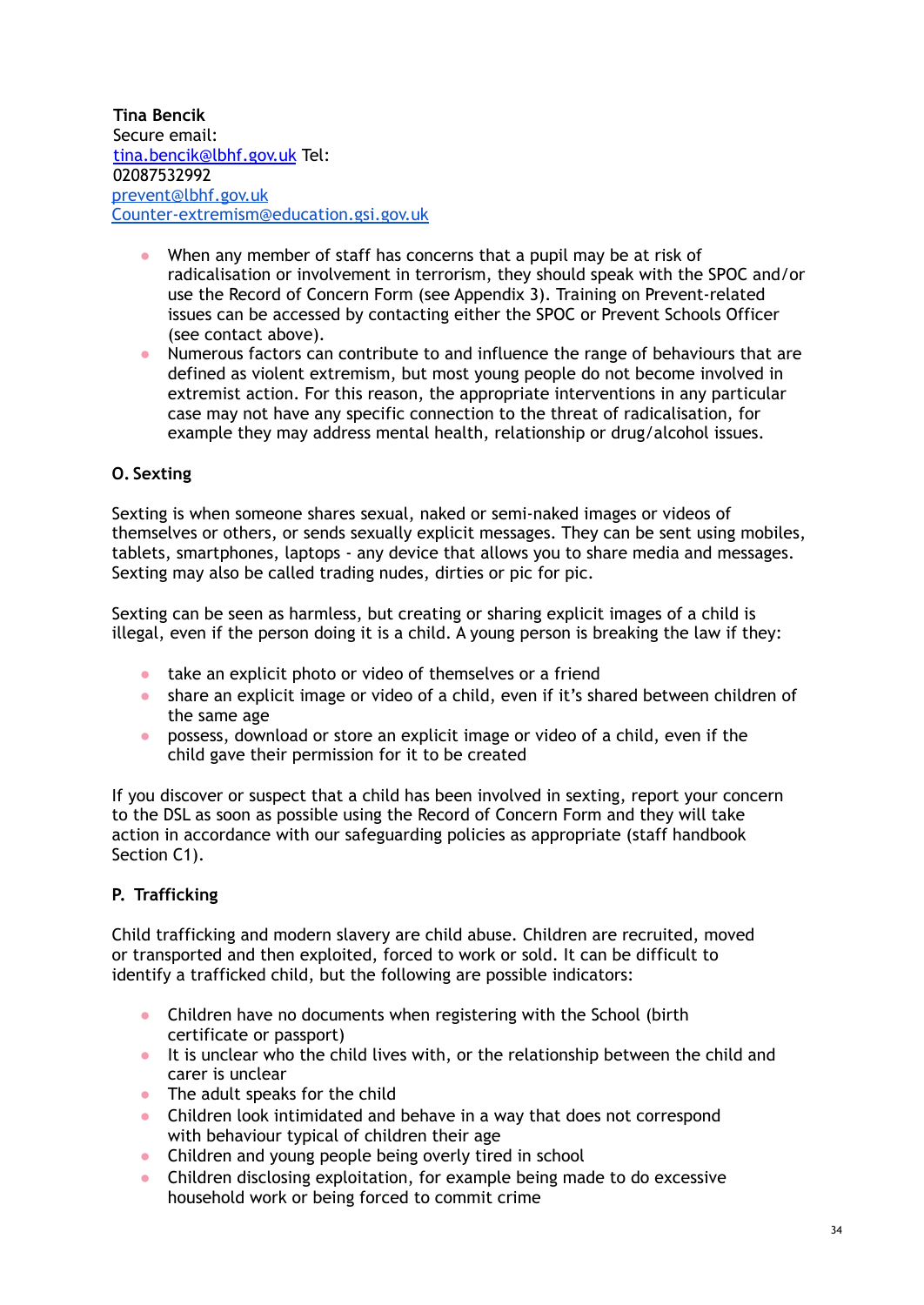**Tina Bencik**
Secure email:
tina.bencik@lbhf.gov.uk Tel:
02087532992
prevent@lbhf.gov.uk
Counter-extremism@education.gsi.gov.uk

- When any member of staff has concerns that a pupil may be at risk of radicalisation or involvement in terrorism, they should speak with the SPOC and/or use the Record of Concern Form (see Appendix 3). Training on Prevent-related issues can be accessed by contacting either the SPOC or Prevent Schools Officer (see contact above).
- Numerous factors can contribute to and influence the range of behaviours that are defined as violent extremism, but most young people do not become involved in extremist action. For this reason, the appropriate interventions in any particular case may not have any specific connection to the threat of radicalisation, for example they may address mental health, relationship or drug/alcohol issues.

### O. Sexting

Sexting is when someone shares sexual, naked or semi-naked images or videos of themselves or others, or sends sexually explicit messages. They can be sent using mobiles, tablets, smartphones, laptops - any device that allows you to share media and messages. Sexting may also be called trading nudes, dirties or pic for pic.

Sexting can be seen as harmless, but creating or sharing explicit images of a child is illegal, even if the person doing it is a child. A young person is breaking the law if they:

- take an explicit photo or video of themselves or a friend
- share an explicit image or video of a child, even if it's shared between children of the same age
- possess, download or store an explicit image or video of a child, even if the child gave their permission for it to be created

If you discover or suspect that a child has been involved in sexting, report your concern to the DSL as soon as possible using the Record of Concern Form and they will take action in accordance with our safeguarding policies as appropriate (staff handbook Section C1).

### P. Trafficking

Child trafficking and modern slavery are child abuse. Children are recruited, moved or transported and then exploited, forced to work or sold. It can be difficult to identify a trafficked child, but the following are possible indicators:

- Children have no documents when registering with the School (birth certificate or passport)
- It is unclear who the child lives with, or the relationship between the child and carer is unclear
- The adult speaks for the child
- Children look intimidated and behave in a way that does not correspond with behaviour typical of children their age
- Children and young people being overly tired in school
- Children disclosing exploitation, for example being made to do excessive household work or being forced to commit crime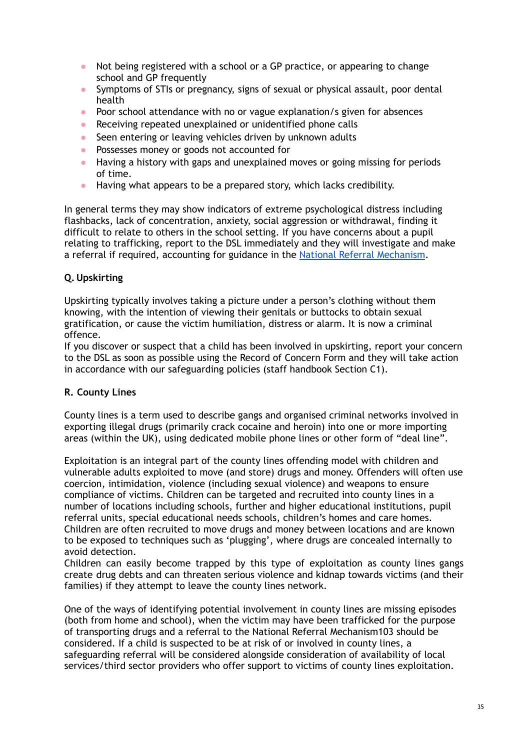- Not being registered with a school or a GP practice, or appearing to change school and GP frequently
- Symptoms of STIs or pregnancy, signs of sexual or physical assault, poor dental health
- Poor school attendance with no or vague explanation/s given for absences
- Receiving repeated unexplained or unidentified phone calls
- Seen entering or leaving vehicles driven by unknown adults
- Possesses money or goods not accounted for
- Having a history with gaps and unexplained moves or going missing for periods of time.
- Having what appears to be a prepared story, which lacks credibility.

In general terms they may show indicators of extreme psychological distress including flashbacks, lack of concentration, anxiety, social aggression or withdrawal, finding it difficult to relate to others in the school setting. If you have concerns about a pupil relating to trafficking, report to the DSL immediately and they will investigate and make a referral if required, accounting for guidance in the [National Referral Mechanism](#).

**Q. Upskirting**

Upskirting typically involves taking a picture under a person's clothing without them knowing, with the intention of viewing their genitals or buttocks to obtain sexual gratification, or cause the victim humiliation, distress or alarm. It is now a criminal offence.
If you discover or suspect that a child has been involved in upskirting, report your concern to the DSL as soon as possible using the Record of Concern Form and they will take action in accordance with our safeguarding policies (staff handbook Section C1).

**R. County Lines**

County lines is a term used to describe gangs and organised criminal networks involved in exporting illegal drugs (primarily crack cocaine and heroin) into one or more importing areas (within the UK), using dedicated mobile phone lines or other form of "deal line".

Exploitation is an integral part of the county lines offending model with children and vulnerable adults exploited to move (and store) drugs and money. Offenders will often use coercion, intimidation, violence (including sexual violence) and weapons to ensure compliance of victims. Children can be targeted and recruited into county lines in a number of locations including schools, further and higher educational institutions, pupil referral units, special educational needs schools, children's homes and care homes. Children are often recruited to move drugs and money between locations and are known to be exposed to techniques such as 'plugging', where drugs are concealed internally to avoid detection.
Children can easily become trapped by this type of exploitation as county lines gangs create drug debts and can threaten serious violence and kidnap towards victims (and their families) if they attempt to leave the county lines network.

One of the ways of identifying potential involvement in county lines are missing episodes (both from home and school), when the victim may have been trafficked for the purpose of transporting drugs and a referral to the National Referral Mechanism103 should be considered. If a child is suspected to be at risk of or involved in county lines, a safeguarding referral will be considered alongside consideration of availability of local services/third sector providers who offer support to victims of county lines exploitation.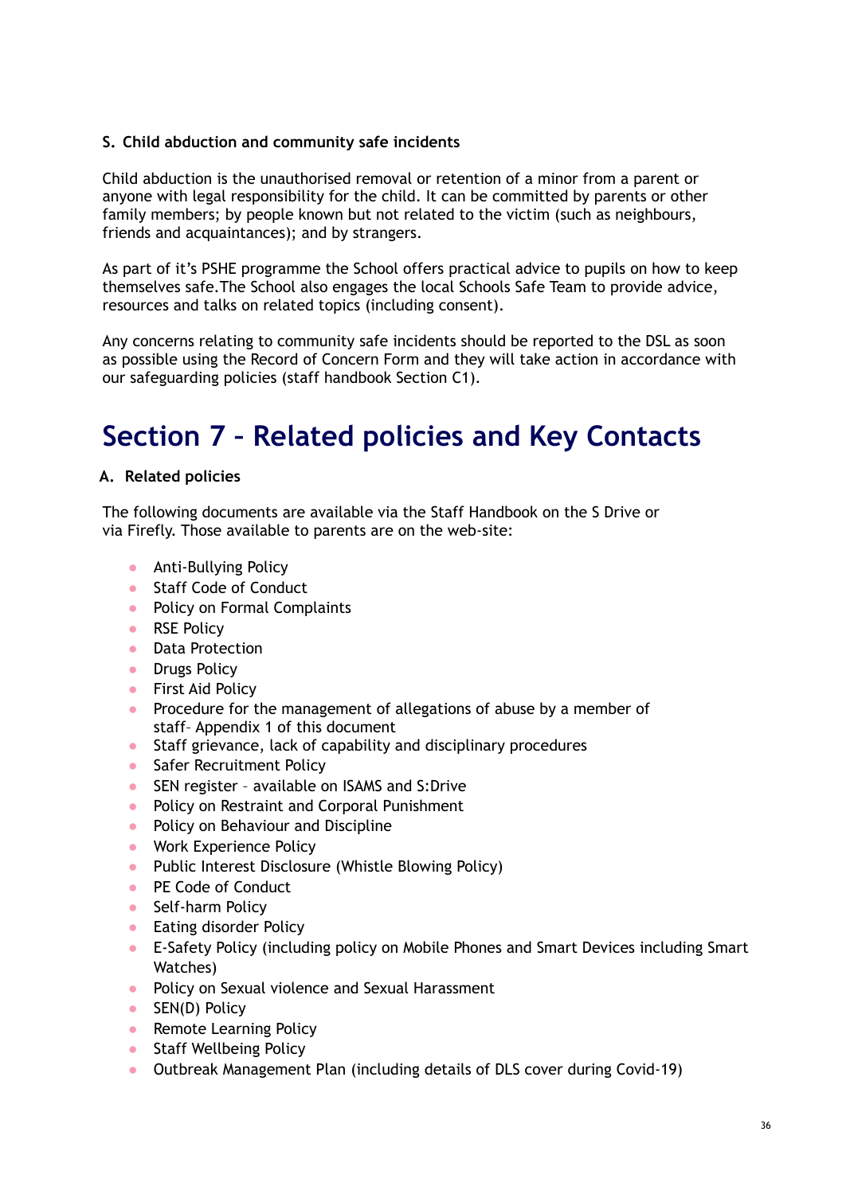### S. Child abduction and community safe incidents

Child abduction is the unauthorised removal or retention of a minor from a parent or anyone with legal responsibility for the child. It can be committed by parents or other family members; by people known but not related to the victim (such as neighbours, friends and acquaintances); and by strangers.

As part of it's PSHE programme the School offers practical advice to pupils on how to keep themselves safe.The School also engages the local Schools Safe Team to provide advice, resources and talks on related topics (including consent).

Any concerns relating to community safe incidents should be reported to the DSL as soon as possible using the Record of Concern Form and they will take action in accordance with our safeguarding policies (staff handbook Section C1).

# Section 7 – Related policies and Key Contacts

### A. Related policies

The following documents are available via the Staff Handbook on the S Drive or via Firefly. Those available to parents are on the web-site:

- Anti-Bullying Policy
- Staff Code of Conduct
- Policy on Formal Complaints
- RSE Policy
- Data Protection
- Drugs Policy
- First Aid Policy
- Procedure for the management of allegations of abuse by a member of staff– Appendix 1 of this document
- Staff grievance, lack of capability and disciplinary procedures
- Safer Recruitment Policy
- SEN register – available on ISAMS and S:Drive
- Policy on Restraint and Corporal Punishment
- Policy on Behaviour and Discipline
- Work Experience Policy
- Public Interest Disclosure (Whistle Blowing Policy)
- PE Code of Conduct
- Self-harm Policy
- Eating disorder Policy
- E-Safety Policy (including policy on Mobile Phones and Smart Devices including Smart Watches)
- Policy on Sexual violence and Sexual Harassment
- SEN(D) Policy
- Remote Learning Policy
- Staff Wellbeing Policy
- Outbreak Management Plan (including details of DLS cover during Covid-19)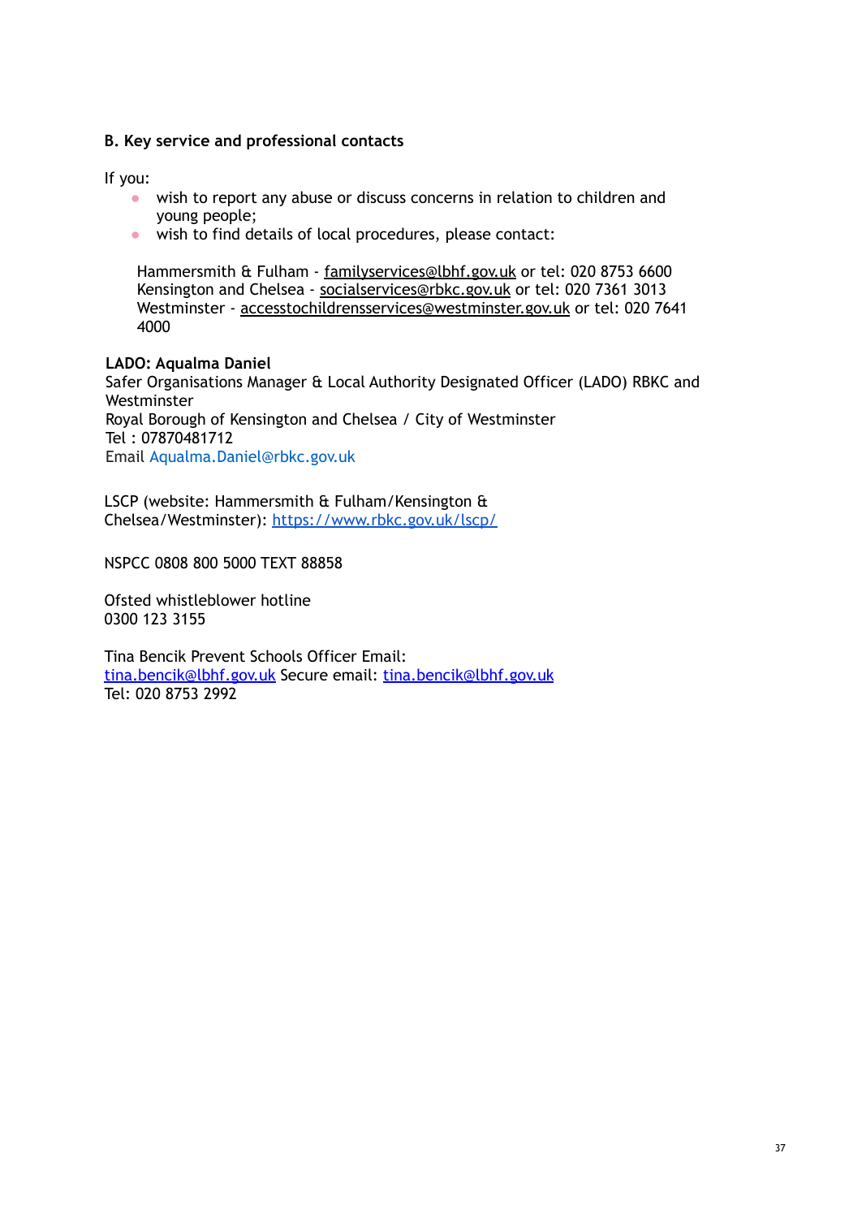### B. Key service and professional contacts

If you:

- wish to report any abuse or discuss concerns in relation to children and young people;
- wish to find details of local procedures, please contact:

Hammersmith & Fulham - familyservices@lbhf.gov.uk or tel: 020 8753 6600
Kensington and Chelsea - socialservices@rbkc.gov.uk or tel: 020 7361 3013
Westminster - accesstochildrensservices@westminster.gov.uk or tel: 020 7641 4000

**LADO: Aqualma Daniel**
Safer Organisations Manager & Local Authority Designated Officer (LADO) RBKC and Westminster
Royal Borough of Kensington and Chelsea / City of Westminster
Tel : 07870481712
Email Aqualma.Daniel@rbkc.gov.uk

LSCP (website: Hammersmith & Fulham/Kensington & Chelsea/Westminster): https://www.rbkc.gov.uk/lscp/

NSPCC 0808 800 5000 TEXT 88858

Ofsted whistleblower hotline
0300 123 3155

Tina Bencik Prevent Schools Officer Email:
tina.bencik@lbhf.gov.uk Secure email: tina.bencik@lbhf.gov.uk
Tel: 020 8753 2992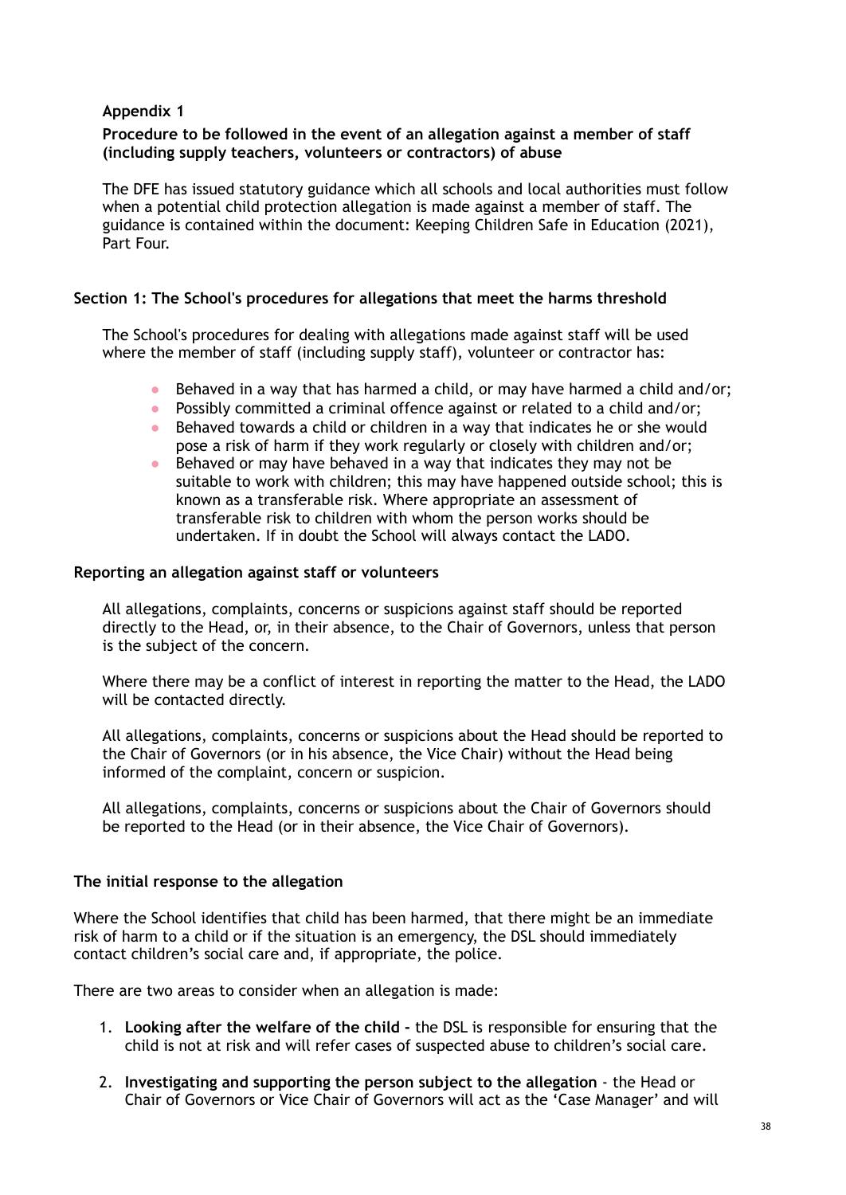## Appendix 1

**Procedure to be followed in the event of an allegation against a member of staff (including supply teachers, volunteers or contractors) of abuse**

The DFE has issued statutory guidance which all schools and local authorities must follow when a potential child protection allegation is made against a member of staff. The guidance is contained within the document: Keeping Children Safe in Education (2021), Part Four.

### Section 1: The School's procedures for allegations that meet the harms threshold

The School's procedures for dealing with allegations made against staff will be used where the member of staff (including supply staff), volunteer or contractor has:

- Behaved in a way that has harmed a child, or may have harmed a child and/or;
- Possibly committed a criminal offence against or related to a child and/or;
- Behaved towards a child or children in a way that indicates he or she would pose a risk of harm if they work regularly or closely with children and/or;
- Behaved or may have behaved in a way that indicates they may not be suitable to work with children; this may have happened outside school; this is known as a transferable risk. Where appropriate an assessment of transferable risk to children with whom the person works should be undertaken. If in doubt the School will always contact the LADO.

### Reporting an allegation against staff or volunteers

All allegations, complaints, concerns or suspicions against staff should be reported directly to the Head, or, in their absence, to the Chair of Governors, unless that person is the subject of the concern.

Where there may be a conflict of interest in reporting the matter to the Head, the LADO will be contacted directly.

All allegations, complaints, concerns or suspicions about the Head should be reported to the Chair of Governors (or in his absence, the Vice Chair) without the Head being informed of the complaint, concern or suspicion.

All allegations, complaints, concerns or suspicions about the Chair of Governors should be reported to the Head (or in their absence, the Vice Chair of Governors).

### The initial response to the allegation

Where the School identifies that child has been harmed, that there might be an immediate risk of harm to a child or if the situation is an emergency, the DSL should immediately contact children's social care and, if appropriate, the police.

There are two areas to consider when an allegation is made:

1. **Looking after the welfare of the child -** the DSL is responsible for ensuring that the child is not at risk and will refer cases of suspected abuse to children's social care.
2. **Investigating and supporting the person subject to the allegation** - the Head or Chair of Governors or Vice Chair of Governors will act as the 'Case Manager' and will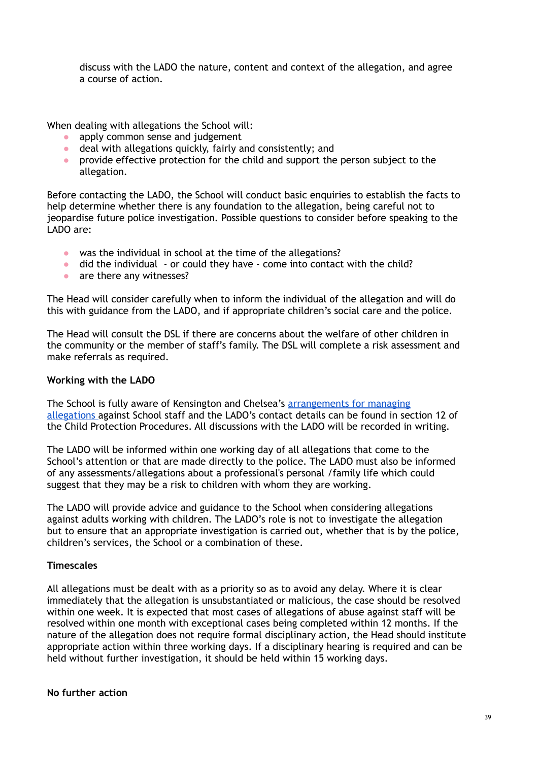discuss with the LADO the nature, content and context of the allegation, and agree a course of action.

When dealing with allegations the School will:

- apply common sense and judgement
- deal with allegations quickly, fairly and consistently; and
- provide effective protection for the child and support the person subject to the allegation.

Before contacting the LADO, the School will conduct basic enquiries to establish the facts to help determine whether there is any foundation to the allegation, being careful not to jeopardise future police investigation. Possible questions to consider before speaking to the LADO are:

- was the individual in school at the time of the allegations?
- did the individual - or could they have - come into contact with the child?
- are there any witnesses?

The Head will consider carefully when to inform the individual of the allegation and will do this with guidance from the LADO, and if appropriate children's social care and the police.

The Head will consult the DSL if there are concerns about the welfare of other children in the community or the member of staff's family. The DSL will complete a risk assessment and make referrals as required.

**Working with the LADO**

The School is fully aware of Kensington and Chelsea's arrangements for managing allegations against School staff and the LADO's contact details can be found in section 12 of the Child Protection Procedures. All discussions with the LADO will be recorded in writing.

The LADO will be informed within one working day of all allegations that come to the School's attention or that are made directly to the police. The LADO must also be informed of any assessments/allegations about a professional's personal /family life which could suggest that they may be a risk to children with whom they are working.

The LADO will provide advice and guidance to the School when considering allegations against adults working with children. The LADO's role is not to investigate the allegation but to ensure that an appropriate investigation is carried out, whether that is by the police, children's services, the School or a combination of these.

**Timescales**

All allegations must be dealt with as a priority so as to avoid any delay. Where it is clear immediately that the allegation is unsubstantiated or malicious, the case should be resolved within one week. It is expected that most cases of allegations of abuse against staff will be resolved within one month with exceptional cases being completed within 12 months. If the nature of the allegation does not require formal disciplinary action, the Head should institute appropriate action within three working days. If a disciplinary hearing is required and can be held without further investigation, it should be held within 15 working days.

**No further action**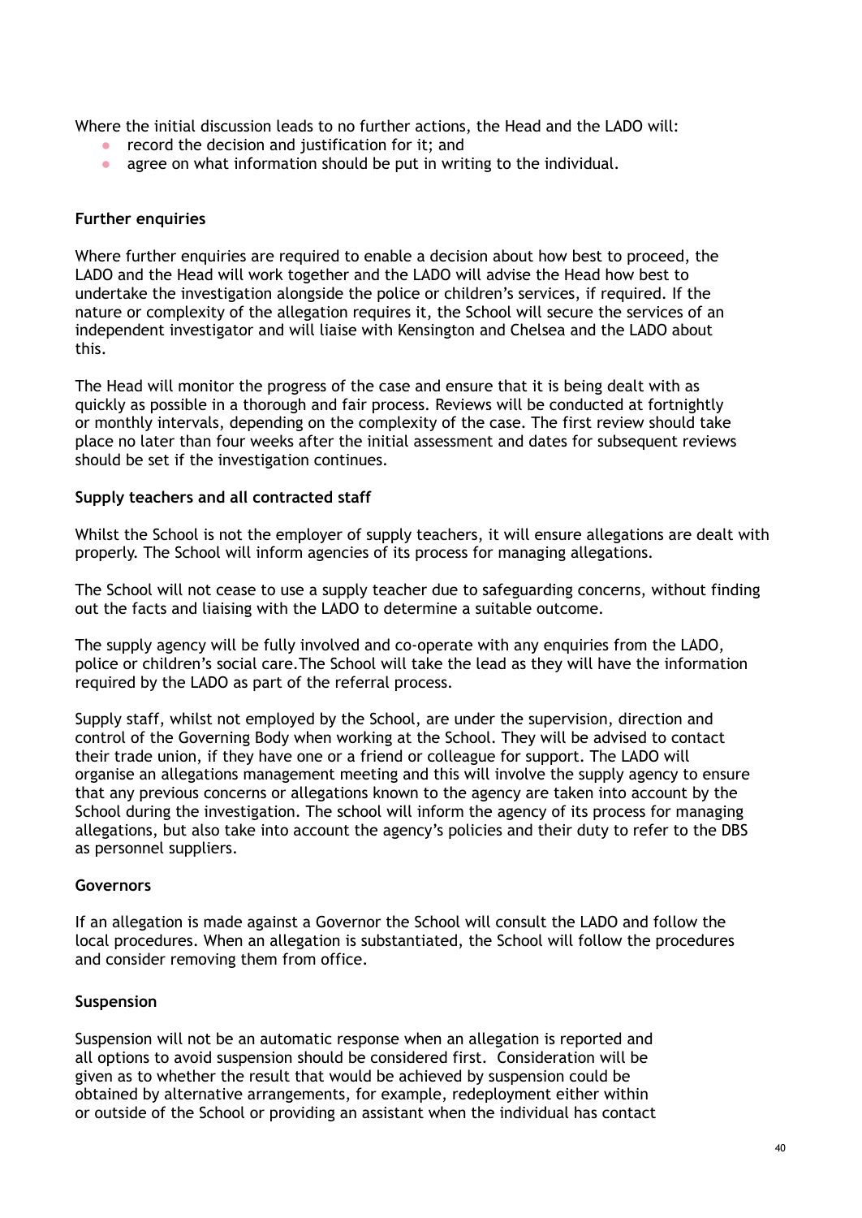Where the initial discussion leads to no further actions, the Head and the LADO will:

- record the decision and justification for it; and
- agree on what information should be put in writing to the individual.

**Further enquiries**

Where further enquiries are required to enable a decision about how best to proceed, the LADO and the Head will work together and the LADO will advise the Head how best to undertake the investigation alongside the police or children's services, if required. If the nature or complexity of the allegation requires it, the School will secure the services of an independent investigator and will liaise with Kensington and Chelsea and the LADO about this.

The Head will monitor the progress of the case and ensure that it is being dealt with as quickly as possible in a thorough and fair process. Reviews will be conducted at fortnightly or monthly intervals, depending on the complexity of the case. The first review should take place no later than four weeks after the initial assessment and dates for subsequent reviews should be set if the investigation continues.

**Supply teachers and all contracted staff**

Whilst the School is not the employer of supply teachers, it will ensure allegations are dealt with properly. The School will inform agencies of its process for managing allegations.

The School will not cease to use a supply teacher due to safeguarding concerns, without finding out the facts and liaising with the LADO to determine a suitable outcome.

The supply agency will be fully involved and co-operate with any enquiries from the LADO, police or children's social care.The School will take the lead as they will have the information required by the LADO as part of the referral process.

Supply staff, whilst not employed by the School, are under the supervision, direction and control of the Governing Body when working at the School. They will be advised to contact their trade union, if they have one or a friend or colleague for support. The LADO will organise an allegations management meeting and this will involve the supply agency to ensure that any previous concerns or allegations known to the agency are taken into account by the School during the investigation. The school will inform the agency of its process for managing allegations, but also take into account the agency's policies and their duty to refer to the DBS as personnel suppliers.

**Governors**

If an allegation is made against a Governor the School will consult the LADO and follow the local procedures. When an allegation is substantiated, the School will follow the procedures and consider removing them from office.

**Suspension**

Suspension will not be an automatic response when an allegation is reported and all options to avoid suspension should be considered first. Consideration will be given as to whether the result that would be achieved by suspension could be obtained by alternative arrangements, for example, redeployment either within or outside of the School or providing an assistant when the individual has contact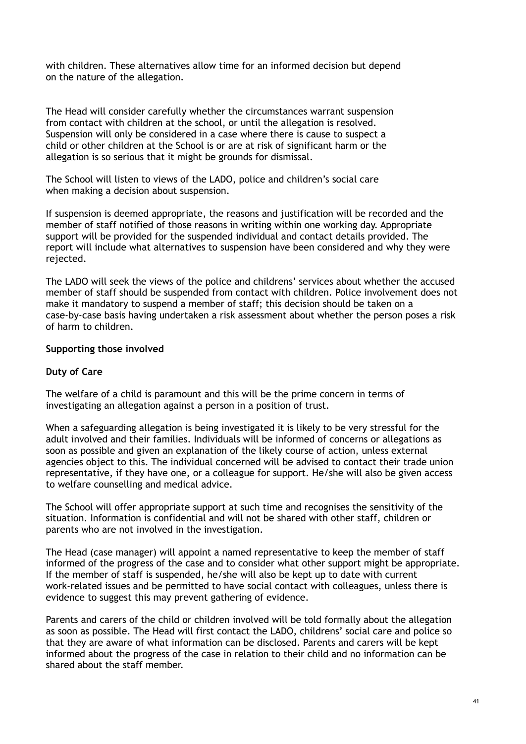with children. These alternatives allow time for an informed decision but depend on the nature of the allegation.

The Head will consider carefully whether the circumstances warrant suspension from contact with children at the school, or until the allegation is resolved. Suspension will only be considered in a case where there is cause to suspect a child or other children at the School is or are at risk of significant harm or the allegation is so serious that it might be grounds for dismissal.

The School will listen to views of the LADO, police and children's social care when making a decision about suspension.

If suspension is deemed appropriate, the reasons and justification will be recorded and the member of staff notified of those reasons in writing within one working day. Appropriate support will be provided for the suspended individual and contact details provided. The report will include what alternatives to suspension have been considered and why they were rejected.

The LADO will seek the views of the police and childrens' services about whether the accused member of staff should be suspended from contact with children. Police involvement does not make it mandatory to suspend a member of staff; this decision should be taken on a case-by-case basis having undertaken a risk assessment about whether the person poses a risk of harm to children.

**Supporting those involved**

**Duty of Care**

The welfare of a child is paramount and this will be the prime concern in terms of investigating an allegation against a person in a position of trust.

When a safeguarding allegation is being investigated it is likely to be very stressful for the adult involved and their families. Individuals will be informed of concerns or allegations as soon as possible and given an explanation of the likely course of action, unless external agencies object to this. The individual concerned will be advised to contact their trade union representative, if they have one, or a colleague for support. He/she will also be given access to welfare counselling and medical advice.

The School will offer appropriate support at such time and recognises the sensitivity of the situation. Information is confidential and will not be shared with other staff, children or parents who are not involved in the investigation.

The Head (case manager) will appoint a named representative to keep the member of staff informed of the progress of the case and to consider what other support might be appropriate. If the member of staff is suspended, he/she will also be kept up to date with current work-related issues and be permitted to have social contact with colleagues, unless there is evidence to suggest this may prevent gathering of evidence.

Parents and carers of the child or children involved will be told formally about the allegation as soon as possible. The Head will first contact the LADO, childrens' social care and police so that they are aware of what information can be disclosed. Parents and carers will be kept informed about the progress of the case in relation to their child and no information can be shared about the staff member.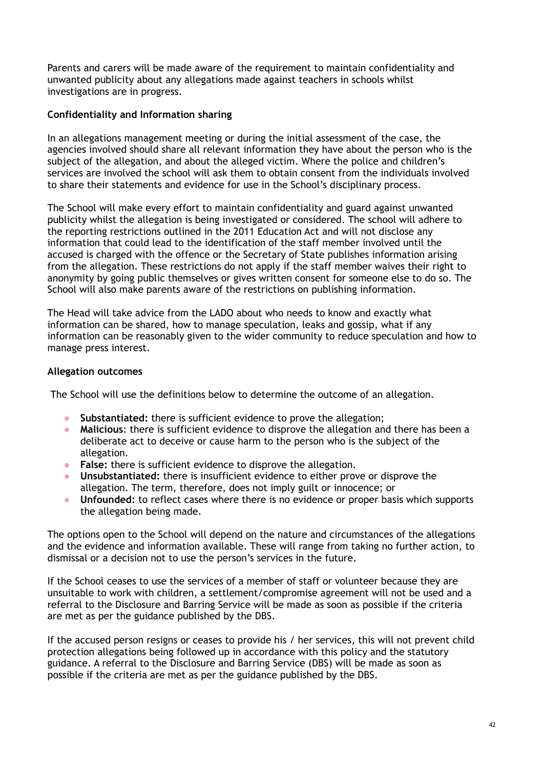Parents and carers will be made aware of the requirement to maintain confidentiality and unwanted publicity about any allegations made against teachers in schools whilst investigations are in progress.

**Confidentiality and Information sharing**

In an allegations management meeting or during the initial assessment of the case, the agencies involved should share all relevant information they have about the person who is the subject of the allegation, and about the alleged victim. Where the police and children's services are involved the school will ask them to obtain consent from the individuals involved to share their statements and evidence for use in the School's disciplinary process.

The School will make every effort to maintain confidentiality and guard against unwanted publicity whilst the allegation is being investigated or considered. The school will adhere to the reporting restrictions outlined in the 2011 Education Act and will not disclose any information that could lead to the identification of the staff member involved until the accused is charged with the offence or the Secretary of State publishes information arising from the allegation. These restrictions do not apply if the staff member waives their right to anonymity by going public themselves or gives written consent for someone else to do so. The School will also make parents aware of the restrictions on publishing information.

The Head will take advice from the LADO about who needs to know and exactly what information can be shared, how to manage speculation, leaks and gossip, what if any information can be reasonably given to the wider community to reduce speculation and how to manage press interest.

**Allegation outcomes**

The School will use the definitions below to determine the outcome of an allegation.

- **Substantiated:** there is sufficient evidence to prove the allegation;
- **Malicious**: there is sufficient evidence to disprove the allegation and there has been a deliberate act to deceive or cause harm to the person who is the subject of the allegation.
- **False:** there is sufficient evidence to disprove the allegation.
- **Unsubstantiated:** there is insufficient evidence to either prove or disprove the allegation. The term, therefore, does not imply guilt or innocence; or
- **Unfounded:** to reflect cases where there is no evidence or proper basis which supports the allegation being made.

The options open to the School will depend on the nature and circumstances of the allegations and the evidence and information available. These will range from taking no further action, to dismissal or a decision not to use the person's services in the future.

If the School ceases to use the services of a member of staff or volunteer because they are unsuitable to work with children, a settlement/compromise agreement will not be used and a referral to the Disclosure and Barring Service will be made as soon as possible if the criteria are met as per the guidance published by the DBS.

If the accused person resigns or ceases to provide his / her services, this will not prevent child protection allegations being followed up in accordance with this policy and the statutory guidance. A referral to the Disclosure and Barring Service (DBS) will be made as soon as possible if the criteria are met as per the guidance published by the DBS.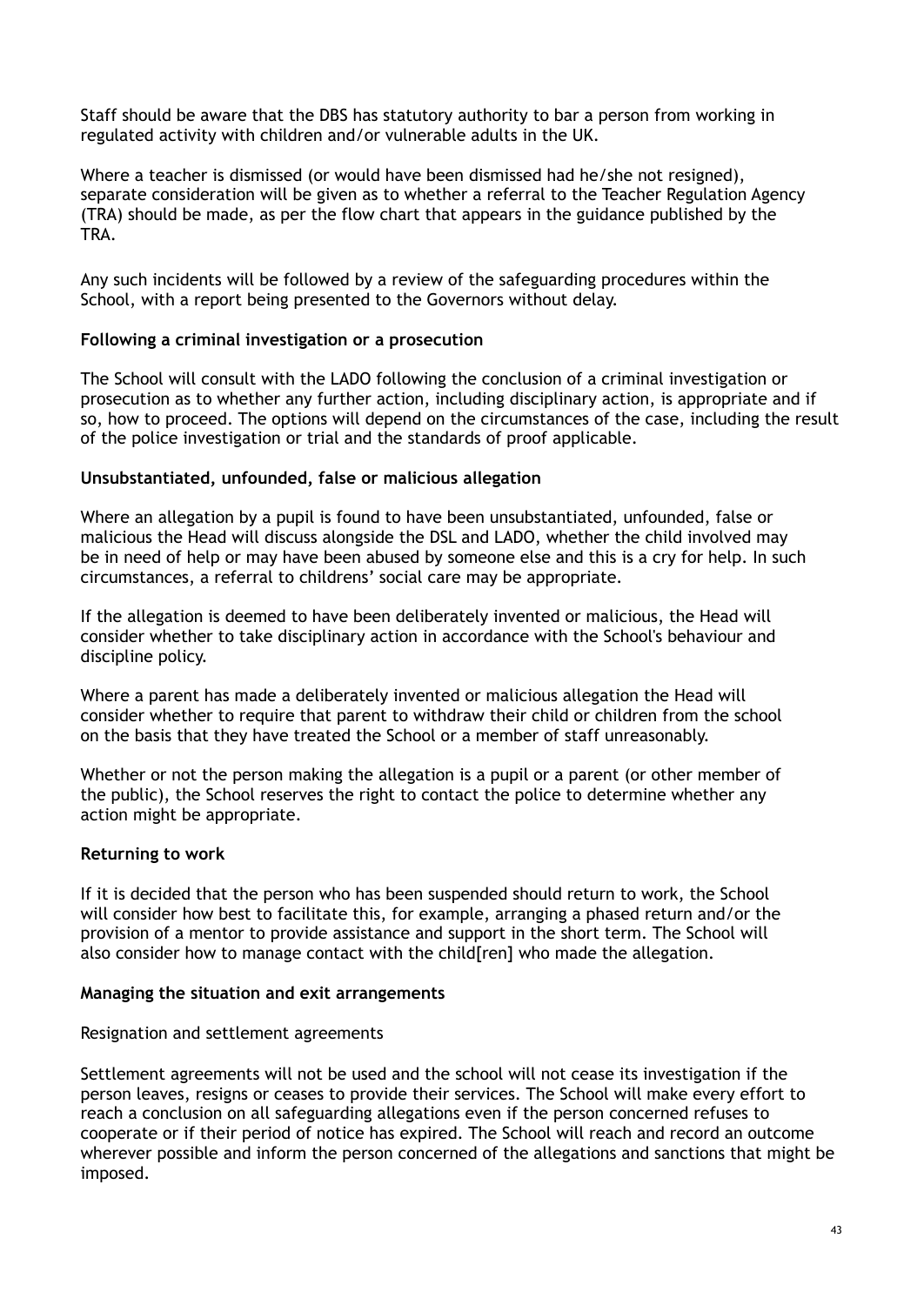Staff should be aware that the DBS has statutory authority to bar a person from working in regulated activity with children and/or vulnerable adults in the UK.

Where a teacher is dismissed (or would have been dismissed had he/she not resigned), separate consideration will be given as to whether a referral to the Teacher Regulation Agency (TRA) should be made, as per the flow chart that appears in the guidance published by the TRA.

Any such incidents will be followed by a review of the safeguarding procedures within the School, with a report being presented to the Governors without delay.

**Following a criminal investigation or a prosecution**

The School will consult with the LADO following the conclusion of a criminal investigation or prosecution as to whether any further action, including disciplinary action, is appropriate and if so, how to proceed. The options will depend on the circumstances of the case, including the result of the police investigation or trial and the standards of proof applicable.

**Unsubstantiated, unfounded, false or malicious allegation**

Where an allegation by a pupil is found to have been unsubstantiated, unfounded, false or malicious the Head will discuss alongside the DSL and LADO, whether the child involved may be in need of help or may have been abused by someone else and this is a cry for help. In such circumstances, a referral to childrens' social care may be appropriate.

If the allegation is deemed to have been deliberately invented or malicious, the Head will consider whether to take disciplinary action in accordance with the School's behaviour and discipline policy.

Where a parent has made a deliberately invented or malicious allegation the Head will consider whether to require that parent to withdraw their child or children from the school on the basis that they have treated the School or a member of staff unreasonably.

Whether or not the person making the allegation is a pupil or a parent (or other member of the public), the School reserves the right to contact the police to determine whether any action might be appropriate.

**Returning to work**

If it is decided that the person who has been suspended should return to work, the School will consider how best to facilitate this, for example, arranging a phased return and/or the provision of a mentor to provide assistance and support in the short term. The School will also consider how to manage contact with the child[ren] who made the allegation.

**Managing the situation and exit arrangements**

Resignation and settlement agreements

Settlement agreements will not be used and the school will not cease its investigation if the person leaves, resigns or ceases to provide their services. The School will make every effort to reach a conclusion on all safeguarding allegations even if the person concerned refuses to cooperate or if their period of notice has expired. The School will reach and record an outcome wherever possible and inform the person concerned of the allegations and sanctions that might be imposed.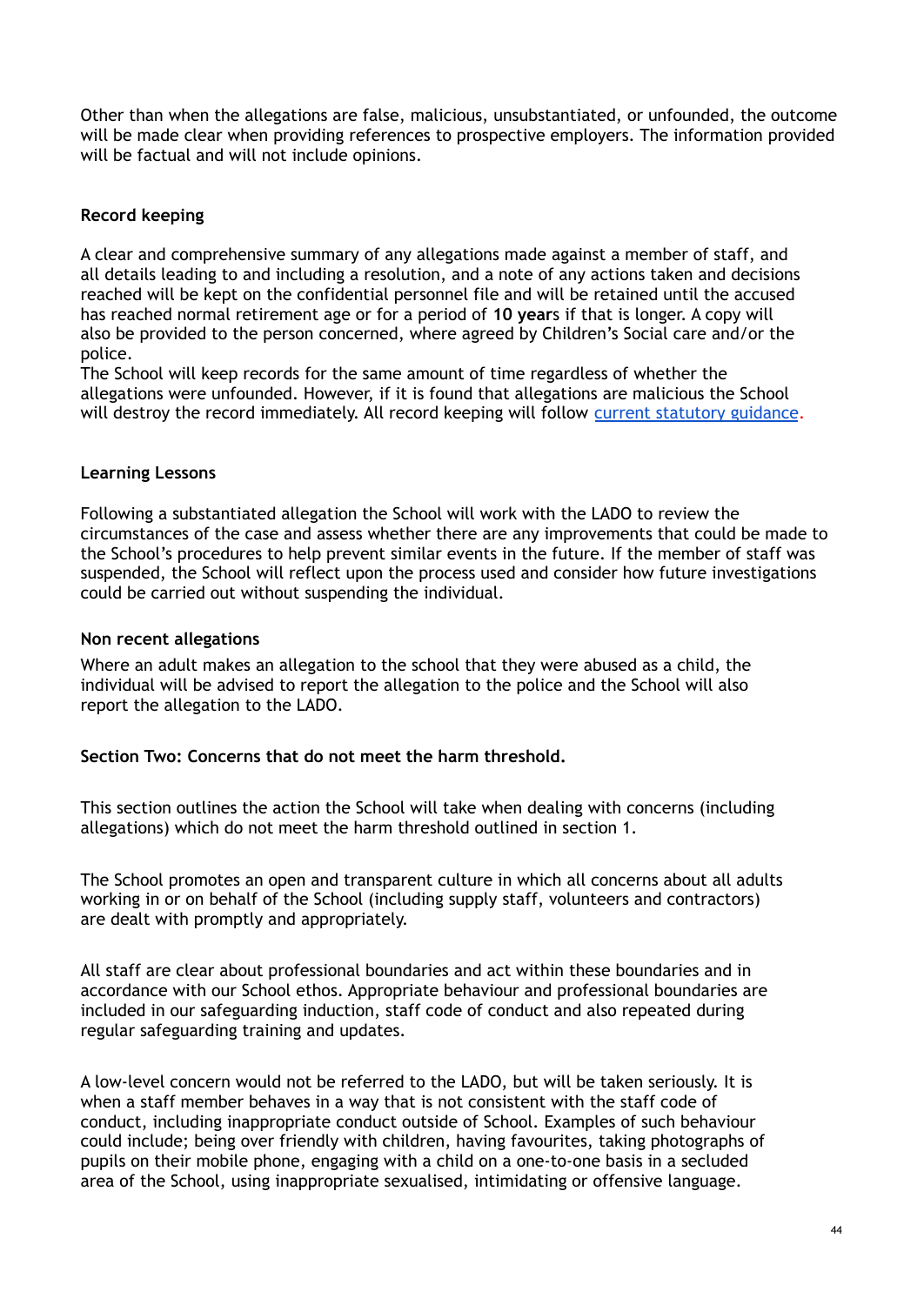Other than when the allegations are false, malicious, unsubstantiated, or unfounded, the outcome will be made clear when providing references to prospective employers. The information provided will be factual and will not include opinions.

**Record keeping**

A clear and comprehensive summary of any allegations made against a member of staff, and all details leading to and including a resolution, and a note of any actions taken and decisions reached will be kept on the confidential personnel file and will be retained until the accused has reached normal retirement age or for a period of **10 year**s if that is longer. A copy will also be provided to the person concerned, where agreed by Children's Social care and/or the police.
The School will keep records for the same amount of time regardless of whether the allegations were unfounded. However, if it is found that allegations are malicious the School will destroy the record immediately. All record keeping will follow current statutory guidance.

**Learning Lessons**

Following a substantiated allegation the School will work with the LADO to review the circumstances of the case and assess whether there are any improvements that could be made to the School's procedures to help prevent similar events in the future. If the member of staff was suspended, the School will reflect upon the process used and consider how future investigations could be carried out without suspending the individual.

**Non recent allegations**

Where an adult makes an allegation to the school that they were abused as a child, the individual will be advised to report the allegation to the police and the School will also report the allegation to the LADO.

**Section Two: Concerns that do not meet the harm threshold.**

This section outlines the action the School will take when dealing with concerns (including allegations) which do not meet the harm threshold outlined in section 1.

The School promotes an open and transparent culture in which all concerns about all adults working in or on behalf of the School (including supply staff, volunteers and contractors) are dealt with promptly and appropriately.

All staff are clear about professional boundaries and act within these boundaries and in accordance with our School ethos. Appropriate behaviour and professional boundaries are included in our safeguarding induction, staff code of conduct and also repeated during regular safeguarding training and updates.

A low-level concern would not be referred to the LADO, but will be taken seriously. It is when a staff member behaves in a way that is not consistent with the staff code of conduct, including inappropriate conduct outside of School. Examples of such behaviour could include; being over friendly with children, having favourites, taking photographs of pupils on their mobile phone, engaging with a child on a one-to-one basis in a secluded area of the School, using inappropriate sexualised, intimidating or offensive language.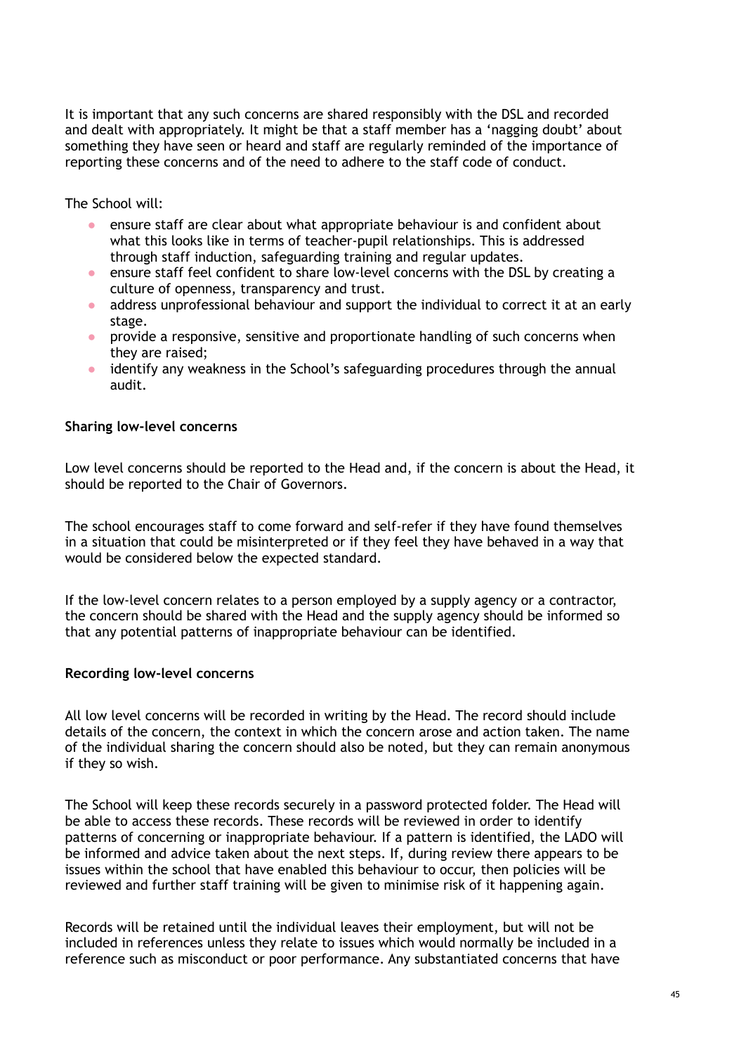It is important that any such concerns are shared responsibly with the DSL and recorded and dealt with appropriately. It might be that a staff member has a 'nagging doubt' about something they have seen or heard and staff are regularly reminded of the importance of reporting these concerns and of the need to adhere to the staff code of conduct.

The School will:

- ensure staff are clear about what appropriate behaviour is and confident about what this looks like in terms of teacher-pupil relationships. This is addressed through staff induction, safeguarding training and regular updates.
- ensure staff feel confident to share low-level concerns with the DSL by creating a culture of openness, transparency and trust.
- address unprofessional behaviour and support the individual to correct it at an early stage.
- provide a responsive, sensitive and proportionate handling of such concerns when they are raised;
- identify any weakness in the School's safeguarding procedures through the annual audit.

**Sharing low-level concerns**

Low level concerns should be reported to the Head and, if the concern is about the Head, it should be reported to the Chair of Governors.

The school encourages staff to come forward and self-refer if they have found themselves in a situation that could be misinterpreted or if they feel they have behaved in a way that would be considered below the expected standard.

If the low-level concern relates to a person employed by a supply agency or a contractor, the concern should be shared with the Head and the supply agency should be informed so that any potential patterns of inappropriate behaviour can be identified.

**Recording low-level concerns**

All low level concerns will be recorded in writing by the Head. The record should include details of the concern, the context in which the concern arose and action taken. The name of the individual sharing the concern should also be noted, but they can remain anonymous if they so wish.

The School will keep these records securely in a password protected folder. The Head will be able to access these records. These records will be reviewed in order to identify patterns of concerning or inappropriate behaviour. If a pattern is identified, the LADO will be informed and advice taken about the next steps. If, during review there appears to be issues within the school that have enabled this behaviour to occur, then policies will be reviewed and further staff training will be given to minimise risk of it happening again.

Records will be retained until the individual leaves their employment, but will not be included in references unless they relate to issues which would normally be included in a reference such as misconduct or poor performance. Any substantiated concerns that have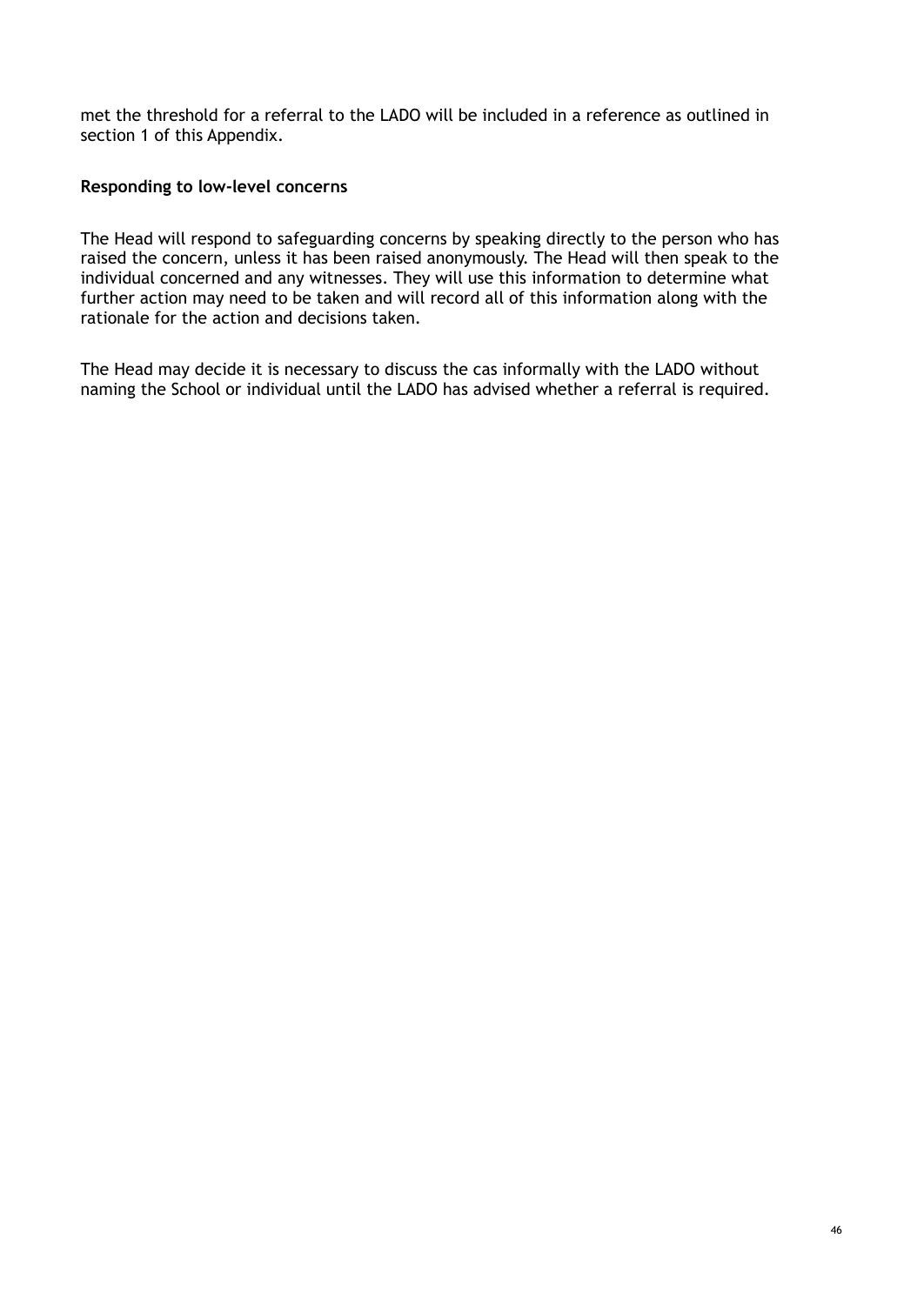met the threshold for a referral to the LADO will be included in a reference as outlined in section 1 of this Appendix.

**Responding to low-level concerns**

The Head will respond to safeguarding concerns by speaking directly to the person who has raised the concern, unless it has been raised anonymously. The Head will then speak to the individual concerned and any witnesses. They will use this information to determine what further action may need to be taken and will record all of this information along with the rationale for the action and decisions taken.

The Head may decide it is necessary to discuss the cas informally with the LADO without naming the School or individual until the LADO has advised whether a referral is required.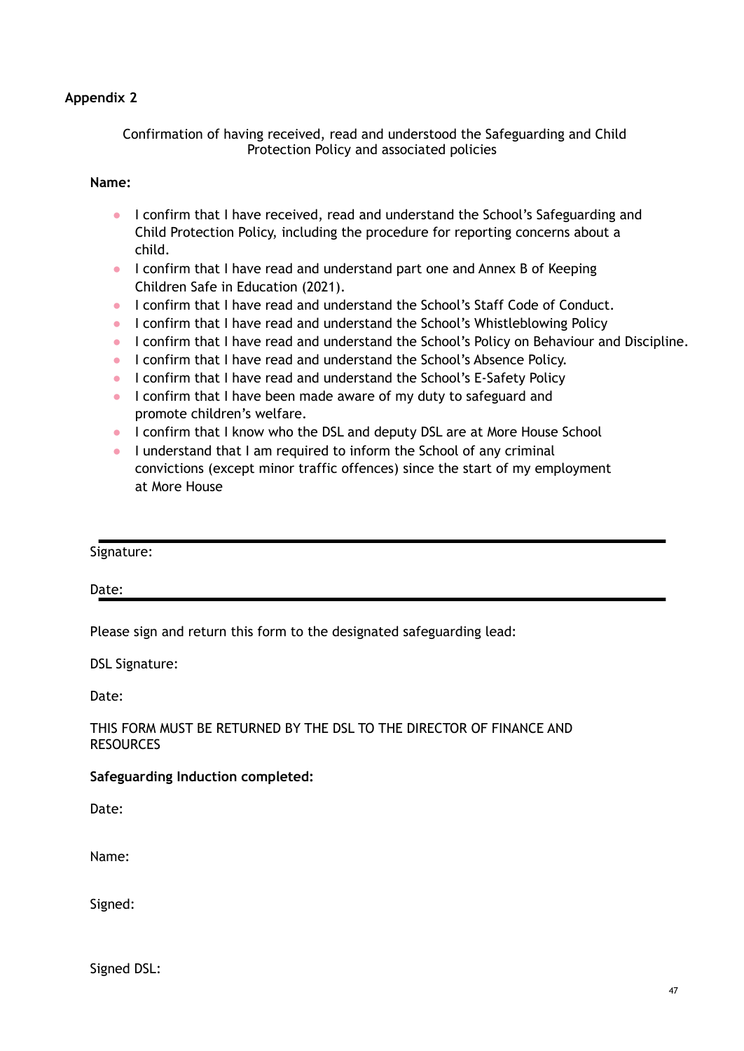**Appendix 2**

Confirmation of having received, read and understood the Safeguarding and Child Protection Policy and associated policies

**Name:**

- I confirm that I have received, read and understand the School's Safeguarding and Child Protection Policy, including the procedure for reporting concerns about a child.
- I confirm that I have read and understand part one and Annex B of Keeping Children Safe in Education (2021).
- I confirm that I have read and understand the School's Staff Code of Conduct.
- I confirm that I have read and understand the School's Whistleblowing Policy
- I confirm that I have read and understand the School's Policy on Behaviour and Discipline.
- I confirm that I have read and understand the School's Absence Policy.
- I confirm that I have read and understand the School's E-Safety Policy
- I confirm that I have been made aware of my duty to safeguard and promote children's welfare.
- I confirm that I know who the DSL and deputy DSL are at More House School
- I understand that I am required to inform the School of any criminal convictions (except minor traffic offences) since the start of my employment at More House

Signature:

Date:

Please sign and return this form to the designated safeguarding lead:

DSL Signature:

Date:

THIS FORM MUST BE RETURNED BY THE DSL TO THE DIRECTOR OF FINANCE AND RESOURCES

**Safeguarding Induction completed:**

Date:

Name:

Signed:

Signed DSL: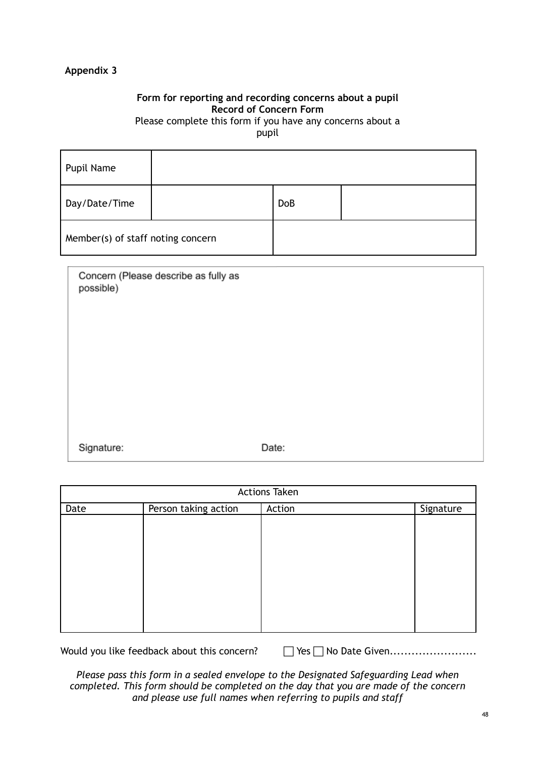**Appendix 3**

**Form for reporting and recording concerns about a pupil**
**Record of Concern Form**
Please complete this form if you have any concerns about a pupil

| Pupil Name | | | |
|---|---|---|---|
| Day/Date/Time | | DoB | |
| Member(s) of staff noting concern | | | |

| Concern (Please describe as fully as possible) |
|---|
| |
| Signature: Date: |

| Actions Taken | | | |
|---|---|---|---|
| Date | Person taking action | Action | Signature |
| | | | |

Would you like feedback about this concern? ☐ Yes ☐ No Date Given........................

*Please pass this form in a sealed envelope to the Designated Safeguarding Lead when completed. This form should be completed on the day that you are made of the concern and please use full names when referring to pupils and staff*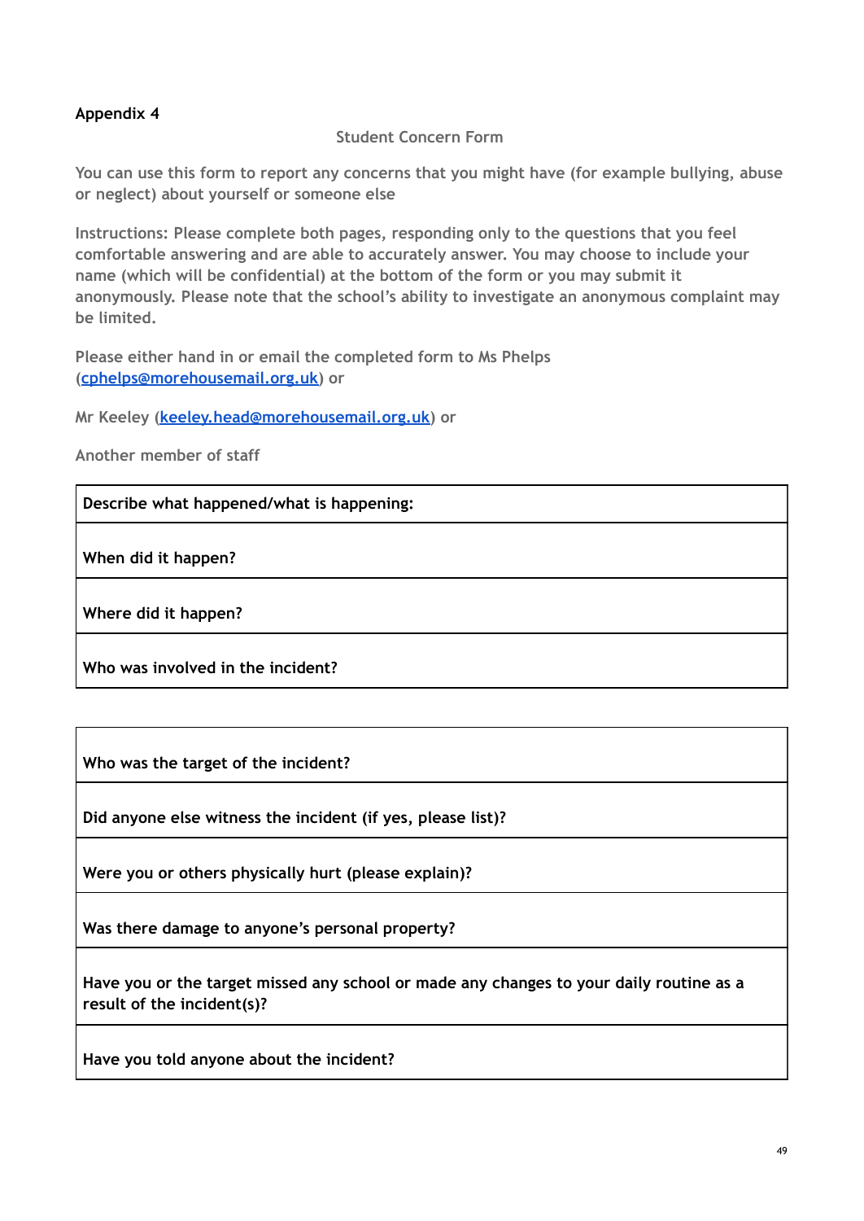**Appendix 4**

Student Concern Form

You can use this form to report any concerns that you might have (for example bullying, abuse or neglect) about yourself or someone else

Instructions: Please complete both pages, responding only to the questions that you feel comfortable answering and are able to accurately answer. You may choose to include your name (which will be confidential) at the bottom of the form or you may submit it anonymously. Please note that the school's ability to investigate an anonymous complaint may be limited.

Please either hand in or email the completed form to Ms Phelps ([cphelps@morehousemail.org.uk](mailto:cphelps@morehousemail.org.uk)) or

Mr Keeley ([keeley.head@morehousemail.org.uk](mailto:keeley.head@morehousemail.org.uk)) or

Another member of staff

| **Describe what happened/what is happening:** |
|---|
| **When did it happen?** |
| **Where did it happen?** |
| **Who was involved in the incident?** |

| **Who was the target of the incident?** |
|---|
| **Did anyone else witness the incident (if yes, please list)?** |
| **Were you or others physically hurt (please explain)?** |
| **Was there damage to anyone's personal property?** |
| **Have you or the target missed any school or made any changes to your daily routine as a result of the incident(s)?** |
| **Have you told anyone about the incident?** |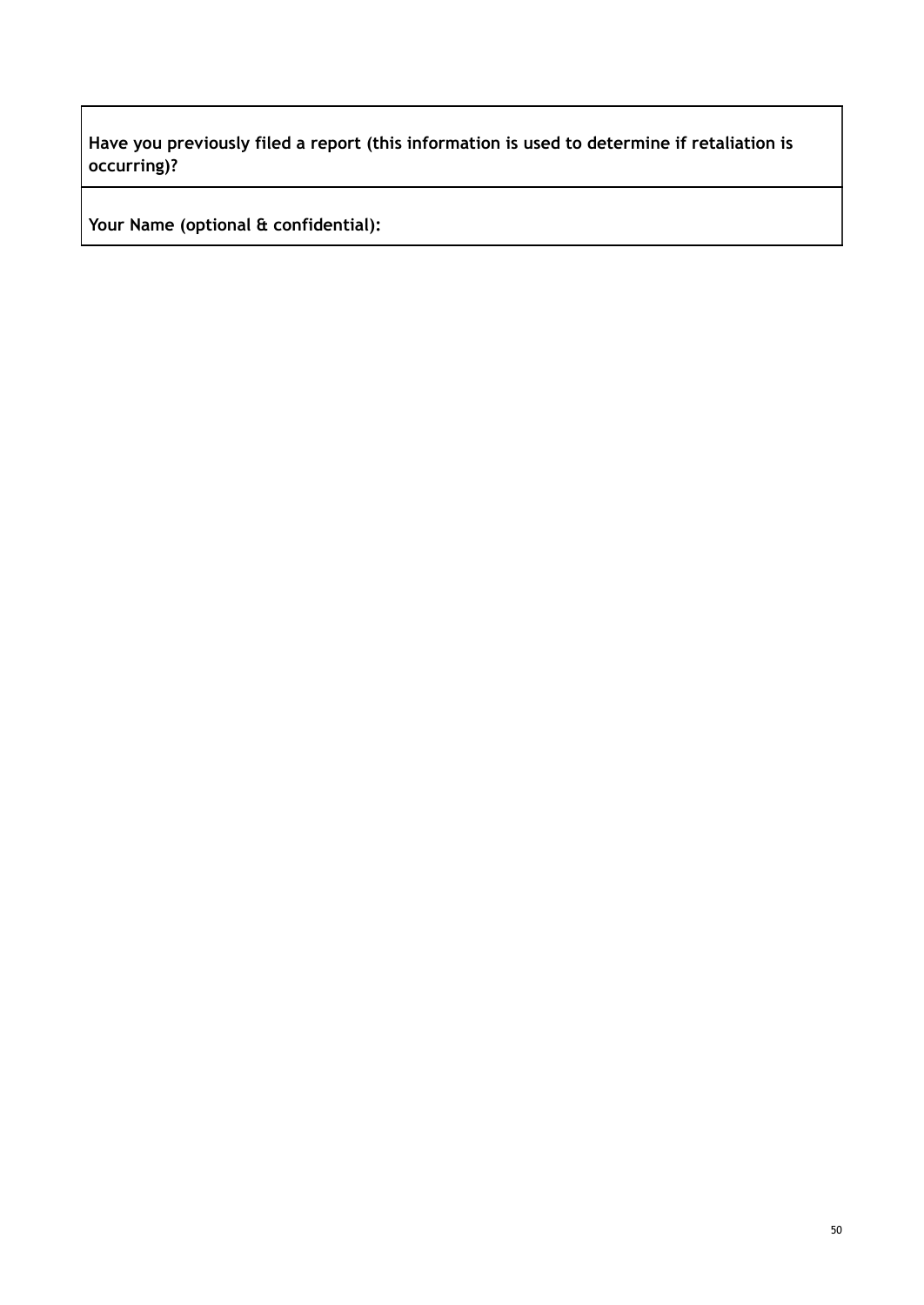| **Have you previously filed a report (this information is used to determine if retaliation is occurring)?** |
| --- |
| **Your Name (optional & confidential):** |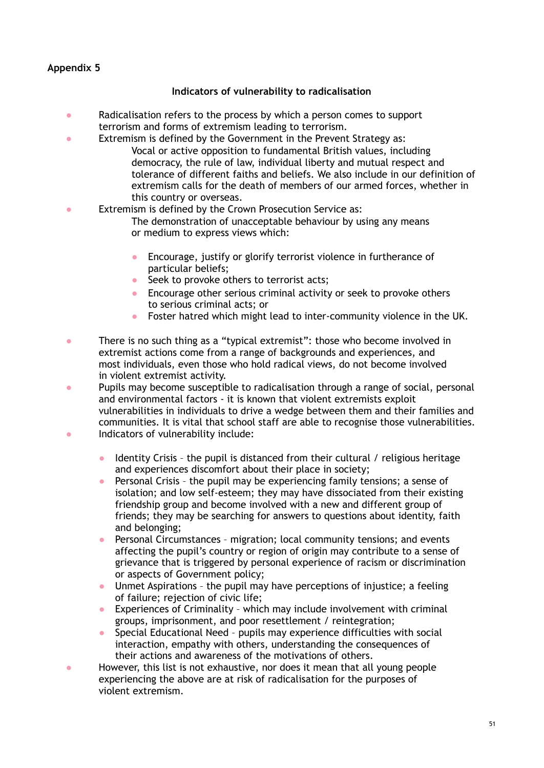**Appendix 5**

## Indicators of vulnerability to radicalisation

- Radicalisation refers to the process by which a person comes to support terrorism and forms of extremism leading to terrorism.
- Extremism is defined by the Government in the Prevent Strategy as:

  Vocal or active opposition to fundamental British values, including democracy, the rule of law, individual liberty and mutual respect and tolerance of different faiths and beliefs. We also include in our definition of extremism calls for the death of members of our armed forces, whether in this country or overseas.
- Extremism is defined by the Crown Prosecution Service as:

  The demonstration of unacceptable behaviour by using any means or medium to express views which:

  - Encourage, justify or glorify terrorist violence in furtherance of particular beliefs;
  - Seek to provoke others to terrorist acts;
  - Encourage other serious criminal activity or seek to provoke others to serious criminal acts; or
  - Foster hatred which might lead to inter-community violence in the UK.

- There is no such thing as a "typical extremist": those who become involved in extremist actions come from a range of backgrounds and experiences, and most individuals, even those who hold radical views, do not become involved in violent extremist activity.
- Pupils may become susceptible to radicalisation through a range of social, personal and environmental factors - it is known that violent extremists exploit vulnerabilities in individuals to drive a wedge between them and their families and communities. It is vital that school staff are able to recognise those vulnerabilities.
- Indicators of vulnerability include:

  - Identity Crisis – the pupil is distanced from their cultural / religious heritage and experiences discomfort about their place in society;
  - Personal Crisis – the pupil may be experiencing family tensions; a sense of isolation; and low self-esteem; they may have dissociated from their existing friendship group and become involved with a new and different group of friends; they may be searching for answers to questions about identity, faith and belonging;
  - Personal Circumstances – migration; local community tensions; and events affecting the pupil's country or region of origin may contribute to a sense of grievance that is triggered by personal experience of racism or discrimination or aspects of Government policy;
  - Unmet Aspirations – the pupil may have perceptions of injustice; a feeling of failure; rejection of civic life;
  - Experiences of Criminality – which may include involvement with criminal groups, imprisonment, and poor resettlement / reintegration;
  - Special Educational Need – pupils may experience difficulties with social interaction, empathy with others, understanding the consequences of their actions and awareness of the motivations of others.
- However, this list is not exhaustive, nor does it mean that all young people experiencing the above are at risk of radicalisation for the purposes of violent extremism.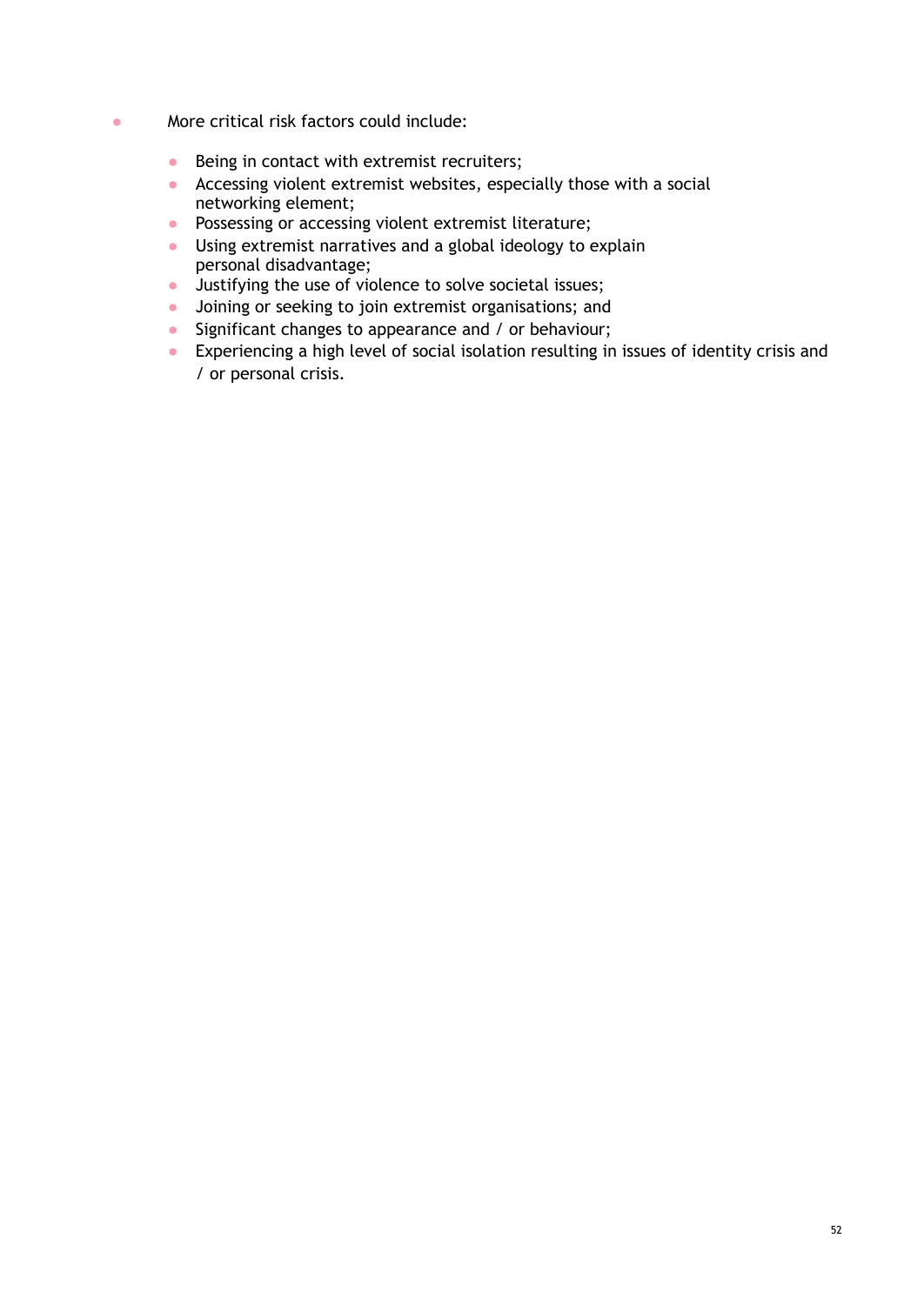- More critical risk factors could include:

  - Being in contact with extremist recruiters;
  - Accessing violent extremist websites, especially those with a social networking element;
  - Possessing or accessing violent extremist literature;
  - Using extremist narratives and a global ideology to explain personal disadvantage;
  - Justifying the use of violence to solve societal issues;
  - Joining or seeking to join extremist organisations; and
  - Significant changes to appearance and / or behaviour;
  - Experiencing a high level of social isolation resulting in issues of identity crisis and / or personal crisis.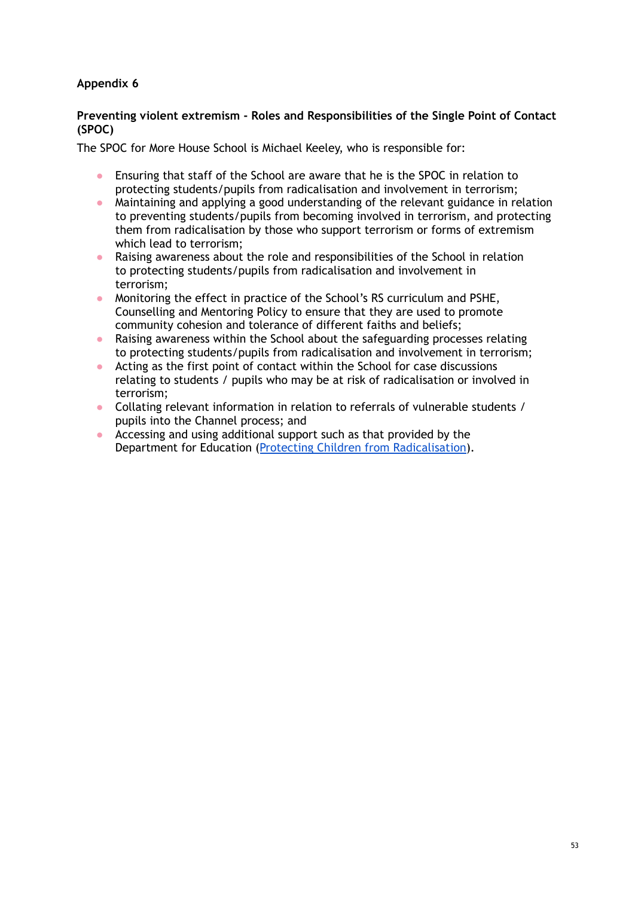**Appendix 6**

**Preventing violent extremism - Roles and Responsibilities of the Single Point of Contact (SPOC)**

The SPOC for More House School is Michael Keeley, who is responsible for:

- Ensuring that staff of the School are aware that he is the SPOC in relation to protecting students/pupils from radicalisation and involvement in terrorism;
- Maintaining and applying a good understanding of the relevant guidance in relation to preventing students/pupils from becoming involved in terrorism, and protecting them from radicalisation by those who support terrorism or forms of extremism which lead to terrorism;
- Raising awareness about the role and responsibilities of the School in relation to protecting students/pupils from radicalisation and involvement in terrorism;
- Monitoring the effect in practice of the School's RS curriculum and PSHE, Counselling and Mentoring Policy to ensure that they are used to promote community cohesion and tolerance of different faiths and beliefs;
- Raising awareness within the School about the safeguarding processes relating to protecting students/pupils from radicalisation and involvement in terrorism;
- Acting as the first point of contact within the School for case discussions relating to students / pupils who may be at risk of radicalisation or involved in terrorism;
- Collating relevant information in relation to referrals of vulnerable students / pupils into the Channel process; and
- Accessing and using additional support such as that provided by the Department for Education (Protecting Children from Radicalisation).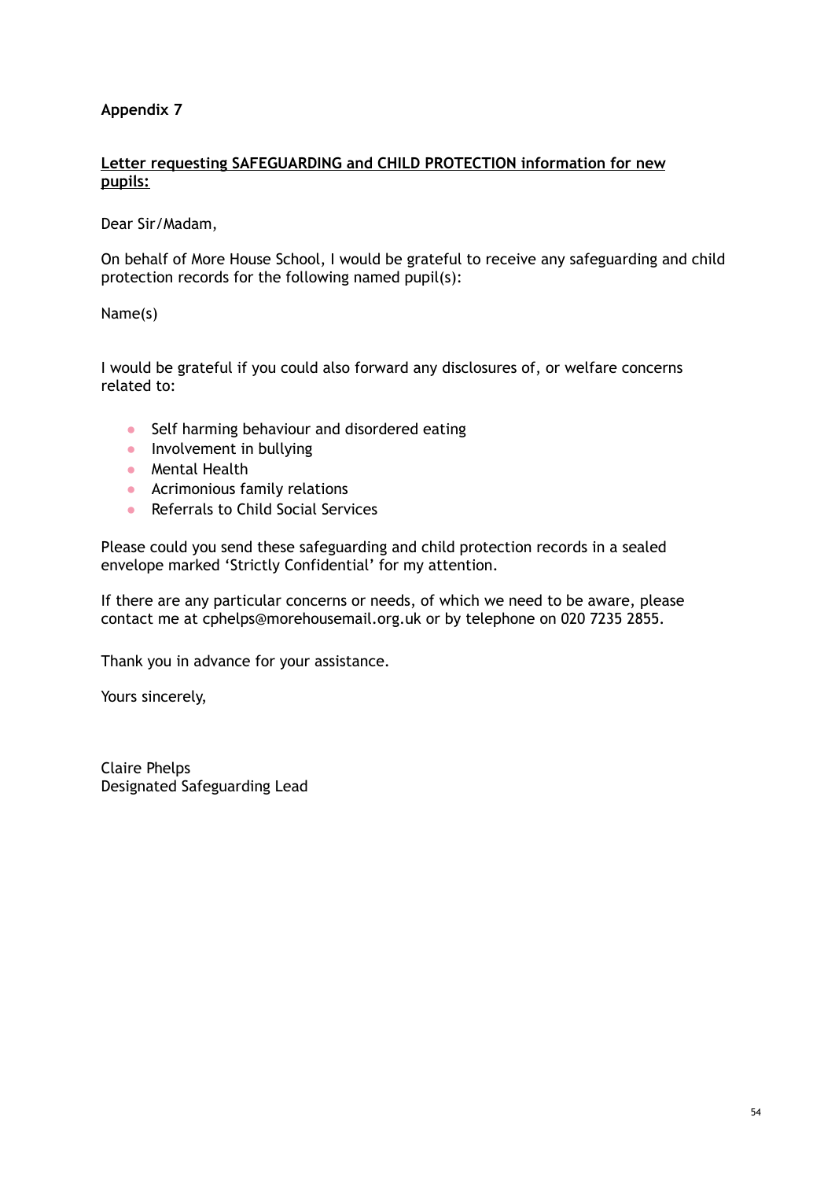**Appendix 7**

**Letter requesting SAFEGUARDING and CHILD PROTECTION information for new pupils:**

Dear Sir/Madam,

On behalf of More House School, I would be grateful to receive any safeguarding and child protection records for the following named pupil(s):

Name(s)

I would be grateful if you could also forward any disclosures of, or welfare concerns related to:

- Self harming behaviour and disordered eating
- Involvement in bullying
- Mental Health
- Acrimonious family relations
- Referrals to Child Social Services

Please could you send these safeguarding and child protection records in a sealed envelope marked 'Strictly Confidential' for my attention.

If there are any particular concerns or needs, of which we need to be aware, please contact me at cphelps@morehousemail.org.uk or by telephone on 020 7235 2855.

Thank you in advance for your assistance.

Yours sincerely,

Claire Phelps
Designated Safeguarding Lead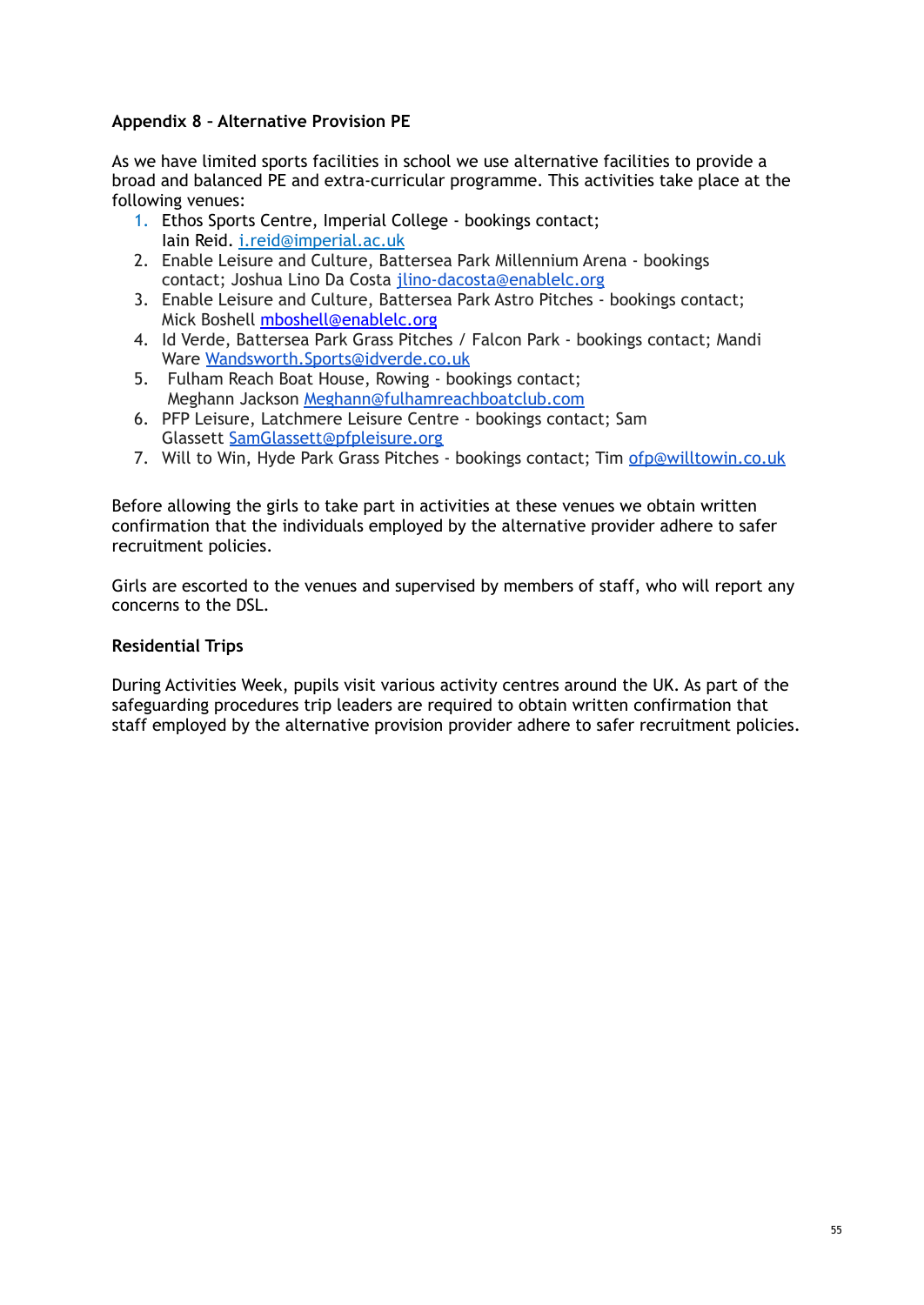**Appendix 8 – Alternative Provision PE**

As we have limited sports facilities in school we use alternative facilities to provide a broad and balanced PE and extra-curricular programme. This activities take place at the following venues:

1. Ethos Sports Centre, Imperial College - bookings contact; Iain Reid. i.reid@imperial.ac.uk
2. Enable Leisure and Culture, Battersea Park Millennium Arena - bookings contact; Joshua Lino Da Costa jlino-dacosta@enablelc.org
3. Enable Leisure and Culture, Battersea Park Astro Pitches - bookings contact; Mick Boshell mboshell@enablelc.org
4. Id Verde, Battersea Park Grass Pitches / Falcon Park - bookings contact; Mandi Ware Wandsworth.Sports@idverde.co.uk
5. Fulham Reach Boat House, Rowing - bookings contact; Meghann Jackson Meghann@fulhamreachboatclub.com
6. PFP Leisure, Latchmere Leisure Centre - bookings contact; Sam Glassett SamGlassett@pfpleisure.org
7. Will to Win, Hyde Park Grass Pitches - bookings contact; Tim ofp@willtowin.co.uk

Before allowing the girls to take part in activities at these venues we obtain written confirmation that the individuals employed by the alternative provider adhere to safer recruitment policies.

Girls are escorted to the venues and supervised by members of staff, who will report any concerns to the DSL.

**Residential Trips**

During Activities Week, pupils visit various activity centres around the UK. As part of the safeguarding procedures trip leaders are required to obtain written confirmation that staff employed by the alternative provision provider adhere to safer recruitment policies.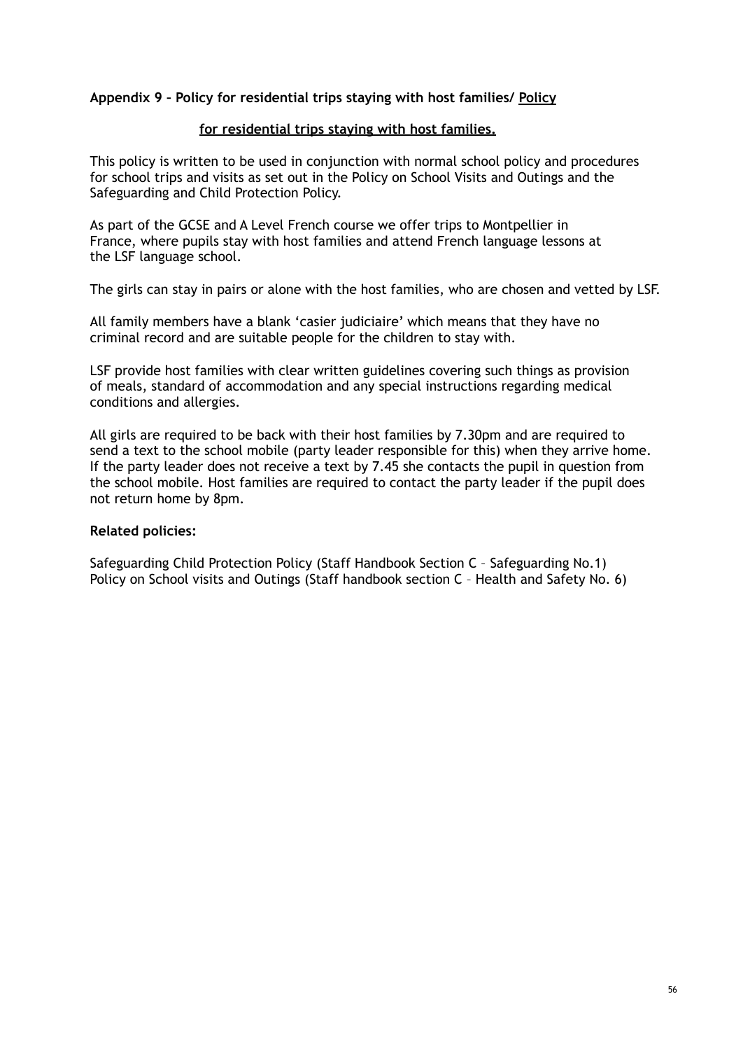**Appendix 9 – Policy for residential trips staying with host families/ Policy**

**for residential trips staying with host families.**

This policy is written to be used in conjunction with normal school policy and procedures for school trips and visits as set out in the Policy on School Visits and Outings and the Safeguarding and Child Protection Policy.

As part of the GCSE and A Level French course we offer trips to Montpellier in France, where pupils stay with host families and attend French language lessons at the LSF language school.

The girls can stay in pairs or alone with the host families, who are chosen and vetted by LSF.

All family members have a blank 'casier judiciaire' which means that they have no criminal record and are suitable people for the children to stay with.

LSF provide host families with clear written guidelines covering such things as provision of meals, standard of accommodation and any special instructions regarding medical conditions and allergies.

All girls are required to be back with their host families by 7.30pm and are required to send a text to the school mobile (party leader responsible for this) when they arrive home. If the party leader does not receive a text by 7.45 she contacts the pupil in question from the school mobile. Host families are required to contact the party leader if the pupil does not return home by 8pm.

**Related policies:**

Safeguarding Child Protection Policy (Staff Handbook Section C – Safeguarding No.1)
Policy on School visits and Outings (Staff handbook section C – Health and Safety No. 6)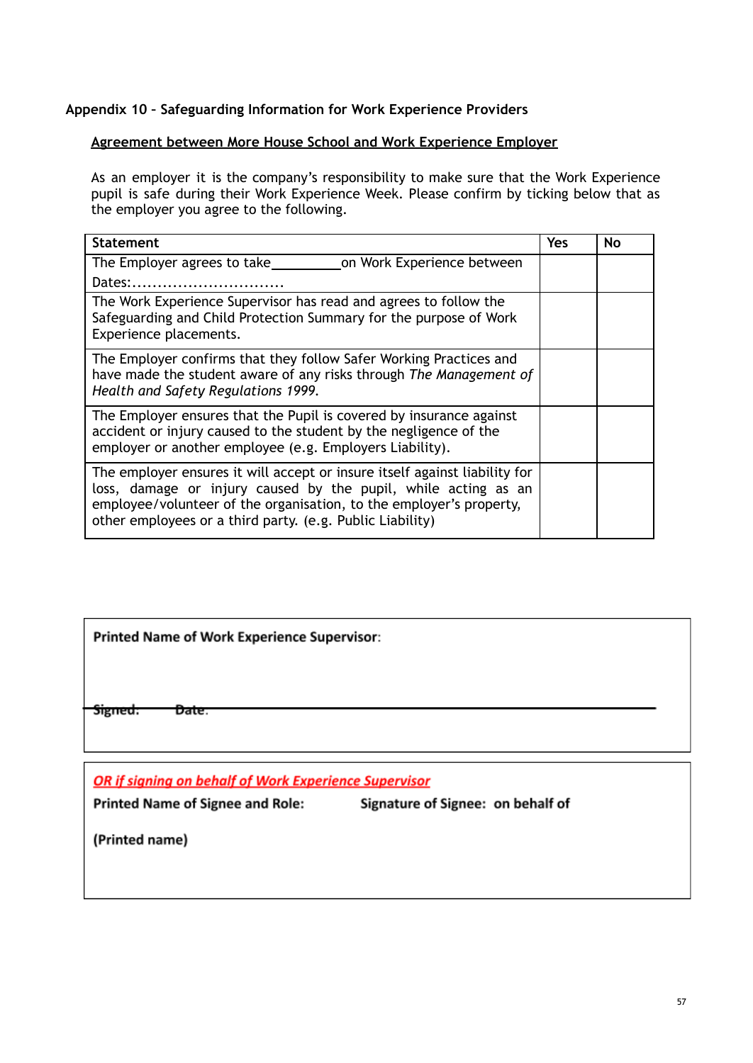**Appendix 10 – Safeguarding Information for Work Experience Providers**

**Agreement between More House School and Work Experience Employer**

As an employer it is the company's responsibility to make sure that the Work Experience pupil is safe during their Work Experience Week. Please confirm by ticking below that as the employer you agree to the following.

| Statement | Yes | No |
|---|---|---|
| The Employer agrees to take__________on Work Experience between Dates:.............................. | | |
| The Work Experience Supervisor has read and agrees to follow the Safeguarding and Child Protection Summary for the purpose of Work Experience placements. | | |
| The Employer confirms that they follow Safer Working Practices and have made the student aware of any risks through *The Management of Health and Safety Regulations 1999.* | | |
| The Employer ensures that the Pupil is covered by insurance against accident or injury caused to the student by the negligence of the employer or another employee (e.g. Employers Liability). | | |
| The employer ensures it will accept or insure itself against liability for loss, damage or injury caused by the pupil, while acting as an employee/volunteer of the organisation, to the employer's property, other employees or a third party. (e.g. Public Liability) | | |

**Printed Name of Work Experience Supervisor:**

**Signed: Date:**

***OR if signing on behalf of Work Experience Supervisor***

**Printed Name of Signee and Role:** **Signature of Signee: on behalf of**

**(Printed name)**